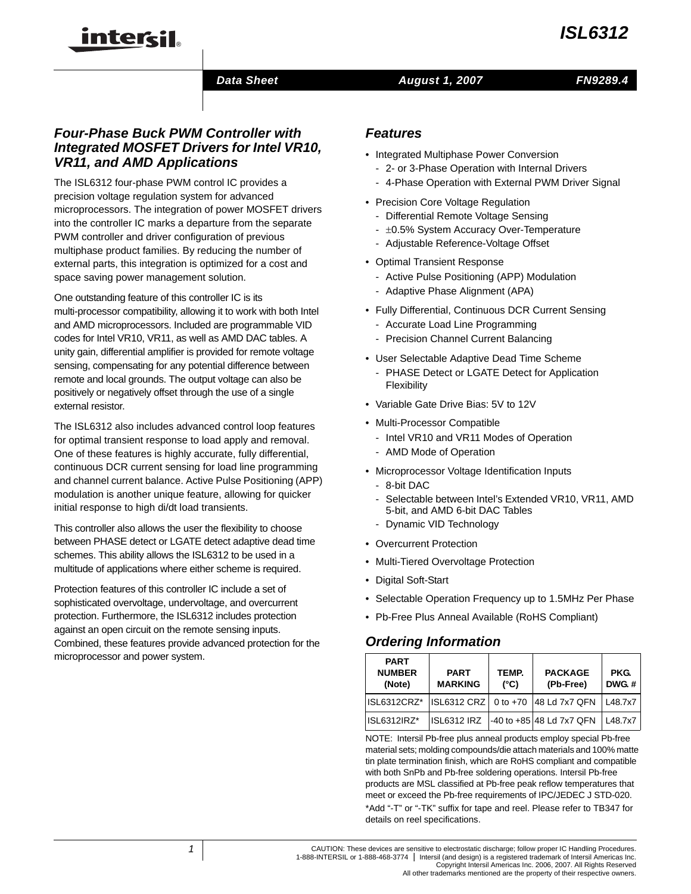# Four-Phase Buck PWM Controller with Integrated MOSFET Drivers for Intel VR10, VR11, and AMD Applications

The ISL6312 four-phase PWM control IC provides a precision voltage regulation system for advanced microprocessors. The integration of power MOSFET drivers into the controller IC marks a departure from the separate PWM controller and driver configuration of previous multiphase product families. By reducing the number of external parts, this integration is optimized for a cost and space saving power management solution.

One outstanding feature of this controller IC is its multi-processor compatibility, allowing it to work with both Intel and AMD microprocessors. Included are programmable VID codes for Intel VR10, VR11, as well as AMD DAC tables. A unity gain, differential amplifier is provided for remote voltage sensing, compensating for any potential difference between remote and local grounds. The output voltage can also be positively or negatively offset through the use of a single external resistor.

The ISL6312 also includes advanced control loop features for optimal transient response to load apply and removal. One of these features is highly accurate, fully differential, continuous DCR current sensing for load line programming and channel current balance. Active Pulse Positioning (APP) modulation is another unique feature, allowing for quicker initial response to high di/dt load transients.

This controller also allows the user the flexibility to choose between PHASE detect or LGATE detect adaptive dead time schemes. This ability allows the ISL6312 to be used in a multitude of applications where either scheme is required.

Protection features of this controller IC include a set of sophisticated overvoltage, undervoltage, and overcurrent protection. Furthermore, the ISL6312 includes protection against an open circuit on the remote sensing inputs. Combined, these features provide advanced protection for the microprocessor and power system.

## Features

- Integrated Multiphase Power Conversion
  - 2- or 3-Phase Operation with Internal Drivers
  - 4-Phase Operation with External PWM Driver Signal
- Precision Core Voltage Regulation
  - Differential Remote Voltage Sensing
  - ±0.5% System Accuracy Over-Temperature
  - Adjustable Reference-Voltage Offset
- Optimal Transient Response
  - Active Pulse Positioning (APP) Modulation
  - Adaptive Phase Alignment (APA)
- Fully Differential, Continuous DCR Current Sensing
  - Accurate Load Line Programming
  - Precision Channel Current Balancing
- User Selectable Adaptive Dead Time Scheme
  - PHASE Detect or LGATE Detect for Application Flexibility
- Variable Gate Drive Bias: 5V to 12V
- Multi-Processor Compatible
  - Intel VR10 and VR11 Modes of Operation
  - AMD Mode of Operation
- Microprocessor Voltage Identification Inputs
  - 8-bit DAC
  - Selectable between Intel's Extended VR10, VR11, AMD 5-bit, and AMD 6-bit DAC Tables
  - Dynamic VID Technology
- Overcurrent Protection
- Multi-Tiered Overvoltage Protection
- Digital Soft-Start
- Selectable Operation Frequency up to 1.5MHz Per Phase
- Pb-Free Plus Anneal Available (RoHS Compliant)

## Ordering Information

| PART NUMBER (Note) | PART MARKING | TEMP. (°C) | PACKAGE (Pb-Free) | PKG. DWG. # |
|---|---|---|---|---|
| ISL6312CRZ* | ISL6312 CRZ | 0 to +70 | 48 Ld 7x7 QFN | L48.7x7 |
| ISL6312IRZ* | ISL6312 IRZ | -40 to +85 | 48 Ld 7x7 QFN | L48.7x7 |

NOTE: Intersil Pb-free plus anneal products employ special Pb-free material sets; molding compounds/die attach materials and 100% matte tin plate termination finish, which are RoHS compliant and compatible with both SnPb and Pb-free soldering operations. Intersil Pb-free products are MSL classified at Pb-free peak reflow temperatures that meet or exceed the Pb-free requirements of IPC/JEDEC J STD-020.

*Add "-T" or "-TK" suffix for tape and reel. Please refer to TB347 for details on reel specifications.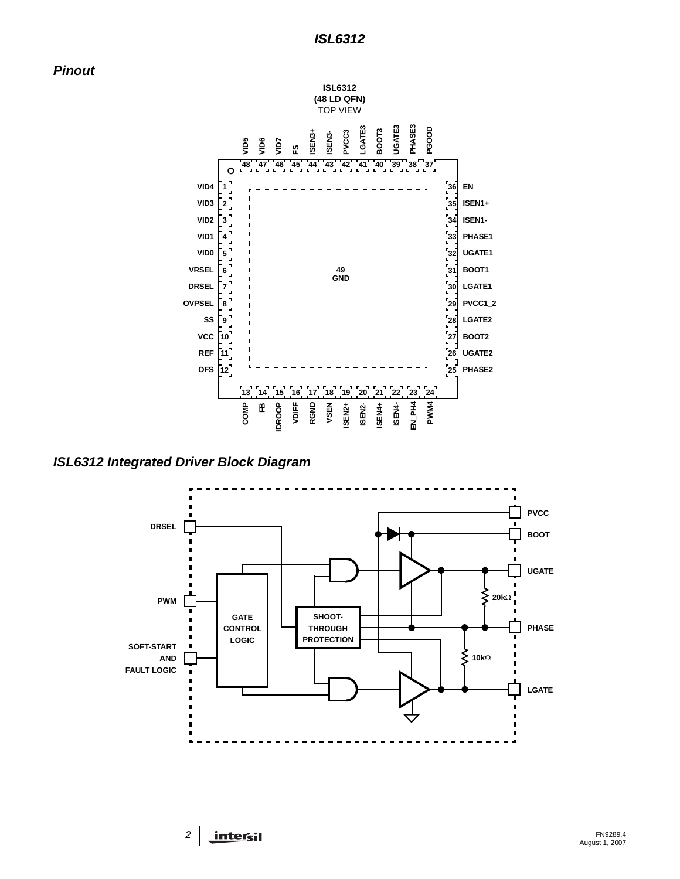## Pinout

**ISL6312**
**(48 LD QFN)**
TOP VIEW

| Pin | Name | Pin | Name |
|---|---|---|---|
| 1 | VID4 | 25 | PHASE2 |
| 2 | VID3 | 26 | UGATE2 |
| 3 | VID2 | 27 | BOOT2 |
| 4 | VID1 | 28 | LGATE2 |
| 5 | VID0 | 29 | PVCC1_2 |
| 6 | VRSEL | 30 | LGATE1 |
| 7 | DRSEL | 31 | BOOT1 |
| 8 | OVPSEL | 32 | UGATE1 |
| 9 | SS | 33 | PHASE1 |
| 10 | VCC | 34 | ISEN1- |
| 11 | REF | 35 | ISEN1+ |
| 12 | OFS | 36 | EN |
| 13 | COMP | 37 | PGOOD |
| 14 | FB | 38 | PHASE3 |
| 15 | IDROOP | 39 | UGATE3 |
| 16 | VDIFF | 40 | BOOT3 |
| 17 | RGND | 41 | LGATE3 |
| 18 | VSEN | 42 | PVCC3 |
| 19 | ISEN2+ | 43 | ISEN3- |
| 20 | ISEN2- | 44 | ISEN3+ |
| 21 | ISEN4+ | 45 | FS |
| 22 | ISEN4- | 46 | VID7 |
| 23 | EN_PH4 | 47 | VID6 |
| 24 | PWM4 | 48 | VID5 |
| 49 | GND | | |

## ISL6312 Integrated Driver Block Diagram

DRSEL, PWM, SOFT-START AND FAULT LOGIC, GATE CONTROL LOGIC, SHOOT-THROUGH PROTECTION, PVCC, BOOT, UGATE, 20kΩ, PHASE, 10kΩ, LGATE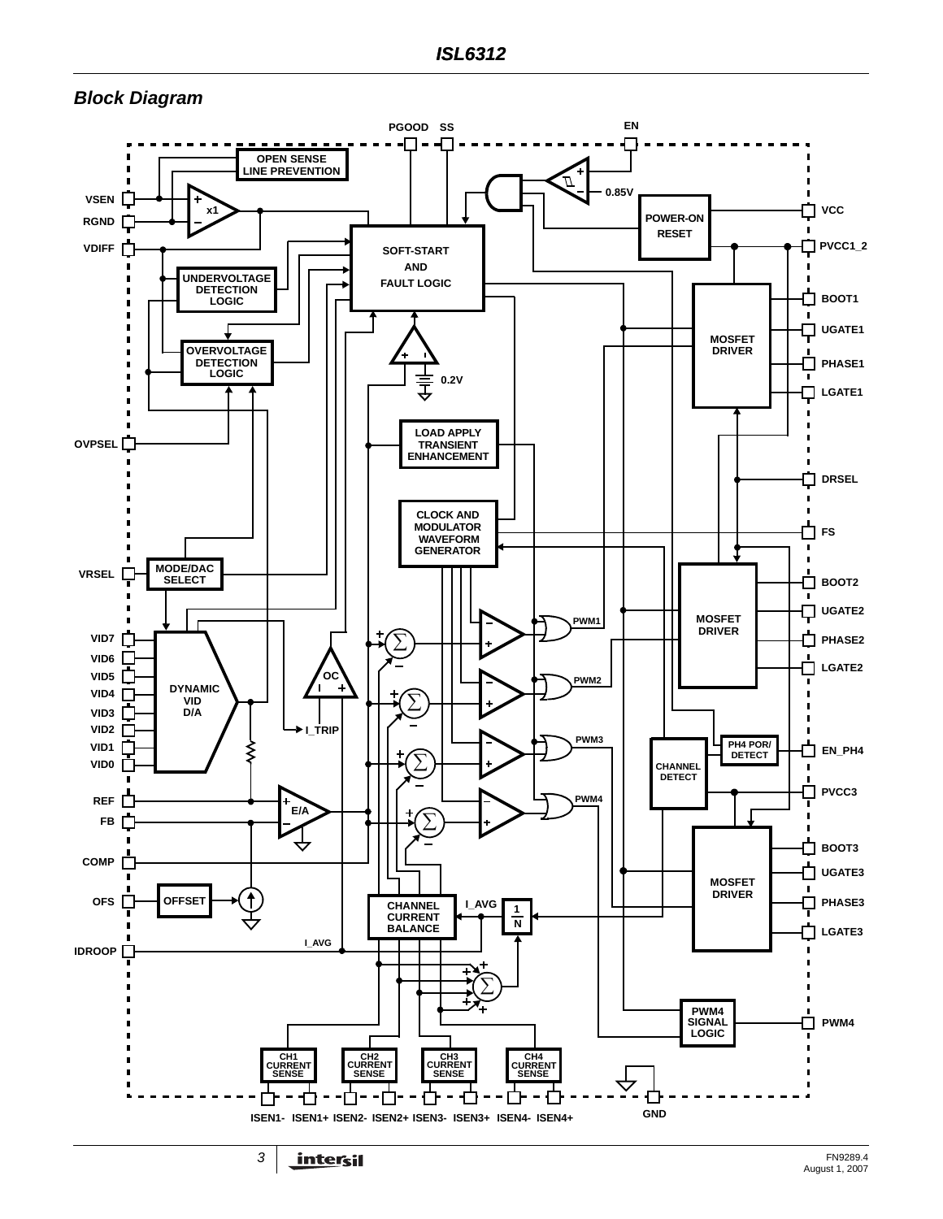## Block Diagram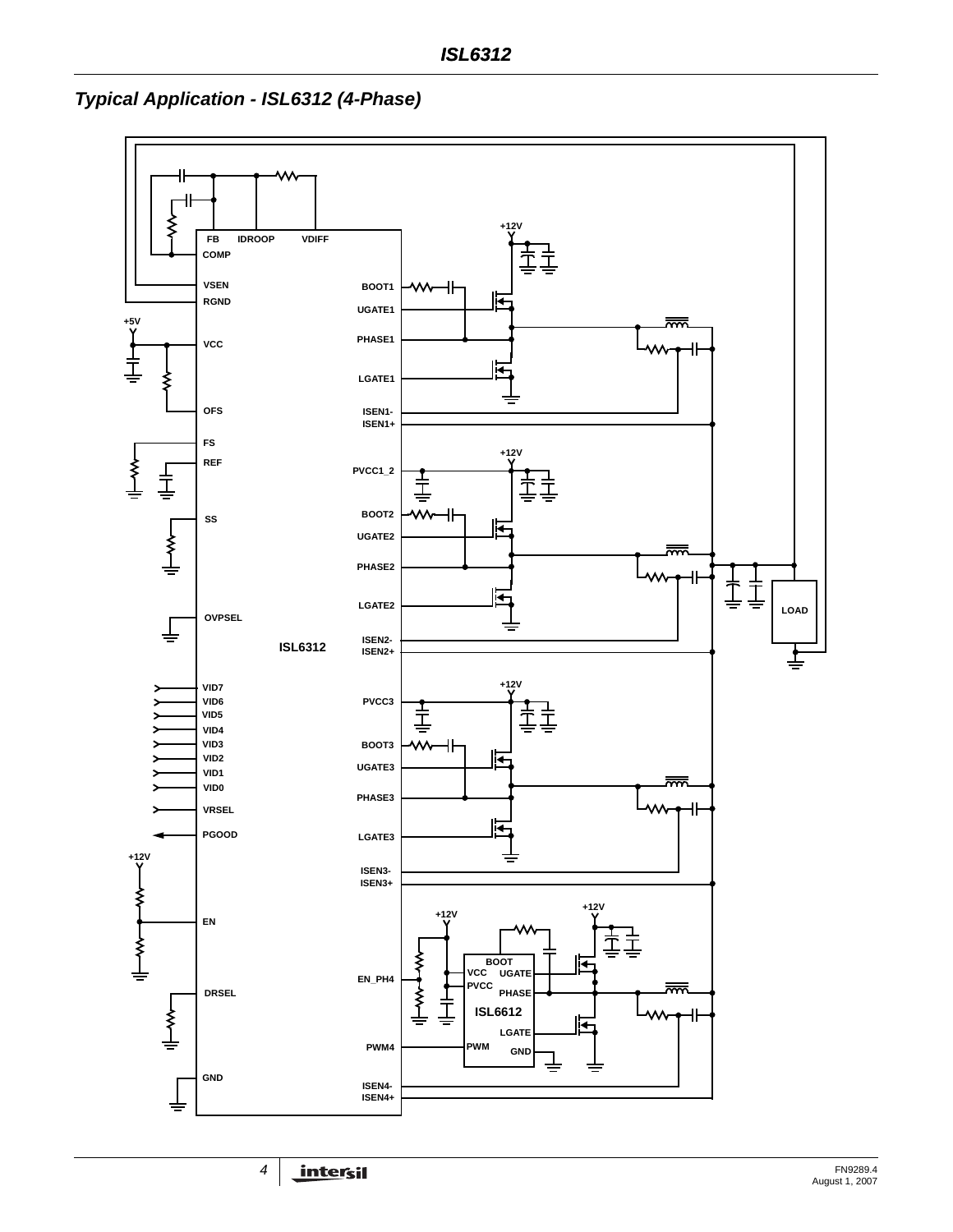## Typical Application - ISL6312 (4-Phase)

FB IDROOP VDIFF
COMP
VSEN
RGND
+5V
VCC
OFS
FS
REF
SS
OVPSEL
ISL6312
VID7
VID6
VID5
VID4
VID3
VID2
VID1
VID0
VRSEL
PGOOD
+12V
EN
DRSEL
GND
BOOT1
UGATE1
PHASE1
LGATE1
ISEN1-
ISEN1+
PVCC1_2
BOOT2
UGATE2
PHASE2
LGATE2
ISEN2-
ISEN2+
PVCC3
BOOT3
UGATE3
PHASE3
LGATE3
ISEN3-
ISEN3+
EN_PH4
PWM4
ISEN4-
ISEN4+
+12V
LOAD
BOOT
VCC UGATE
PVCC PHASE
ISL6612
LGATE
PWM GND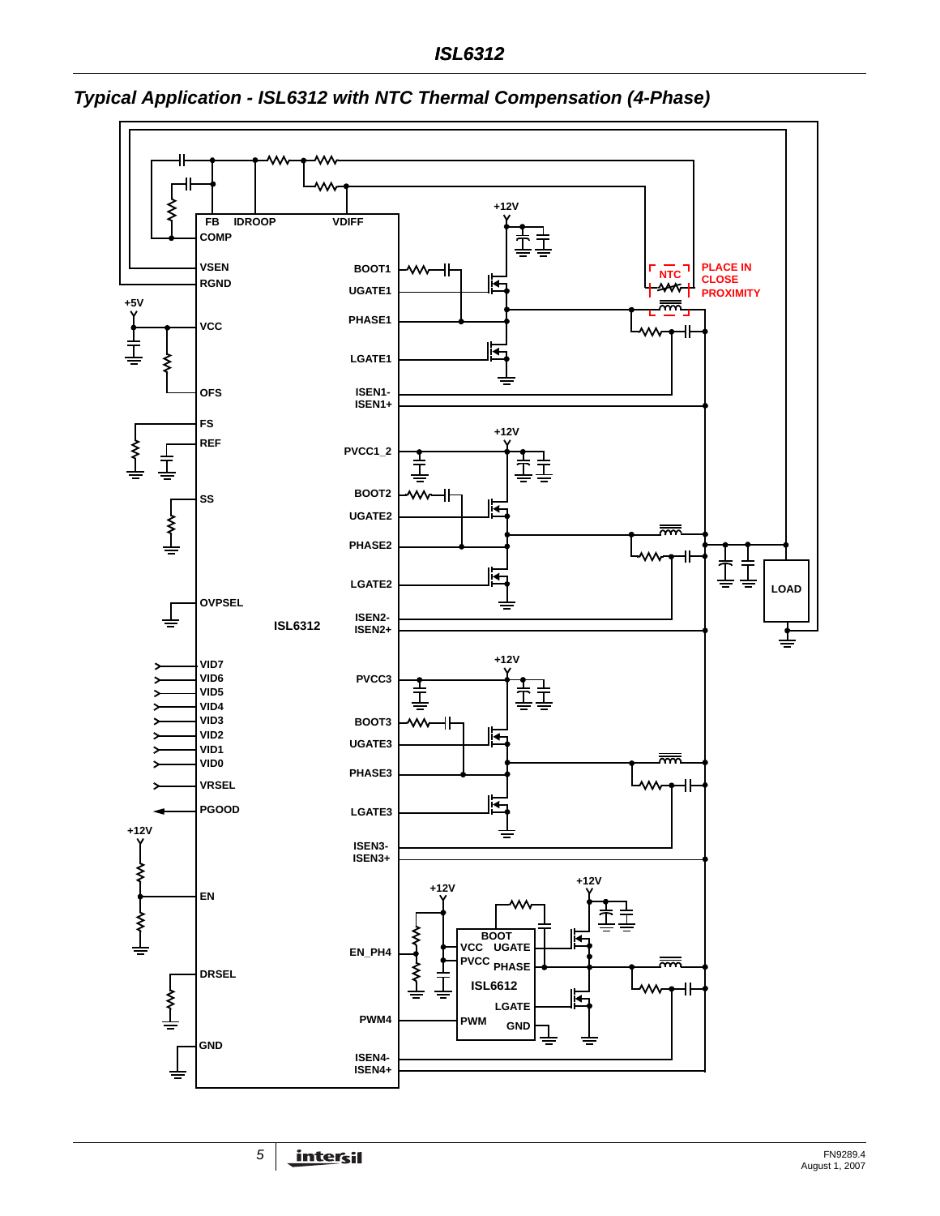## Typical Application - ISL6312 with NTC Thermal Compensation (4-Phase)

FB IDROOP VDIFF COMP VSEN RGND +5V VCC OFS FS REF SS OVPSEL ISL6312 VID7 VID6 VID5 VID4 VID3 VID2 VID1 VID0 VRSEL PGOOD +12V EN DRSEL GND

BOOT1 UGATE1 PHASE1 LGATE1 ISEN1- ISEN1+ PVCC1_2 BOOT2 UGATE2 PHASE2 LGATE2 ISEN2- ISEN2+ PVCC3 BOOT3 UGATE3 PHASE3 LGATE3 ISEN3- ISEN3+ EN_PH4 PWM4 ISEN4- ISEN4+

+12V NTC PLACE IN CLOSE PROXIMITY LOAD

BOOT VCC UGATE PVCC PHASE ISL6612 LGATE PWM GND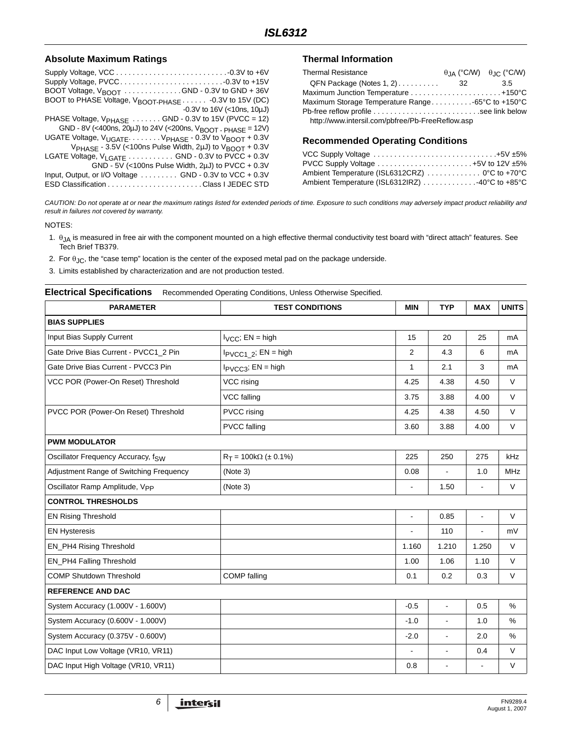## Absolute Maximum Ratings

Supply Voltage, VCC . . . . . . . . . . . . . . . . . . . . . . . . . . . -0.3V to +6V
Supply Voltage, PVCC . . . . . . . . . . . . . . . . . . . . . . . . . -0.3V to +15V
BOOT Voltage, $V_{BOOT}$ . . . . . . . . . . . . . GND - 0.3V to GND + 36V
BOOT to PHASE Voltage, $V_{BOOT-PHASE}$ . . . . . . -0.3V to 15V (DC)
-0.3V to 16V (<10ns, 10µJ)
PHASE Voltage, $V_{PHASE}$ . . . . . . . GND - 0.3V to 15V (PVCC = 12)
GND - 8V (<400ns, 20µJ) to 24V (<200ns, $V_{BOOT - PHASE}$ = 12V)
UGATE Voltage, $V_{UGATE}$ . . . . . . . . $V_{PHASE}$ - 0.3V to $V_{BOOT}$ + 0.3V
$V_{PHASE}$ - 3.5V (<100ns Pulse Width, 2µJ) to $V_{BOOT}$ + 0.3V
LGATE Voltage, $V_{LGATE}$ . . . . . . . . . . . GND - 0.3V to PVCC + 0.3V
GND - 5V (<100ns Pulse Width, 2µJ) to PVCC + 0.3V
Input, Output, or I/O Voltage . . . . . . . . . GND - 0.3V to VCC + 0.3V
ESD Classification . . . . . . . . . . . . . . . . . . . . . . . Class I JEDEC STD

## Thermal Information

| Thermal Resistance | $\theta_{JA}$ (°C/W) | $\theta_{JC}$ (°C/W) |
|---|---|---|
| QFN Package (Notes 1, 2) . . . . . . . . . . | 32 | 3.5 |

Maximum Junction Temperature . . . . . . . . . . . . . . . . . . . . . . +150°C
Maximum Storage Temperature Range . . . . . . . . . . -65°C to +150°C
Pb-free reflow profile . . . . . . . . . . . . . . . . . . . . . . . . . .see link below
http://www.intersil.com/pbfree/Pb-FreeReflow.asp

## Recommended Operating Conditions

VCC Supply Voltage . . . . . . . . . . . . . . . . . . . . . . . . . . . . . .+5V ±5%
PVCC Supply Voltage . . . . . . . . . . . . . . . . . . . . . . . +5V to 12V ±5%
Ambient Temperature (ISL6312CRZ) . . . . . . . . . . . . . 0°C to +70°C
Ambient Temperature (ISL6312IRZ) . . . . . . . . . . . . . -40°C to +85°C

*CAUTION: Do not operate at or near the maximum ratings listed for extended periods of time. Exposure to such conditions may adversely impact product reliability and result in failures not covered by warranty.*

NOTES:

1. $\theta_{JA}$ is measured in free air with the component mounted on a high effective thermal conductivity test board with "direct attach" features. See Tech Brief TB379.
2. For $\theta_{JC}$, the "case temp" location is the center of the exposed metal pad on the package underside.
3. Limits established by characterization and are not production tested.

**Electrical Specifications** Recommended Operating Conditions, Unless Otherwise Specified.

| PARAMETER | TEST CONDITIONS | MIN | TYP | MAX | UNITS |
|---|---|---|---|---|---|
| **BIAS SUPPLIES** | | | | | |
| Input Bias Supply Current | $I_{VCC}$; EN = high | 15 | 20 | 25 | mA |
| Gate Drive Bias Current - PVCC1_2 Pin | $I_{PVCC1\_2}$; EN = high | 2 | 4.3 | 6 | mA |
| Gate Drive Bias Current - PVCC3 Pin | $I_{PVCC3}$; EN = high | 1 | 2.1 | 3 | mA |
| VCC POR (Power-On Reset) Threshold | VCC rising | 4.25 | 4.38 | 4.50 | V |
| | VCC falling | 3.75 | 3.88 | 4.00 | V |
| PVCC POR (Power-On Reset) Threshold | PVCC rising | 4.25 | 4.38 | 4.50 | V |
| | PVCC falling | 3.60 | 3.88 | 4.00 | V |
| **PWM MODULATOR** | | | | | |
| Oscillator Frequency Accuracy, $f_{SW}$ | $R_T$ = 100kΩ (± 0.1%) | 225 | 250 | 275 | kHz |
| Adjustment Range of Switching Frequency | (Note 3) | 0.08 | - | 1.0 | MHz |
| Oscillator Ramp Amplitude, $V_{PP}$ | (Note 3) | - | 1.50 | - | V |
| **CONTROL THRESHOLDS** | | | | | |
| EN Rising Threshold | | - | 0.85 | - | V |
| EN Hysteresis | | - | 110 | - | mV |
| EN_PH4 Rising Threshold | | 1.160 | 1.210 | 1.250 | V |
| EN_PH4 Falling Threshold | | 1.00 | 1.06 | 1.10 | V |
| COMP Shutdown Threshold | COMP falling | 0.1 | 0.2 | 0.3 | V |
| **REFERENCE AND DAC** | | | | | |
| System Accuracy (1.000V - 1.600V) | | -0.5 | - | 0.5 | % |
| System Accuracy (0.600V - 1.000V) | | -1.0 | - | 1.0 | % |
| System Accuracy (0.375V - 0.600V) | | -2.0 | - | 2.0 | % |
| DAC Input Low Voltage (VR10, VR11) | | - | - | 0.4 | V |
| DAC Input High Voltage (VR10, VR11) | | 0.8 | - | - | V |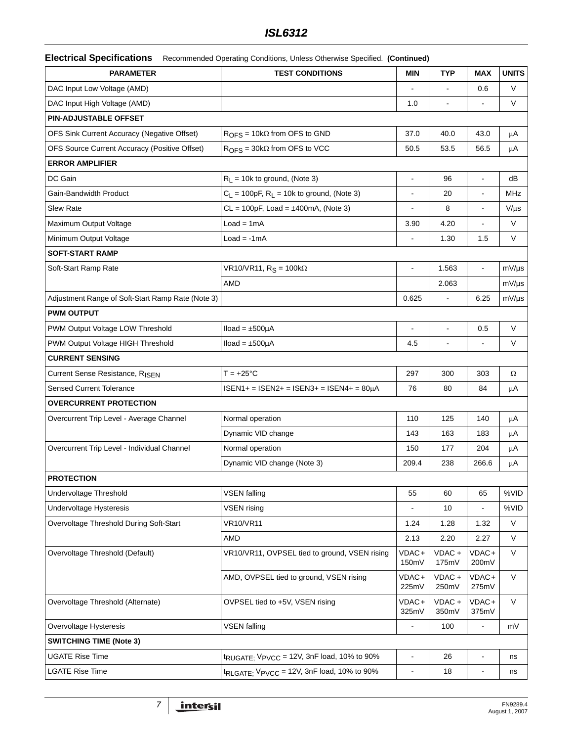**Electrical Specifications** Recommended Operating Conditions, Unless Otherwise Specified. **(Continued)**

| PARAMETER | TEST CONDITIONS | MIN | TYP | MAX | UNITS |
|---|---|---|---|---|---|
| DAC Input Low Voltage (AMD) | | - | - | 0.6 | V |
| DAC Input High Voltage (AMD) | | 1.0 | - | - | V |
| **PIN-ADJUSTABLE OFFSET** | | | | | |
| OFS Sink Current Accuracy (Negative Offset) | $R_{OFS}$ = 10kΩ from OFS to GND | 37.0 | 40.0 | 43.0 | μA |
| OFS Source Current Accuracy (Positive Offset) | $R_{OFS}$ = 30kΩ from OFS to VCC | 50.5 | 53.5 | 56.5 | μA |
| **ERROR AMPLIFIER** | | | | | |
| DC Gain | $R_L$ = 10k to ground, (Note 3) | - | 96 | - | dB |
| Gain-Bandwidth Product | $C_L$ = 100pF, $R_L$ = 10k to ground, (Note 3) | - | 20 | - | MHz |
| Slew Rate | CL = 100pF, Load = ±400mA, (Note 3) | - | 8 | - | V/μs |
| Maximum Output Voltage | Load = 1mA | 3.90 | 4.20 | - | V |
| Minimum Output Voltage | Load = -1mA | - | 1.30 | 1.5 | V |
| **SOFT-START RAMP** | | | | | |
| Soft-Start Ramp Rate | VR10/VR11, $R_S$ = 100kΩ | - | 1.563 | - | mV/μs |
| | AMD | | 2.063 | | mV/μs |
| Adjustment Range of Soft-Start Ramp Rate (Note 3) | | 0.625 | - | 6.25 | mV/μs |
| **PWM OUTPUT** | | | | | |
| PWM Output Voltage LOW Threshold | Iload = ±500μA | - | - | 0.5 | V |
| PWM Output Voltage HIGH Threshold | Iload = ±500μA | 4.5 | - | - | V |
| **CURRENT SENSING** | | | | | |
| Current Sense Resistance, $R_{ISEN}$ | T = +25°C | 297 | 300 | 303 | Ω |
| Sensed Current Tolerance | ISEN1+ = ISEN2+ = ISEN3+ = ISEN4+ = 80μA | 76 | 80 | 84 | μA |
| **OVERCURRENT PROTECTION** | | | | | |
| Overcurrent Trip Level - Average Channel | Normal operation | 110 | 125 | 140 | μA |
| | Dynamic VID change | 143 | 163 | 183 | μA |
| Overcurrent Trip Level - Individual Channel | Normal operation | 150 | 177 | 204 | μA |
| | Dynamic VID change (Note 3) | 209.4 | 238 | 266.6 | μA |
| **PROTECTION** | | | | | |
| Undervoltage Threshold | VSEN falling | 55 | 60 | 65 | %VID |
| Undervoltage Hysteresis | VSEN rising | - | 10 | - | %VID |
| Overvoltage Threshold During Soft-Start | VR10/VR11 | 1.24 | 1.28 | 1.32 | V |
| | AMD | 2.13 | 2.20 | 2.27 | V |
| Overvoltage Threshold (Default) | VR10/VR11, OVPSEL tied to ground, VSEN rising | VDAC+ 150mV | VDAC + 175mV | VDAC+ 200mV | V |
| | AMD, OVPSEL tied to ground, VSEN rising | VDAC+ 225mV | VDAC + 250mV | VDAC+ 275mV | V |
| Overvoltage Threshold (Alternate) | OVPSEL tied to +5V, VSEN rising | VDAC+ 325mV | VDAC + 350mV | VDAC+ 375mV | V |
| Overvoltage Hysteresis | VSEN falling | - | 100 | - | mV |
| **SWITCHING TIME (Note 3)** | | | | | |
| UGATE Rise Time | $t_{RUGATE}$; $V_{PVCC}$ = 12V, 3nF load, 10% to 90% | - | 26 | - | ns |
| LGATE Rise Time | $t_{RLGATE}$; $V_{PVCC}$ = 12V, 3nF load, 10% to 90% | - | 18 | - | ns |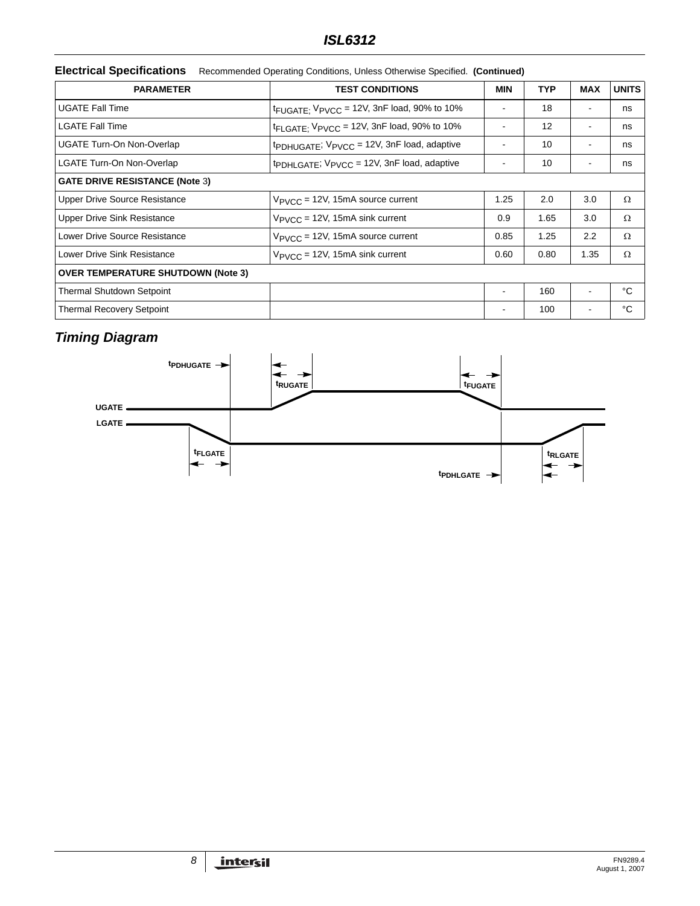## Electrical Specifications

Recommended Operating Conditions, Unless Otherwise Specified. **(Continued)**

| PARAMETER | TEST CONDITIONS | MIN | TYP | MAX | UNITS |
|---|---|---|---|---|---|
| UGATE Fall Time | $t_{FUGATE}$; $V_{PVCC}$ = 12V, 3nF load, 90% to 10% | - | 18 | - | ns |
| LGATE Fall Time | $t_{FLGATE}$; $V_{PVCC}$ = 12V, 3nF load, 90% to 10% | - | 12 | - | ns |
| UGATE Turn-On Non-Overlap | $t_{PDHUGATE}$; $V_{PVCC}$ = 12V, 3nF load, adaptive | - | 10 | - | ns |
| LGATE Turn-On Non-Overlap | $t_{PDHLGATE}$; $V_{PVCC}$ = 12V, 3nF load, adaptive | - | 10 | - | ns |
| **GATE DRIVE RESISTANCE (Note 3)** | | | | | |
| Upper Drive Source Resistance | $V_{PVCC}$ = 12V, 15mA source current | 1.25 | 2.0 | 3.0 | Ω |
| Upper Drive Sink Resistance | $V_{PVCC}$ = 12V, 15mA sink current | 0.9 | 1.65 | 3.0 | Ω |
| Lower Drive Source Resistance | $V_{PVCC}$ = 12V, 15mA source current | 0.85 | 1.25 | 2.2 | Ω |
| Lower Drive Sink Resistance | $V_{PVCC}$ = 12V, 15mA sink current | 0.60 | 0.80 | 1.35 | Ω |
| **OVER TEMPERATURE SHUTDOWN (Note 3)** | | | | | |
| Thermal Shutdown Setpoint | | - | 160 | - | °C |
| Thermal Recovery Setpoint | | - | 100 | - | °C |

## *Timing Diagram*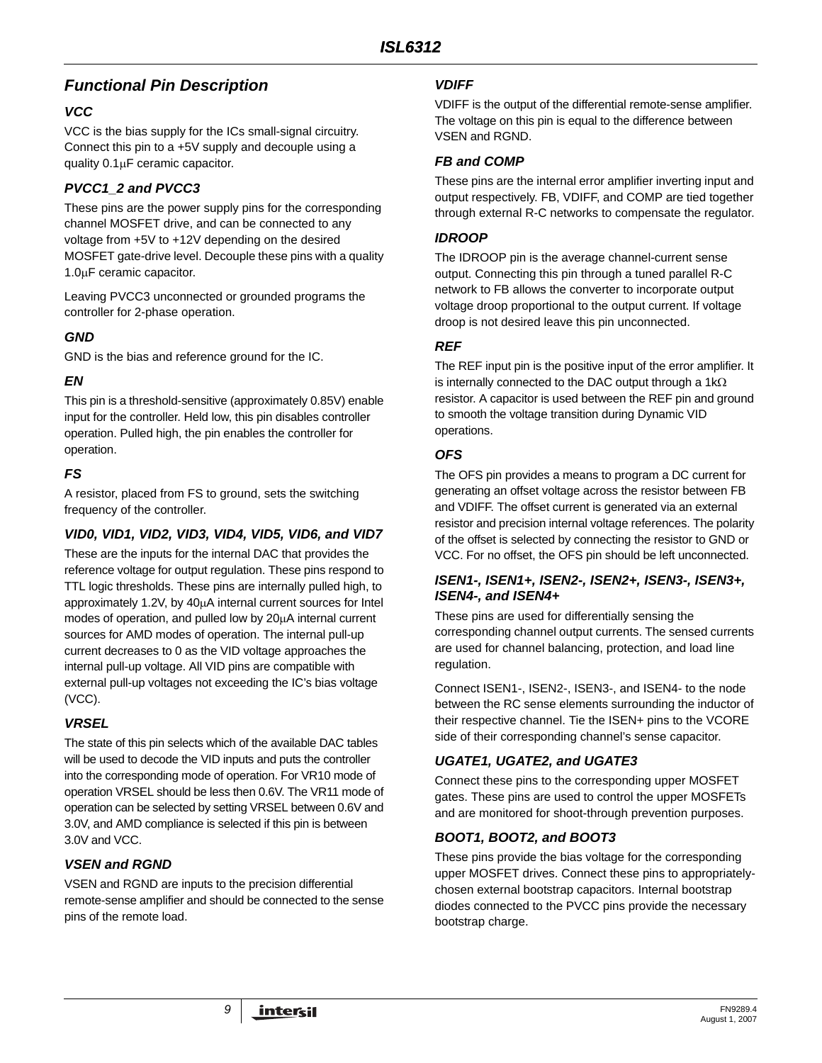## Functional Pin Description

### VCC

VCC is the bias supply for the ICs small-signal circuitry. Connect this pin to a +5V supply and decouple using a quality 0.1μF ceramic capacitor.

### PVCC1_2 and PVCC3

These pins are the power supply pins for the corresponding channel MOSFET drive, and can be connected to any voltage from +5V to +12V depending on the desired MOSFET gate-drive level. Decouple these pins with a quality 1.0μF ceramic capacitor.

Leaving PVCC3 unconnected or grounded programs the controller for 2-phase operation.

### GND

GND is the bias and reference ground for the IC.

### EN

This pin is a threshold-sensitive (approximately 0.85V) enable input for the controller. Held low, this pin disables controller operation. Pulled high, the pin enables the controller for operation.

### FS

A resistor, placed from FS to ground, sets the switching frequency of the controller.

### VID0, VID1, VID2, VID3, VID4, VID5, VID6, and VID7

These are the inputs for the internal DAC that provides the reference voltage for output regulation. These pins respond to TTL logic thresholds. These pins are internally pulled high, to approximately 1.2V, by 40μA internal current sources for Intel modes of operation, and pulled low by 20μA internal current sources for AMD modes of operation. The internal pull-up current decreases to 0 as the VID voltage approaches the internal pull-up voltage. All VID pins are compatible with external pull-up voltages not exceeding the IC's bias voltage (VCC).

### VRSEL

The state of this pin selects which of the available DAC tables will be used to decode the VID inputs and puts the controller into the corresponding mode of operation. For VR10 mode of operation VRSEL should be less then 0.6V. The VR11 mode of operation can be selected by setting VRSEL between 0.6V and 3.0V, and AMD compliance is selected if this pin is between 3.0V and VCC.

### VSEN and RGND

VSEN and RGND are inputs to the precision differential remote-sense amplifier and should be connected to the sense pins of the remote load.

### VDIFF

VDIFF is the output of the differential remote-sense amplifier. The voltage on this pin is equal to the difference between VSEN and RGND.

### FB and COMP

These pins are the internal error amplifier inverting input and output respectively. FB, VDIFF, and COMP are tied together through external R-C networks to compensate the regulator.

### IDROOP

The IDROOP pin is the average channel-current sense output. Connecting this pin through a tuned parallel R-C network to FB allows the converter to incorporate output voltage droop proportional to the output current. If voltage droop is not desired leave this pin unconnected.

### REF

The REF input pin is the positive input of the error amplifier. It is internally connected to the DAC output through a 1kΩ resistor. A capacitor is used between the REF pin and ground to smooth the voltage transition during Dynamic VID operations.

### OFS

The OFS pin provides a means to program a DC current for generating an offset voltage across the resistor between FB and VDIFF. The offset current is generated via an external resistor and precision internal voltage references. The polarity of the offset is selected by connecting the resistor to GND or VCC. For no offset, the OFS pin should be left unconnected.

### ISEN1-, ISEN1+, ISEN2-, ISEN2+, ISEN3-, ISEN3+, ISEN4-, and ISEN4+

These pins are used for differentially sensing the corresponding channel output currents. The sensed currents are used for channel balancing, protection, and load line regulation.

Connect ISEN1-, ISEN2-, ISEN3-, and ISEN4- to the node between the RC sense elements surrounding the inductor of their respective channel. Tie the ISEN+ pins to the VCORE side of their corresponding channel's sense capacitor.

### UGATE1, UGATE2, and UGATE3

Connect these pins to the corresponding upper MOSFET gates. These pins are used to control the upper MOSFETs and are monitored for shoot-through prevention purposes.

### BOOT1, BOOT2, and BOOT3

These pins provide the bias voltage for the corresponding upper MOSFET drives. Connect these pins to appropriately-chosen external bootstrap capacitors. Internal bootstrap diodes connected to the PVCC pins provide the necessary bootstrap charge.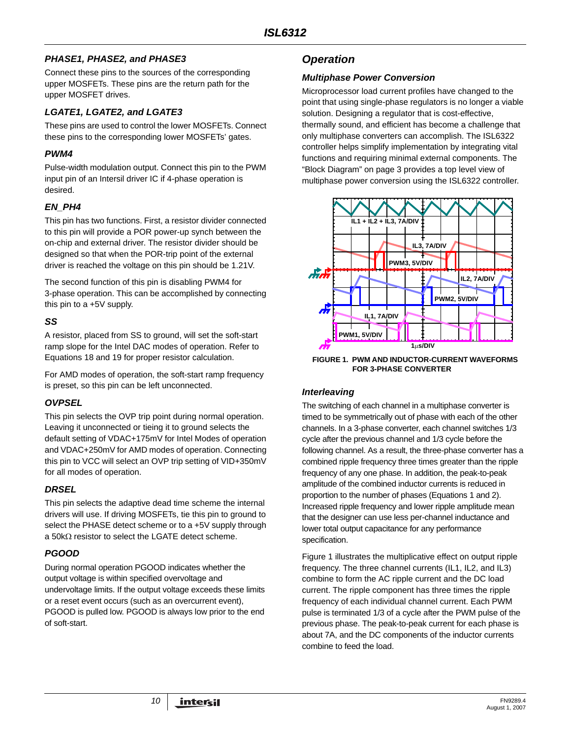### PHASE1, PHASE2, and PHASE3

Connect these pins to the sources of the corresponding upper MOSFETs. These pins are the return path for the upper MOSFET drives.

### LGATE1, LGATE2, and LGATE3

These pins are used to control the lower MOSFETs. Connect these pins to the corresponding lower MOSFETs' gates.

### PWM4

Pulse-width modulation output. Connect this pin to the PWM input pin of an Intersil driver IC if 4-phase operation is desired.

### EN_PH4

This pin has two functions. First, a resistor divider connected to this pin will provide a POR power-up synch between the on-chip and external driver. The resistor divider should be designed so that when the POR-trip point of the external driver is reached the voltage on this pin should be 1.21V.

The second function of this pin is disabling PWM4 for 3-phase operation. This can be accomplished by connecting this pin to a +5V supply.

### SS

A resistor, placed from SS to ground, will set the soft-start ramp slope for the Intel DAC modes of operation. Refer to Equations 18 and 19 for proper resistor calculation.

For AMD modes of operation, the soft-start ramp frequency is preset, so this pin can be left unconnected.

### OVPSEL

This pin selects the OVP trip point during normal operation. Leaving it unconnected or tieing it to ground selects the default setting of VDAC+175mV for Intel Modes of operation and VDAC+250mV for AMD modes of operation. Connecting this pin to VCC will select an OVP trip setting of VID+350mV for all modes of operation.

### DRSEL

This pin selects the adaptive dead time scheme the internal drivers will use. If driving MOSFETs, tie this pin to ground to select the PHASE detect scheme or to a +5V supply through a 50kΩ resistor to select the LGATE detect scheme.

### PGOOD

During normal operation PGOOD indicates whether the output voltage is within specified overvoltage and undervoltage limits. If the output voltage exceeds these limits or a reset event occurs (such as an overcurrent event), PGOOD is pulled low. PGOOD is always low prior to the end of soft-start.

## Operation

### Multiphase Power Conversion

Microprocessor load current profiles have changed to the point that using single-phase regulators is no longer a viable solution. Designing a regulator that is cost-effective, thermally sound, and efficient has become a challenge that only multiphase converters can accomplish. The ISL6322 controller helps simplify implementation by integrating vital functions and requiring minimal external components. The "Block Diagram" on page 3 provides a top level view of multiphase power conversion using the ISL6322 controller.

**FIGURE 1. PWM AND INDUCTOR-CURRENT WAVEFORMS FOR 3-PHASE CONVERTER**

### Interleaving

The switching of each channel in a multiphase converter is timed to be symmetrically out of phase with each of the other channels. In a 3-phase converter, each channel switches 1/3 cycle after the previous channel and 1/3 cycle before the following channel. As a result, the three-phase converter has a combined ripple frequency three times greater than the ripple frequency of any one phase. In addition, the peak-to-peak amplitude of the combined inductor currents is reduced in proportion to the number of phases (Equations 1 and 2). Increased ripple frequency and lower ripple amplitude mean that the designer can use less per-channel inductance and lower total output capacitance for any performance specification.

Figure 1 illustrates the multiplicative effect on output ripple frequency. The three channel currents (IL1, IL2, and IL3) combine to form the AC ripple current and the DC load current. The ripple component has three times the ripple frequency of each individual channel current. Each PWM pulse is terminated 1/3 of a cycle after the PWM pulse of the previous phase. The peak-to-peak current for each phase is about 7A, and the DC components of the inductor currents combine to feed the load.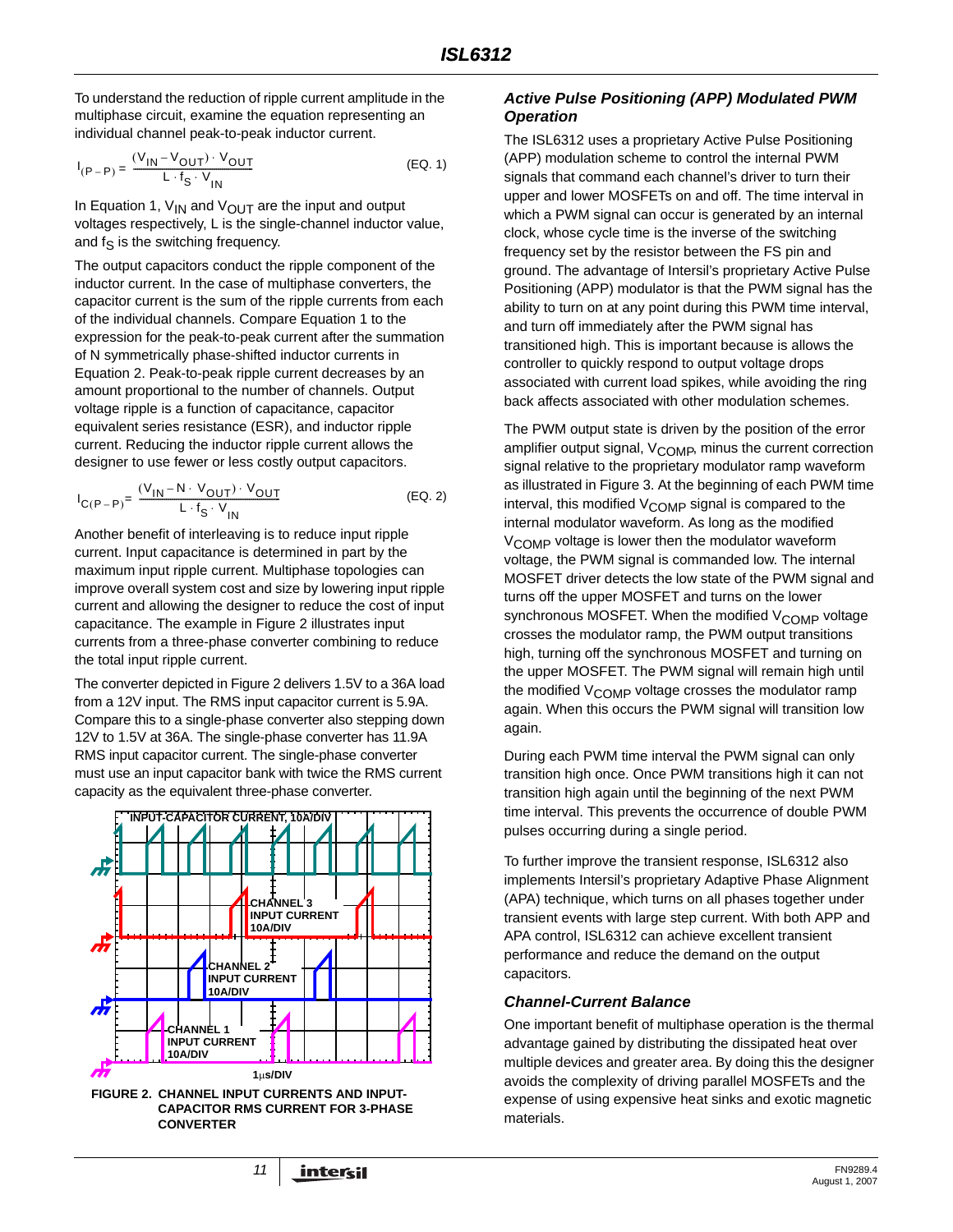To understand the reduction of ripple current amplitude in the multiphase circuit, examine the equation representing an individual channel peak-to-peak inductor current.

$$I_{(P-P)} = \frac{(V_{IN} - V_{OUT}) \cdot V_{OUT}}{L \cdot f_S \cdot V_{IN}} \qquad \text{(EQ. 1)}$$

In Equation 1, $V_{IN}$ and $V_{OUT}$ are the input and output voltages respectively, L is the single-channel inductor value, and $f_S$ is the switching frequency.

The output capacitors conduct the ripple component of the inductor current. In the case of multiphase converters, the capacitor current is the sum of the ripple currents from each of the individual channels. Compare Equation 1 to the expression for the peak-to-peak current after the summation of N symmetrically phase-shifted inductor currents in Equation 2. Peak-to-peak ripple current decreases by an amount proportional to the number of channels. Output voltage ripple is a function of capacitance, capacitor equivalent series resistance (ESR), and inductor ripple current. Reducing the inductor ripple current allows the designer to use fewer or less costly output capacitors.

$$I_{C(P-P)} = \frac{(V_{IN} - N \cdot V_{OUT}) \cdot V_{OUT}}{L \cdot f_S \cdot V_{IN}} \qquad \text{(EQ. 2)}$$

Another benefit of interleaving is to reduce input ripple current. Input capacitance is determined in part by the maximum input ripple current. Multiphase topologies can improve overall system cost and size by lowering input ripple current and allowing the designer to reduce the cost of input capacitance. The example in Figure 2 illustrates input currents from a three-phase converter combining to reduce the total input ripple current.

The converter depicted in Figure 2 delivers 1.5V to a 36A load from a 12V input. The RMS input capacitor current is 5.9A. Compare this to a single-phase converter also stepping down 12V to 1.5V at 36A. The single-phase converter has 11.9A RMS input capacitor current. The single-phase converter must use an input capacitor bank with twice the RMS current capacity as the equivalent three-phase converter.

INPUT-CAPACITOR CURRENT, 10A/DIV

CHANNEL 3 INPUT CURRENT 10A/DIV

CHANNEL 2 INPUT CURRENT 10A/DIV

CHANNEL 1 INPUT CURRENT 10A/DIV

1μs/DIV

**FIGURE 2. CHANNEL INPUT CURRENTS AND INPUT-CAPACITOR RMS CURRENT FOR 3-PHASE CONVERTER**

### *Active Pulse Positioning (APP) Modulated PWM Operation*

The ISL6312 uses a proprietary Active Pulse Positioning (APP) modulation scheme to control the internal PWM signals that command each channel's driver to turn their upper and lower MOSFETs on and off. The time interval in which a PWM signal can occur is generated by an internal clock, whose cycle time is the inverse of the switching frequency set by the resistor between the FS pin and ground. The advantage of Intersil's proprietary Active Pulse Positioning (APP) modulator is that the PWM signal has the ability to turn on at any point during this PWM time interval, and turn off immediately after the PWM signal has transitioned high. This is important because is allows the controller to quickly respond to output voltage drops associated with current load spikes, while avoiding the ring back affects associated with other modulation schemes.

The PWM output state is driven by the position of the error amplifier output signal, $V_{COMP}$, minus the current correction signal relative to the proprietary modulator ramp waveform as illustrated in Figure 3. At the beginning of each PWM time interval, this modified $V_{COMP}$ signal is compared to the internal modulator waveform. As long as the modified $V_{COMP}$ voltage is lower then the modulator waveform voltage, the PWM signal is commanded low. The internal MOSFET driver detects the low state of the PWM signal and turns off the upper MOSFET and turns on the lower synchronous MOSFET. When the modified $V_{COMP}$ voltage crosses the modulator ramp, the PWM output transitions high, turning off the synchronous MOSFET and turning on the upper MOSFET. The PWM signal will remain high until the modified $V_{COMP}$ voltage crosses the modulator ramp again. When this occurs the PWM signal will transition low again.

During each PWM time interval the PWM signal can only transition high once. Once PWM transitions high it can not transition high again until the beginning of the next PWM time interval. This prevents the occurrence of double PWM pulses occurring during a single period.

To further improve the transient response, ISL6312 also implements Intersil's proprietary Adaptive Phase Alignment (APA) technique, which turns on all phases together under transient events with large step current. With both APP and APA control, ISL6312 can achieve excellent transient performance and reduce the demand on the output capacitors.

### *Channel-Current Balance*

One important benefit of multiphase operation is the thermal advantage gained by distributing the dissipated heat over multiple devices and greater area. By doing this the designer avoids the complexity of driving parallel MOSFETs and the expense of using expensive heat sinks and exotic magnetic materials.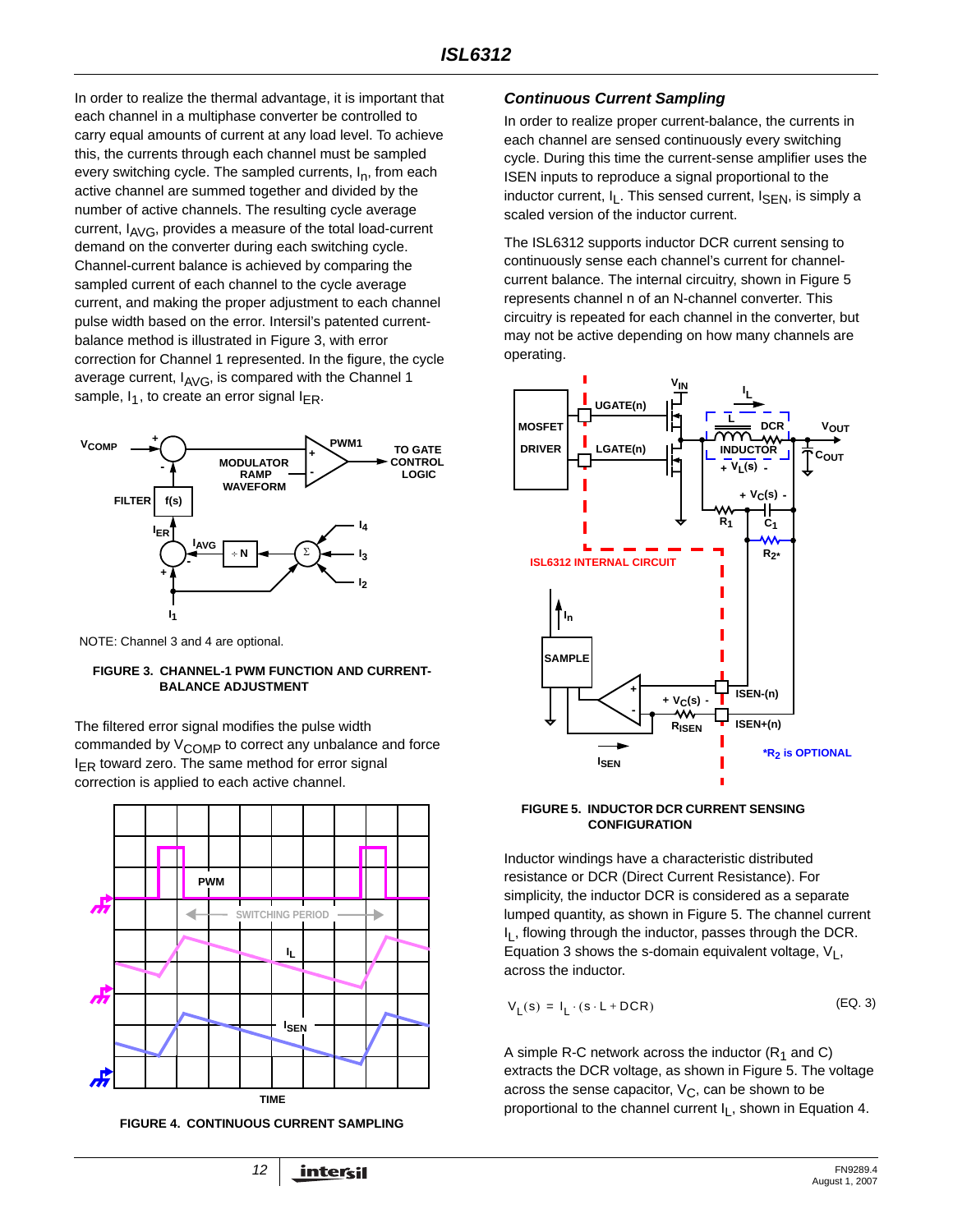In order to realize the thermal advantage, it is important that each channel in a multiphase converter be controlled to carry equal amounts of current at any load level. To achieve this, the currents through each channel must be sampled every switching cycle. The sampled currents, $I_n$, from each active channel are summed together and divided by the number of active channels. The resulting cycle average current, $I_{AVG}$, provides a measure of the total load-current demand on the converter during each switching cycle. Channel-current balance is achieved by comparing the sampled current of each channel to the cycle average current, and making the proper adjustment to each channel pulse width based on the error. Intersil's patented current-balance method is illustrated in Figure 3, with error correction for Channel 1 represented. In the figure, the cycle average current, $I_{AVG}$, is compared with the Channel 1 sample, $I_1$, to create an error signal $I_{ER}$.

NOTE: Channel 3 and 4 are optional.

**FIGURE 3. CHANNEL-1 PWM FUNCTION AND CURRENT-BALANCE ADJUSTMENT**

The filtered error signal modifies the pulse width commanded by $V_{COMP}$ to correct any unbalance and force $I_{ER}$ toward zero. The same method for error signal correction is applied to each active channel.

**FIGURE 4. CONTINUOUS CURRENT SAMPLING**

### *Continuous Current Sampling*

In order to realize proper current-balance, the currents in each channel are sensed continuously every switching cycle. During this time the current-sense amplifier uses the ISEN inputs to reproduce a signal proportional to the inductor current, $I_L$. This sensed current, $I_{SEN}$, is simply a scaled version of the inductor current.

The ISL6312 supports inductor DCR current sensing to continuously sense each channel's current for channel-current balance. The internal circuitry, shown in Figure 5 represents channel n of an N-channel converter. This circuitry is repeated for each channel in the converter, but may not be active depending on how many channels are operating.

*$R_2$ is OPTIONAL

**FIGURE 5. INDUCTOR DCR CURRENT SENSING CONFIGURATION**

Inductor windings have a characteristic distributed resistance or DCR (Direct Current Resistance). For simplicity, the inductor DCR is considered as a separate lumped quantity, as shown in Figure 5. The channel current $I_L$, flowing through the inductor, passes through the DCR. Equation 3 shows the s-domain equivalent voltage, $V_L$, across the inductor.

$$V_L(s) = I_L \cdot (s \cdot L + DCR) \qquad \text{(EQ. 3)}$$

A simple R-C network across the inductor ($R_1$ and C) extracts the DCR voltage, as shown in Figure 5. The voltage across the sense capacitor, $V_C$, can be shown to be proportional to the channel current $I_L$, shown in Equation 4.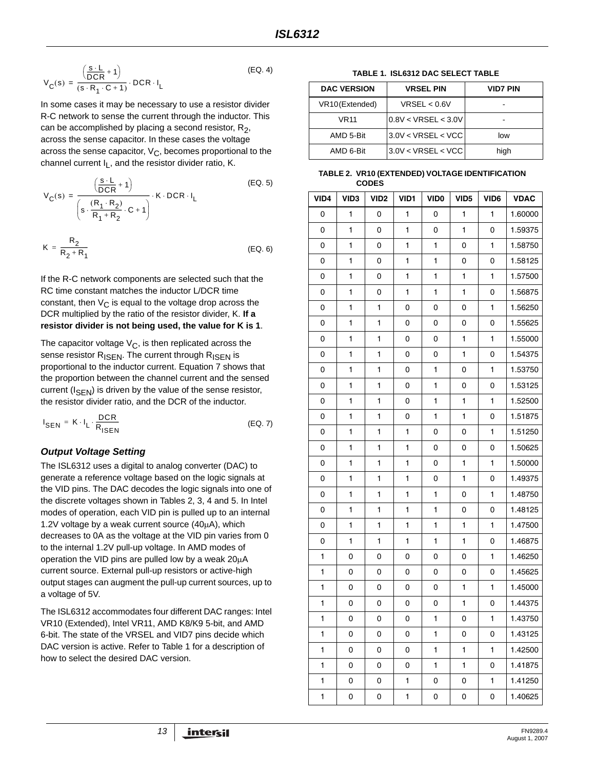$$V_C(s) = \frac{\left(\frac{s \cdot L}{DCR} + 1\right)}{(s \cdot R_1 \cdot C + 1)} \cdot DCR \cdot I_L \qquad \text{(EQ. 4)}$$

In some cases it may be necessary to use a resistor divider R-C network to sense the current through the inductor. This can be accomplished by placing a second resistor, $R_2$, across the sense capacitor. In these cases the voltage across the sense capacitor, $V_C$, becomes proportional to the channel current $I_L$, and the resistor divider ratio, K.

$$V_C(s) = \frac{\left(\frac{s \cdot L}{DCR} + 1\right)}{\left(s \cdot \frac{(R_1 \cdot R_2)}{R_1 + R_2} \cdot C + 1\right)} \cdot K \cdot DCR \cdot I_L \qquad \text{(EQ. 5)}$$

$$K = \frac{R_2}{R_2 + R_1} \qquad \text{(EQ. 6)}$$

If the R-C network components are selected such that the RC time constant matches the inductor L/DCR time constant, then $V_C$ is equal to the voltage drop across the DCR multiplied by the ratio of the resistor divider, K. **If a resistor divider is not being used, the value for K is 1**.

The capacitor voltage $V_C$, is then replicated across the sense resistor $R_{ISEN}$. The current through $R_{ISEN}$ is proportional to the inductor current. Equation 7 shows that the proportion between the channel current and the sensed current ($I_{SEN}$) is driven by the value of the sense resistor, the resistor divider ratio, and the DCR of the inductor.

$$I_{SEN} = K \cdot I_L \cdot \frac{DCR}{R_{ISEN}} \qquad \text{(EQ. 7)}$$

### *Output Voltage Setting*

The ISL6312 uses a digital to analog converter (DAC) to generate a reference voltage based on the logic signals at the VID pins. The DAC decodes the logic signals into one of the discrete voltages shown in Tables 2, 3, 4 and 5. In Intel modes of operation, each VID pin is pulled up to an internal 1.2V voltage by a weak current source (40μA), which decreases to 0A as the voltage at the VID pin varies from 0 to the internal 1.2V pull-up voltage. In AMD modes of operation the VID pins are pulled low by a weak 20μA current source. External pull-up resistors or active-high output stages can augment the pull-up current sources, up to a voltage of 5V.

The ISL6312 accommodates four different DAC ranges: Intel VR10 (Extended), Intel VR11, AMD K8/K9 5-bit, and AMD 6-bit. The state of the VRSEL and VID7 pins decide which DAC version is active. Refer to Table 1 for a description of how to select the desired DAC version.

**TABLE 1. ISL6312 DAC SELECT TABLE**

| DAC VERSION | VRSEL PIN | VID7 PIN |
|---|---|---|
| VR10(Extended) | VRSEL < 0.6V | - |
| VR11 | 0.8V < VRSEL < 3.0V | - |
| AMD 5-Bit | 3.0V < VRSEL < VCC | low |
| AMD 6-Bit | 3.0V < VRSEL < VCC | high |

**TABLE 2. VR10 (EXTENDED) VOLTAGE IDENTIFICATION CODES**

| VID4 | VID3 | VID2 | VID1 | VID0 | VID5 | VID6 | VDAC |
|---|---|---|---|---|---|---|---|
| 0 | 1 | 0 | 1 | 0 | 1 | 1 | 1.60000 |
| 0 | 1 | 0 | 1 | 0 | 1 | 0 | 1.59375 |
| 0 | 1 | 0 | 1 | 1 | 0 | 1 | 1.58750 |
| 0 | 1 | 0 | 1 | 1 | 0 | 0 | 1.58125 |
| 0 | 1 | 0 | 1 | 1 | 1 | 1 | 1.57500 |
| 0 | 1 | 0 | 1 | 1 | 1 | 0 | 1.56875 |
| 0 | 1 | 1 | 0 | 0 | 0 | 1 | 1.56250 |
| 0 | 1 | 1 | 0 | 0 | 0 | 0 | 1.55625 |
| 0 | 1 | 1 | 0 | 0 | 1 | 1 | 1.55000 |
| 0 | 1 | 1 | 0 | 0 | 1 | 0 | 1.54375 |
| 0 | 1 | 1 | 0 | 1 | 0 | 1 | 1.53750 |
| 0 | 1 | 1 | 0 | 1 | 0 | 0 | 1.53125 |
| 0 | 1 | 1 | 0 | 1 | 1 | 1 | 1.52500 |
| 0 | 1 | 1 | 0 | 1 | 1 | 0 | 1.51875 |
| 0 | 1 | 1 | 1 | 0 | 0 | 1 | 1.51250 |
| 0 | 1 | 1 | 1 | 0 | 0 | 0 | 1.50625 |
| 0 | 1 | 1 | 1 | 0 | 1 | 1 | 1.50000 |
| 0 | 1 | 1 | 1 | 0 | 1 | 0 | 1.49375 |
| 0 | 1 | 1 | 1 | 1 | 0 | 1 | 1.48750 |
| 0 | 1 | 1 | 1 | 1 | 0 | 0 | 1.48125 |
| 0 | 1 | 1 | 1 | 1 | 1 | 1 | 1.47500 |
| 0 | 1 | 1 | 1 | 1 | 1 | 0 | 1.46875 |
| 1 | 0 | 0 | 0 | 0 | 0 | 1 | 1.46250 |
| 1 | 0 | 0 | 0 | 0 | 0 | 0 | 1.45625 |
| 1 | 0 | 0 | 0 | 0 | 1 | 1 | 1.45000 |
| 1 | 0 | 0 | 0 | 0 | 1 | 0 | 1.44375 |
| 1 | 0 | 0 | 0 | 1 | 0 | 1 | 1.43750 |
| 1 | 0 | 0 | 0 | 1 | 0 | 0 | 1.43125 |
| 1 | 0 | 0 | 0 | 1 | 1 | 1 | 1.42500 |
| 1 | 0 | 0 | 0 | 1 | 1 | 0 | 1.41875 |
| 1 | 0 | 0 | 1 | 0 | 0 | 1 | 1.41250 |
| 1 | 0 | 0 | 1 | 0 | 0 | 0 | 1.40625 |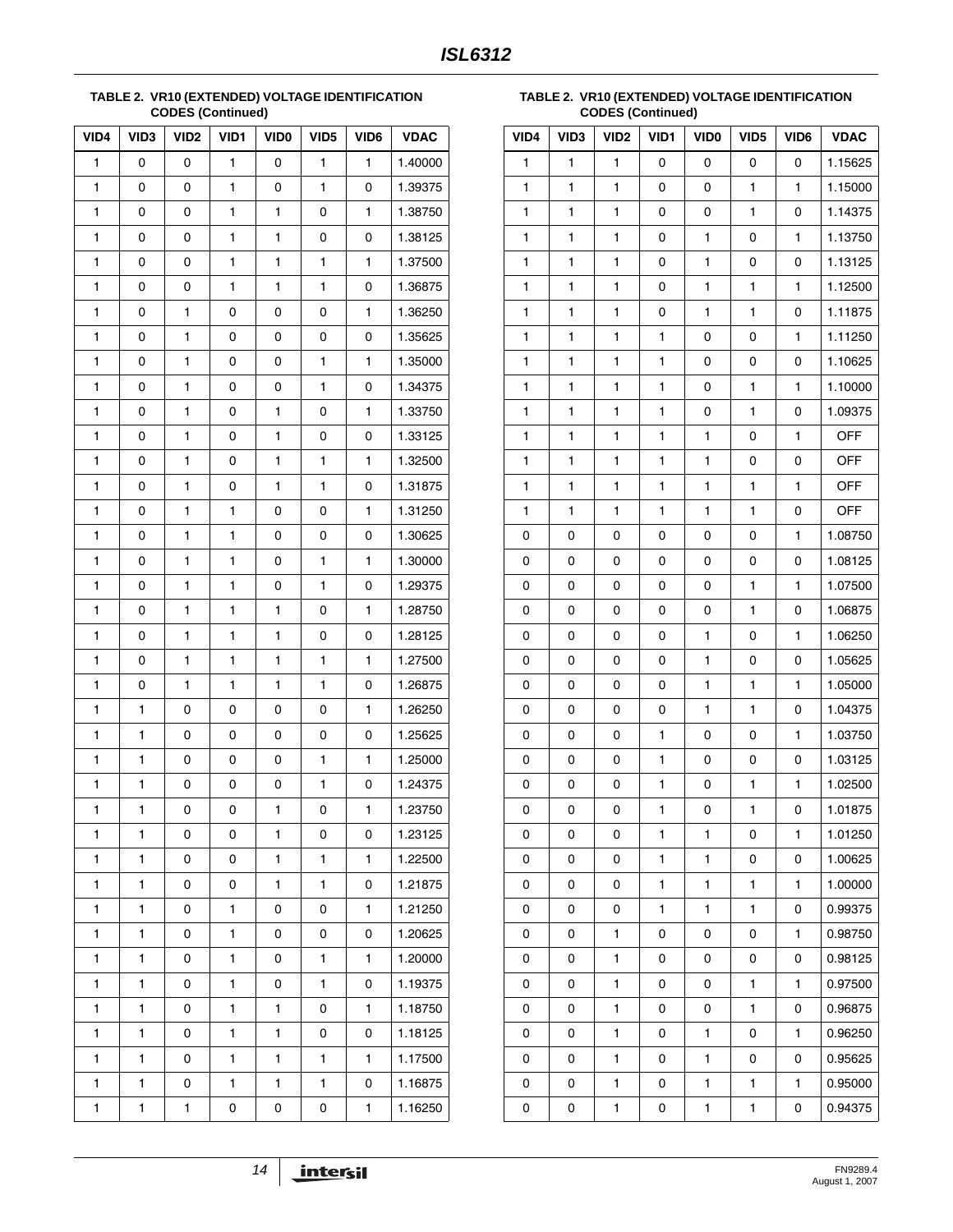**TABLE 2. VR10 (EXTENDED) VOLTAGE IDENTIFICATION CODES (Continued)**

| VID4 | VID3 | VID2 | VID1 | VID0 | VID5 | VID6 | VDAC |
|---|---|---|---|---|---|---|---|
| 1 | 0 | 0 | 1 | 0 | 1 | 1 | 1.40000 |
| 1 | 0 | 0 | 1 | 0 | 1 | 0 | 1.39375 |
| 1 | 0 | 0 | 1 | 1 | 0 | 1 | 1.38750 |
| 1 | 0 | 0 | 1 | 1 | 0 | 0 | 1.38125 |
| 1 | 0 | 0 | 1 | 1 | 1 | 1 | 1.37500 |
| 1 | 0 | 0 | 1 | 1 | 1 | 0 | 1.36875 |
| 1 | 0 | 1 | 0 | 0 | 0 | 1 | 1.36250 |
| 1 | 0 | 1 | 0 | 0 | 0 | 0 | 1.35625 |
| 1 | 0 | 1 | 0 | 0 | 1 | 1 | 1.35000 |
| 1 | 0 | 1 | 0 | 0 | 1 | 0 | 1.34375 |
| 1 | 0 | 1 | 0 | 1 | 0 | 1 | 1.33750 |
| 1 | 0 | 1 | 0 | 1 | 0 | 0 | 1.33125 |
| 1 | 0 | 1 | 0 | 1 | 1 | 1 | 1.32500 |
| 1 | 0 | 1 | 0 | 1 | 1 | 0 | 1.31875 |
| 1 | 0 | 1 | 1 | 0 | 0 | 1 | 1.31250 |
| 1 | 0 | 1 | 1 | 0 | 0 | 0 | 1.30625 |
| 1 | 0 | 1 | 1 | 0 | 1 | 1 | 1.30000 |
| 1 | 0 | 1 | 1 | 0 | 1 | 0 | 1.29375 |
| 1 | 0 | 1 | 1 | 1 | 0 | 1 | 1.28750 |
| 1 | 0 | 1 | 1 | 1 | 0 | 0 | 1.28125 |
| 1 | 0 | 1 | 1 | 1 | 1 | 1 | 1.27500 |
| 1 | 0 | 1 | 1 | 1 | 1 | 0 | 1.26875 |
| 1 | 1 | 0 | 0 | 0 | 0 | 1 | 1.26250 |
| 1 | 1 | 0 | 0 | 0 | 0 | 0 | 1.25625 |
| 1 | 1 | 0 | 0 | 0 | 1 | 1 | 1.25000 |
| 1 | 1 | 0 | 0 | 0 | 1 | 0 | 1.24375 |
| 1 | 1 | 0 | 0 | 1 | 0 | 1 | 1.23750 |
| 1 | 1 | 0 | 0 | 1 | 0 | 0 | 1.23125 |
| 1 | 1 | 0 | 0 | 1 | 1 | 1 | 1.22500 |
| 1 | 1 | 0 | 0 | 1 | 1 | 0 | 1.21875 |
| 1 | 1 | 0 | 1 | 0 | 0 | 1 | 1.21250 |
| 1 | 1 | 0 | 1 | 0 | 0 | 0 | 1.20625 |
| 1 | 1 | 0 | 1 | 0 | 1 | 1 | 1.20000 |
| 1 | 1 | 0 | 1 | 0 | 1 | 0 | 1.19375 |
| 1 | 1 | 0 | 1 | 1 | 0 | 1 | 1.18750 |
| 1 | 1 | 0 | 1 | 1 | 0 | 0 | 1.18125 |
| 1 | 1 | 0 | 1 | 1 | 1 | 1 | 1.17500 |
| 1 | 1 | 0 | 1 | 1 | 1 | 0 | 1.16875 |
| 1 | 1 | 1 | 0 | 0 | 0 | 1 | 1.16250 |

**TABLE 2. VR10 (EXTENDED) VOLTAGE IDENTIFICATION CODES (Continued)**

| VID4 | VID3 | VID2 | VID1 | VID0 | VID5 | VID6 | VDAC |
|---|---|---|---|---|---|---|---|
| 1 | 1 | 1 | 0 | 0 | 0 | 0 | 1.15625 |
| 1 | 1 | 1 | 0 | 0 | 1 | 1 | 1.15000 |
| 1 | 1 | 1 | 0 | 0 | 1 | 0 | 1.14375 |
| 1 | 1 | 1 | 0 | 1 | 0 | 1 | 1.13750 |
| 1 | 1 | 1 | 0 | 1 | 0 | 0 | 1.13125 |
| 1 | 1 | 1 | 0 | 1 | 1 | 1 | 1.12500 |
| 1 | 1 | 1 | 0 | 1 | 1 | 0 | 1.11875 |
| 1 | 1 | 1 | 1 | 0 | 0 | 1 | 1.11250 |
| 1 | 1 | 1 | 1 | 0 | 0 | 0 | 1.10625 |
| 1 | 1 | 1 | 1 | 0 | 1 | 1 | 1.10000 |
| 1 | 1 | 1 | 1 | 0 | 1 | 0 | 1.09375 |
| 1 | 1 | 1 | 1 | 1 | 0 | 1 | OFF |
| 1 | 1 | 1 | 1 | 1 | 0 | 0 | OFF |
| 1 | 1 | 1 | 1 | 1 | 1 | 1 | OFF |
| 1 | 1 | 1 | 1 | 1 | 1 | 0 | OFF |
| 0 | 0 | 0 | 0 | 0 | 0 | 1 | 1.08750 |
| 0 | 0 | 0 | 0 | 0 | 0 | 0 | 1.08125 |
| 0 | 0 | 0 | 0 | 0 | 1 | 1 | 1.07500 |
| 0 | 0 | 0 | 0 | 0 | 1 | 0 | 1.06875 |
| 0 | 0 | 0 | 0 | 1 | 0 | 1 | 1.06250 |
| 0 | 0 | 0 | 0 | 1 | 0 | 0 | 1.05625 |
| 0 | 0 | 0 | 0 | 1 | 1 | 1 | 1.05000 |
| 0 | 0 | 0 | 0 | 1 | 1 | 0 | 1.04375 |
| 0 | 0 | 0 | 1 | 0 | 0 | 1 | 1.03750 |
| 0 | 0 | 0 | 1 | 0 | 0 | 0 | 1.03125 |
| 0 | 0 | 0 | 1 | 0 | 1 | 1 | 1.02500 |
| 0 | 0 | 0 | 1 | 0 | 1 | 0 | 1.01875 |
| 0 | 0 | 0 | 1 | 1 | 0 | 1 | 1.01250 |
| 0 | 0 | 0 | 1 | 1 | 0 | 0 | 1.00625 |
| 0 | 0 | 0 | 1 | 1 | 1 | 1 | 1.00000 |
| 0 | 0 | 0 | 1 | 1 | 1 | 0 | 0.99375 |
| 0 | 0 | 1 | 0 | 0 | 0 | 1 | 0.98750 |
| 0 | 0 | 1 | 0 | 0 | 0 | 0 | 0.98125 |
| 0 | 0 | 1 | 0 | 0 | 1 | 1 | 0.97500 |
| 0 | 0 | 1 | 0 | 0 | 1 | 0 | 0.96875 |
| 0 | 0 | 1 | 0 | 1 | 0 | 1 | 0.96250 |
| 0 | 0 | 1 | 0 | 1 | 0 | 0 | 0.95625 |
| 0 | 0 | 1 | 0 | 1 | 1 | 1 | 0.95000 |
| 0 | 0 | 1 | 0 | 1 | 1 | 0 | 0.94375 |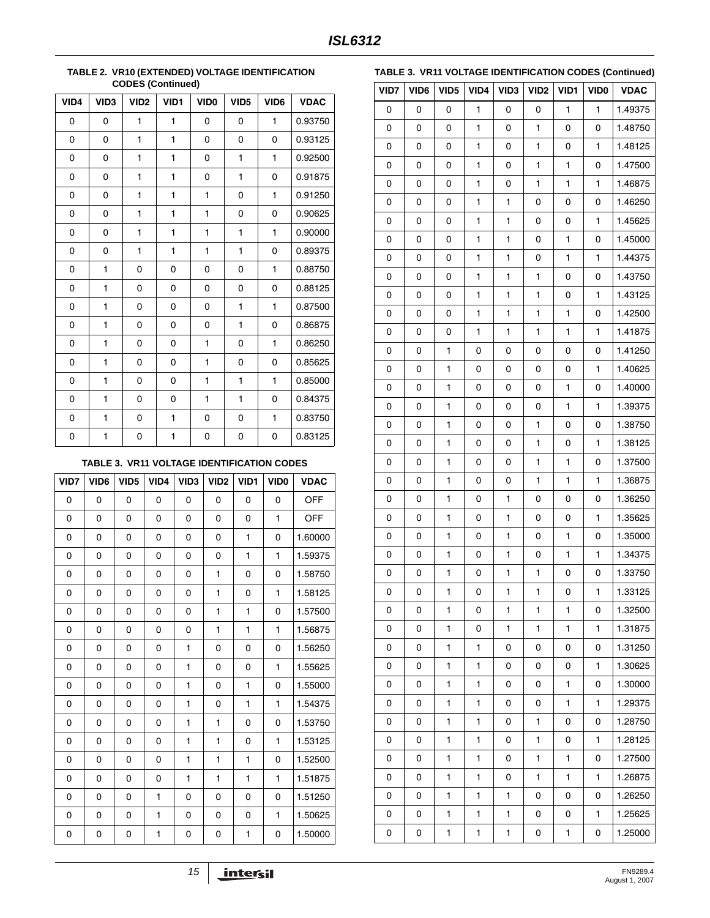**TABLE 2. VR10 (EXTENDED) VOLTAGE IDENTIFICATION CODES (Continued)**

| VID4 | VID3 | VID2 | VID1 | VID0 | VID5 | VID6 | VDAC |
|---|---|---|---|---|---|---|---|
| 0 | 0 | 1 | 1 | 0 | 0 | 1 | 0.93750 |
| 0 | 0 | 1 | 1 | 0 | 0 | 0 | 0.93125 |
| 0 | 0 | 1 | 1 | 0 | 1 | 1 | 0.92500 |
| 0 | 0 | 1 | 1 | 0 | 1 | 0 | 0.91875 |
| 0 | 0 | 1 | 1 | 1 | 0 | 1 | 0.91250 |
| 0 | 0 | 1 | 1 | 1 | 0 | 0 | 0.90625 |
| 0 | 0 | 1 | 1 | 1 | 1 | 1 | 0.90000 |
| 0 | 0 | 1 | 1 | 1 | 1 | 0 | 0.89375 |
| 0 | 1 | 0 | 0 | 0 | 0 | 1 | 0.88750 |
| 0 | 1 | 0 | 0 | 0 | 0 | 0 | 0.88125 |
| 0 | 1 | 0 | 0 | 0 | 1 | 1 | 0.87500 |
| 0 | 1 | 0 | 0 | 0 | 1 | 0 | 0.86875 |
| 0 | 1 | 0 | 0 | 1 | 0 | 1 | 0.86250 |
| 0 | 1 | 0 | 0 | 1 | 0 | 0 | 0.85625 |
| 0 | 1 | 0 | 0 | 1 | 1 | 1 | 0.85000 |
| 0 | 1 | 0 | 0 | 1 | 1 | 0 | 0.84375 |
| 0 | 1 | 0 | 1 | 0 | 0 | 1 | 0.83750 |
| 0 | 1 | 0 | 1 | 0 | 0 | 0 | 0.83125 |

**TABLE 3. VR11 VOLTAGE IDENTIFICATION CODES**

| VID7 | VID6 | VID5 | VID4 | VID3 | VID2 | VID1 | VID0 | VDAC |
|---|---|---|---|---|---|---|---|---|
| 0 | 0 | 0 | 0 | 0 | 0 | 0 | 0 | OFF |
| 0 | 0 | 0 | 0 | 0 | 0 | 0 | 1 | OFF |
| 0 | 0 | 0 | 0 | 0 | 0 | 1 | 0 | 1.60000 |
| 0 | 0 | 0 | 0 | 0 | 0 | 1 | 1 | 1.59375 |
| 0 | 0 | 0 | 0 | 0 | 1 | 0 | 0 | 1.58750 |
| 0 | 0 | 0 | 0 | 0 | 1 | 0 | 1 | 1.58125 |
| 0 | 0 | 0 | 0 | 0 | 1 | 1 | 0 | 1.57500 |
| 0 | 0 | 0 | 0 | 0 | 1 | 1 | 1 | 1.56875 |
| 0 | 0 | 0 | 0 | 1 | 0 | 0 | 0 | 1.56250 |
| 0 | 0 | 0 | 0 | 1 | 0 | 0 | 1 | 1.55625 |
| 0 | 0 | 0 | 0 | 1 | 0 | 1 | 0 | 1.55000 |
| 0 | 0 | 0 | 0 | 1 | 0 | 1 | 1 | 1.54375 |
| 0 | 0 | 0 | 0 | 1 | 1 | 0 | 0 | 1.53750 |
| 0 | 0 | 0 | 0 | 1 | 1 | 0 | 1 | 1.53125 |
| 0 | 0 | 0 | 0 | 1 | 1 | 1 | 0 | 1.52500 |
| 0 | 0 | 0 | 0 | 1 | 1 | 1 | 1 | 1.51875 |
| 0 | 0 | 0 | 1 | 0 | 0 | 0 | 0 | 1.51250 |
| 0 | 0 | 0 | 1 | 0 | 0 | 0 | 1 | 1.50625 |
| 0 | 0 | 0 | 1 | 0 | 0 | 1 | 0 | 1.50000 |

**TABLE 3. VR11 VOLTAGE IDENTIFICATION CODES (Continued)**

| VID7 | VID6 | VID5 | VID4 | VID3 | VID2 | VID1 | VID0 | VDAC |
|---|---|---|---|---|---|---|---|---|
| 0 | 0 | 0 | 1 | 0 | 0 | 1 | 1 | 1.49375 |
| 0 | 0 | 0 | 1 | 0 | 1 | 0 | 0 | 1.48750 |
| 0 | 0 | 0 | 1 | 0 | 1 | 0 | 1 | 1.48125 |
| 0 | 0 | 0 | 1 | 0 | 1 | 1 | 0 | 1.47500 |
| 0 | 0 | 0 | 1 | 0 | 1 | 1 | 1 | 1.46875 |
| 0 | 0 | 0 | 1 | 1 | 0 | 0 | 0 | 1.46250 |
| 0 | 0 | 0 | 1 | 1 | 0 | 0 | 1 | 1.45625 |
| 0 | 0 | 0 | 1 | 1 | 0 | 1 | 0 | 1.45000 |
| 0 | 0 | 0 | 1 | 1 | 0 | 1 | 1 | 1.44375 |
| 0 | 0 | 0 | 1 | 1 | 1 | 0 | 0 | 1.43750 |
| 0 | 0 | 0 | 1 | 1 | 1 | 0 | 1 | 1.43125 |
| 0 | 0 | 0 | 1 | 1 | 1 | 1 | 0 | 1.42500 |
| 0 | 0 | 0 | 1 | 1 | 1 | 1 | 1 | 1.41875 |
| 0 | 0 | 1 | 0 | 0 | 0 | 0 | 0 | 1.41250 |
| 0 | 0 | 1 | 0 | 0 | 0 | 0 | 1 | 1.40625 |
| 0 | 0 | 1 | 0 | 0 | 0 | 1 | 0 | 1.40000 |
| 0 | 0 | 1 | 0 | 0 | 0 | 1 | 1 | 1.39375 |
| 0 | 0 | 1 | 0 | 0 | 1 | 0 | 0 | 1.38750 |
| 0 | 0 | 1 | 0 | 0 | 1 | 0 | 1 | 1.38125 |
| 0 | 0 | 1 | 0 | 0 | 1 | 1 | 0 | 1.37500 |
| 0 | 0 | 1 | 0 | 0 | 1 | 1 | 1 | 1.36875 |
| 0 | 0 | 1 | 0 | 1 | 0 | 0 | 0 | 1.36250 |
| 0 | 0 | 1 | 0 | 1 | 0 | 0 | 1 | 1.35625 |
| 0 | 0 | 1 | 0 | 1 | 0 | 1 | 0 | 1.35000 |
| 0 | 0 | 1 | 0 | 1 | 0 | 1 | 1 | 1.34375 |
| 0 | 0 | 1 | 0 | 1 | 1 | 0 | 0 | 1.33750 |
| 0 | 0 | 1 | 0 | 1 | 1 | 0 | 1 | 1.33125 |
| 0 | 0 | 1 | 0 | 1 | 1 | 1 | 0 | 1.32500 |
| 0 | 0 | 1 | 0 | 1 | 1 | 1 | 1 | 1.31875 |
| 0 | 0 | 1 | 1 | 0 | 0 | 0 | 0 | 1.31250 |
| 0 | 0 | 1 | 1 | 0 | 0 | 0 | 1 | 1.30625 |
| 0 | 0 | 1 | 1 | 0 | 0 | 1 | 0 | 1.30000 |
| 0 | 0 | 1 | 1 | 0 | 0 | 1 | 1 | 1.29375 |
| 0 | 0 | 1 | 1 | 0 | 1 | 0 | 0 | 1.28750 |
| 0 | 0 | 1 | 1 | 0 | 1 | 0 | 1 | 1.28125 |
| 0 | 0 | 1 | 1 | 0 | 1 | 1 | 0 | 1.27500 |
| 0 | 0 | 1 | 1 | 0 | 1 | 1 | 1 | 1.26875 |
| 0 | 0 | 1 | 1 | 1 | 0 | 0 | 0 | 1.26250 |
| 0 | 0 | 1 | 1 | 1 | 0 | 0 | 1 | 1.25625 |
| 0 | 0 | 1 | 1 | 1 | 0 | 1 | 0 | 1.25000 |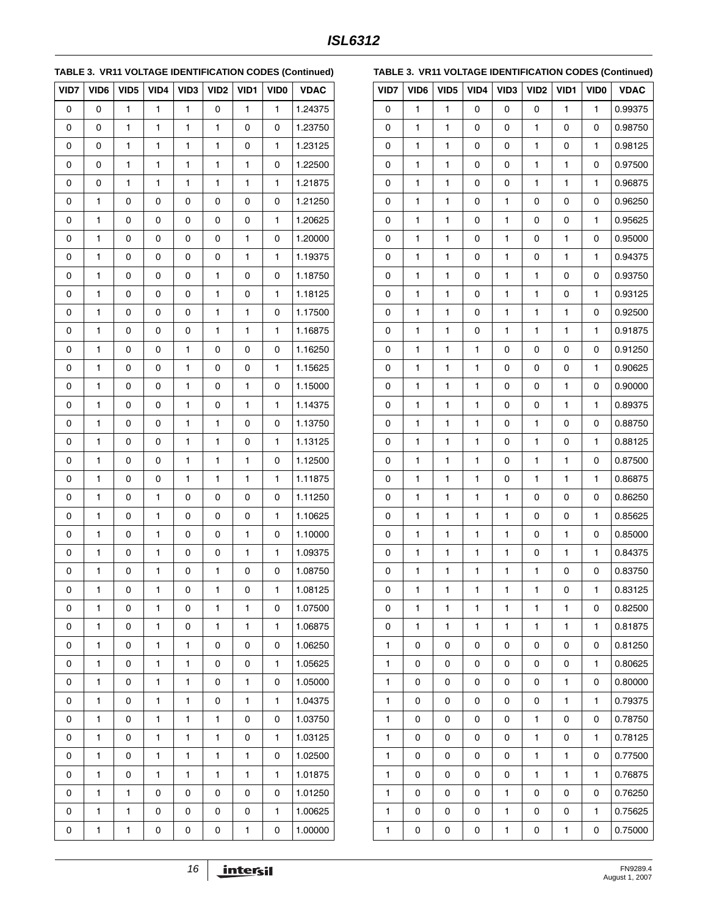**TABLE 3. VR11 VOLTAGE IDENTIFICATION CODES (Continued)**

| VID7 | VID6 | VID5 | VID4 | VID3 | VID2 | VID1 | VID0 | VDAC |
|---|---|---|---|---|---|---|---|---|
| 0 | 0 | 1 | 1 | 1 | 0 | 1 | 1 | 1.24375 |
| 0 | 0 | 1 | 1 | 1 | 1 | 0 | 0 | 1.23750 |
| 0 | 0 | 1 | 1 | 1 | 1 | 0 | 1 | 1.23125 |
| 0 | 0 | 1 | 1 | 1 | 1 | 1 | 0 | 1.22500 |
| 0 | 0 | 1 | 1 | 1 | 1 | 1 | 1 | 1.21875 |
| 0 | 1 | 0 | 0 | 0 | 0 | 0 | 0 | 1.21250 |
| 0 | 1 | 0 | 0 | 0 | 0 | 0 | 1 | 1.20625 |
| 0 | 1 | 0 | 0 | 0 | 0 | 1 | 0 | 1.20000 |
| 0 | 1 | 0 | 0 | 0 | 0 | 1 | 1 | 1.19375 |
| 0 | 1 | 0 | 0 | 0 | 1 | 0 | 0 | 1.18750 |
| 0 | 1 | 0 | 0 | 0 | 1 | 0 | 1 | 1.18125 |
| 0 | 1 | 0 | 0 | 0 | 1 | 1 | 0 | 1.17500 |
| 0 | 1 | 0 | 0 | 0 | 1 | 1 | 1 | 1.16875 |
| 0 | 1 | 0 | 0 | 1 | 0 | 0 | 0 | 1.16250 |
| 0 | 1 | 0 | 0 | 1 | 0 | 0 | 1 | 1.15625 |
| 0 | 1 | 0 | 0 | 1 | 0 | 1 | 0 | 1.15000 |
| 0 | 1 | 0 | 0 | 1 | 0 | 1 | 1 | 1.14375 |
| 0 | 1 | 0 | 0 | 1 | 1 | 0 | 0 | 1.13750 |
| 0 | 1 | 0 | 0 | 1 | 1 | 0 | 1 | 1.13125 |
| 0 | 1 | 0 | 0 | 1 | 1 | 1 | 0 | 1.12500 |
| 0 | 1 | 0 | 0 | 1 | 1 | 1 | 1 | 1.11875 |
| 0 | 1 | 0 | 1 | 0 | 0 | 0 | 0 | 1.11250 |
| 0 | 1 | 0 | 1 | 0 | 0 | 0 | 1 | 1.10625 |
| 0 | 1 | 0 | 1 | 0 | 0 | 1 | 0 | 1.10000 |
| 0 | 1 | 0 | 1 | 0 | 0 | 1 | 1 | 1.09375 |
| 0 | 1 | 0 | 1 | 0 | 1 | 0 | 0 | 1.08750 |
| 0 | 1 | 0 | 1 | 0 | 1 | 0 | 1 | 1.08125 |
| 0 | 1 | 0 | 1 | 0 | 1 | 1 | 0 | 1.07500 |
| 0 | 1 | 0 | 1 | 0 | 1 | 1 | 1 | 1.06875 |
| 0 | 1 | 0 | 1 | 1 | 0 | 0 | 0 | 1.06250 |
| 0 | 1 | 0 | 1 | 1 | 0 | 0 | 1 | 1.05625 |
| 0 | 1 | 0 | 1 | 1 | 0 | 1 | 0 | 1.05000 |
| 0 | 1 | 0 | 1 | 1 | 0 | 1 | 1 | 1.04375 |
| 0 | 1 | 0 | 1 | 1 | 1 | 0 | 0 | 1.03750 |
| 0 | 1 | 0 | 1 | 1 | 1 | 0 | 1 | 1.03125 |
| 0 | 1 | 0 | 1 | 1 | 1 | 1 | 0 | 1.02500 |
| 0 | 1 | 0 | 1 | 1 | 1 | 1 | 1 | 1.01875 |
| 0 | 1 | 1 | 0 | 0 | 0 | 0 | 0 | 1.01250 |
| 0 | 1 | 1 | 0 | 0 | 0 | 0 | 1 | 1.00625 |
| 0 | 1 | 1 | 0 | 0 | 0 | 1 | 0 | 1.00000 |

**TABLE 3. VR11 VOLTAGE IDENTIFICATION CODES (Continued)**

| VID7 | VID6 | VID5 | VID4 | VID3 | VID2 | VID1 | VID0 | VDAC |
|---|---|---|---|---|---|---|---|---|
| 0 | 1 | 1 | 0 | 0 | 0 | 1 | 1 | 0.99375 |
| 0 | 1 | 1 | 0 | 0 | 1 | 0 | 0 | 0.98750 |
| 0 | 1 | 1 | 0 | 0 | 1 | 0 | 1 | 0.98125 |
| 0 | 1 | 1 | 0 | 0 | 1 | 1 | 0 | 0.97500 |
| 0 | 1 | 1 | 0 | 0 | 1 | 1 | 1 | 0.96875 |
| 0 | 1 | 1 | 0 | 1 | 0 | 0 | 0 | 0.96250 |
| 0 | 1 | 1 | 0 | 1 | 0 | 0 | 1 | 0.95625 |
| 0 | 1 | 1 | 0 | 1 | 0 | 1 | 0 | 0.95000 |
| 0 | 1 | 1 | 0 | 1 | 0 | 1 | 1 | 0.94375 |
| 0 | 1 | 1 | 0 | 1 | 1 | 0 | 0 | 0.93750 |
| 0 | 1 | 1 | 0 | 1 | 1 | 0 | 1 | 0.93125 |
| 0 | 1 | 1 | 0 | 1 | 1 | 1 | 0 | 0.92500 |
| 0 | 1 | 1 | 0 | 1 | 1 | 1 | 1 | 0.91875 |
| 0 | 1 | 1 | 1 | 0 | 0 | 0 | 0 | 0.91250 |
| 0 | 1 | 1 | 1 | 0 | 0 | 0 | 1 | 0.90625 |
| 0 | 1 | 1 | 1 | 0 | 0 | 1 | 0 | 0.90000 |
| 0 | 1 | 1 | 1 | 0 | 0 | 1 | 1 | 0.89375 |
| 0 | 1 | 1 | 1 | 0 | 1 | 0 | 0 | 0.88750 |
| 0 | 1 | 1 | 1 | 0 | 1 | 0 | 1 | 0.88125 |
| 0 | 1 | 1 | 1 | 0 | 1 | 1 | 0 | 0.87500 |
| 0 | 1 | 1 | 1 | 0 | 1 | 1 | 1 | 0.86875 |
| 0 | 1 | 1 | 1 | 1 | 0 | 0 | 0 | 0.86250 |
| 0 | 1 | 1 | 1 | 1 | 0 | 0 | 1 | 0.85625 |
| 0 | 1 | 1 | 1 | 1 | 0 | 1 | 0 | 0.85000 |
| 0 | 1 | 1 | 1 | 1 | 0 | 1 | 1 | 0.84375 |
| 0 | 1 | 1 | 1 | 1 | 1 | 0 | 0 | 0.83750 |
| 0 | 1 | 1 | 1 | 1 | 1 | 0 | 1 | 0.83125 |
| 0 | 1 | 1 | 1 | 1 | 1 | 1 | 0 | 0.82500 |
| 0 | 1 | 1 | 1 | 1 | 1 | 1 | 1 | 0.81875 |
| 1 | 0 | 0 | 0 | 0 | 0 | 0 | 0 | 0.81250 |
| 1 | 0 | 0 | 0 | 0 | 0 | 0 | 1 | 0.80625 |
| 1 | 0 | 0 | 0 | 0 | 0 | 1 | 0 | 0.80000 |
| 1 | 0 | 0 | 0 | 0 | 0 | 1 | 1 | 0.79375 |
| 1 | 0 | 0 | 0 | 0 | 1 | 0 | 0 | 0.78750 |
| 1 | 0 | 0 | 0 | 0 | 1 | 0 | 1 | 0.78125 |
| 1 | 0 | 0 | 0 | 0 | 1 | 1 | 0 | 0.77500 |
| 1 | 0 | 0 | 0 | 0 | 1 | 1 | 1 | 0.76875 |
| 1 | 0 | 0 | 0 | 1 | 0 | 0 | 0 | 0.76250 |
| 1 | 0 | 0 | 0 | 1 | 0 | 0 | 1 | 0.75625 |
| 1 | 0 | 0 | 0 | 1 | 0 | 1 | 0 | 0.75000 |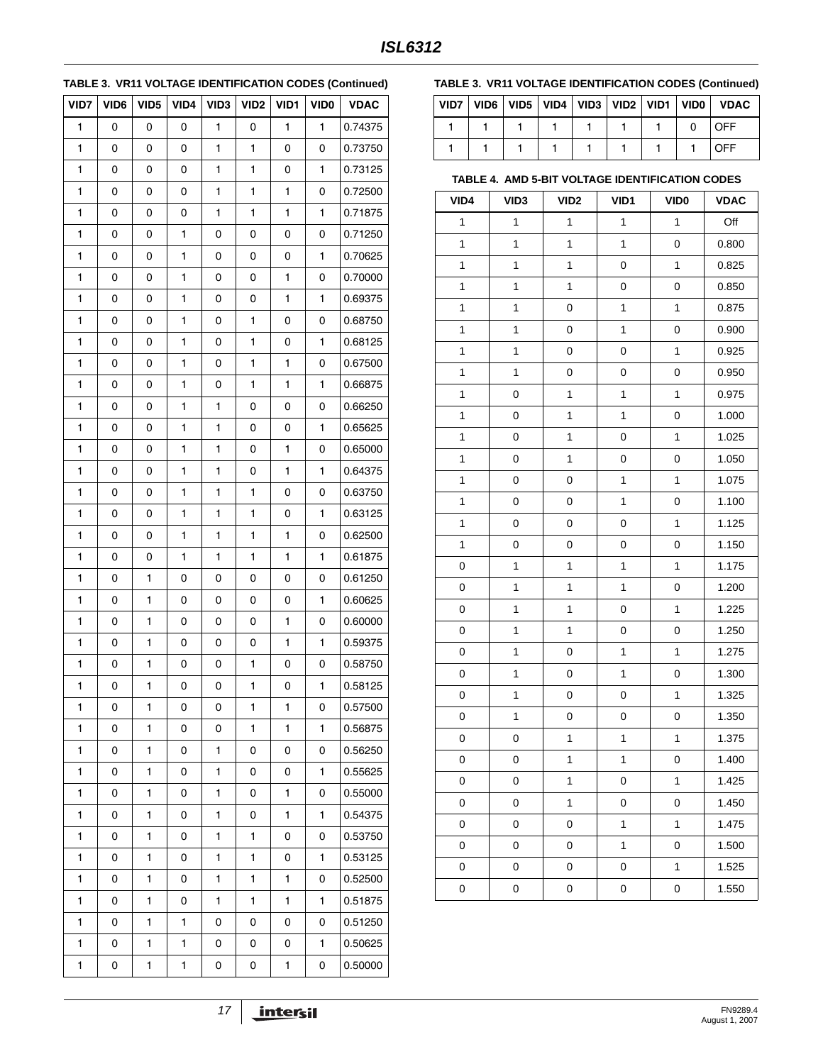**TABLE 3. VR11 VOLTAGE IDENTIFICATION CODES (Continued)**

| VID7 | VID6 | VID5 | VID4 | VID3 | VID2 | VID1 | VID0 | VDAC |
|---|---|---|---|---|---|---|---|---|
| 1 | 0 | 0 | 0 | 1 | 0 | 1 | 1 | 0.74375 |
| 1 | 0 | 0 | 0 | 1 | 1 | 0 | 0 | 0.73750 |
| 1 | 0 | 0 | 0 | 1 | 1 | 0 | 1 | 0.73125 |
| 1 | 0 | 0 | 0 | 1 | 1 | 1 | 0 | 0.72500 |
| 1 | 0 | 0 | 0 | 1 | 1 | 1 | 1 | 0.71875 |
| 1 | 0 | 0 | 1 | 0 | 0 | 0 | 0 | 0.71250 |
| 1 | 0 | 0 | 1 | 0 | 0 | 0 | 1 | 0.70625 |
| 1 | 0 | 0 | 1 | 0 | 0 | 1 | 0 | 0.70000 |
| 1 | 0 | 0 | 1 | 0 | 0 | 1 | 1 | 0.69375 |
| 1 | 0 | 0 | 1 | 0 | 1 | 0 | 0 | 0.68750 |
| 1 | 0 | 0 | 1 | 0 | 1 | 0 | 1 | 0.68125 |
| 1 | 0 | 0 | 1 | 0 | 1 | 1 | 0 | 0.67500 |
| 1 | 0 | 0 | 1 | 0 | 1 | 1 | 1 | 0.66875 |
| 1 | 0 | 0 | 1 | 1 | 0 | 0 | 0 | 0.66250 |
| 1 | 0 | 0 | 1 | 1 | 0 | 0 | 1 | 0.65625 |
| 1 | 0 | 0 | 1 | 1 | 0 | 1 | 0 | 0.65000 |
| 1 | 0 | 0 | 1 | 1 | 0 | 1 | 1 | 0.64375 |
| 1 | 0 | 0 | 1 | 1 | 1 | 0 | 0 | 0.63750 |
| 1 | 0 | 0 | 1 | 1 | 1 | 0 | 1 | 0.63125 |
| 1 | 0 | 0 | 1 | 1 | 1 | 1 | 0 | 0.62500 |
| 1 | 0 | 0 | 1 | 1 | 1 | 1 | 1 | 0.61875 |
| 1 | 0 | 1 | 0 | 0 | 0 | 0 | 0 | 0.61250 |
| 1 | 0 | 1 | 0 | 0 | 0 | 0 | 1 | 0.60625 |
| 1 | 0 | 1 | 0 | 0 | 0 | 1 | 0 | 0.60000 |
| 1 | 0 | 1 | 0 | 0 | 0 | 1 | 1 | 0.59375 |
| 1 | 0 | 1 | 0 | 0 | 1 | 0 | 0 | 0.58750 |
| 1 | 0 | 1 | 0 | 0 | 1 | 0 | 1 | 0.58125 |
| 1 | 0 | 1 | 0 | 0 | 1 | 1 | 0 | 0.57500 |
| 1 | 0 | 1 | 0 | 0 | 1 | 1 | 1 | 0.56875 |
| 1 | 0 | 1 | 0 | 1 | 0 | 0 | 0 | 0.56250 |
| 1 | 0 | 1 | 0 | 1 | 0 | 0 | 1 | 0.55625 |
| 1 | 0 | 1 | 0 | 1 | 0 | 1 | 0 | 0.55000 |
| 1 | 0 | 1 | 0 | 1 | 0 | 1 | 1 | 0.54375 |
| 1 | 0 | 1 | 0 | 1 | 1 | 0 | 0 | 0.53750 |
| 1 | 0 | 1 | 0 | 1 | 1 | 0 | 1 | 0.53125 |
| 1 | 0 | 1 | 0 | 1 | 1 | 1 | 0 | 0.52500 |
| 1 | 0 | 1 | 0 | 1 | 1 | 1 | 1 | 0.51875 |
| 1 | 0 | 1 | 1 | 0 | 0 | 0 | 0 | 0.51250 |
| 1 | 0 | 1 | 1 | 0 | 0 | 0 | 1 | 0.50625 |
| 1 | 0 | 1 | 1 | 0 | 0 | 1 | 0 | 0.50000 |
| 1 | 1 | 1 | 1 | 1 | 1 | 1 | 0 | OFF |
| 1 | 1 | 1 | 1 | 1 | 1 | 1 | 1 | OFF |

**TABLE 4. AMD 5-BIT VOLTAGE IDENTIFICATION CODES**

| VID4 | VID3 | VID2 | VID1 | VID0 | VDAC |
|---|---|---|---|---|---|
| 1 | 1 | 1 | 1 | 1 | Off |
| 1 | 1 | 1 | 1 | 0 | 0.800 |
| 1 | 1 | 1 | 0 | 1 | 0.825 |
| 1 | 1 | 1 | 0 | 0 | 0.850 |
| 1 | 1 | 0 | 1 | 1 | 0.875 |
| 1 | 1 | 0 | 1 | 0 | 0.900 |
| 1 | 1 | 0 | 0 | 1 | 0.925 |
| 1 | 1 | 0 | 0 | 0 | 0.950 |
| 1 | 0 | 1 | 1 | 1 | 0.975 |
| 1 | 0 | 1 | 1 | 0 | 1.000 |
| 1 | 0 | 1 | 0 | 1 | 1.025 |
| 1 | 0 | 1 | 0 | 0 | 1.050 |
| 1 | 0 | 0 | 1 | 1 | 1.075 |
| 1 | 0 | 0 | 1 | 0 | 1.100 |
| 1 | 0 | 0 | 0 | 1 | 1.125 |
| 1 | 0 | 0 | 0 | 0 | 1.150 |
| 0 | 1 | 1 | 1 | 1 | 1.175 |
| 0 | 1 | 1 | 1 | 0 | 1.200 |
| 0 | 1 | 1 | 0 | 1 | 1.225 |
| 0 | 1 | 1 | 0 | 0 | 1.250 |
| 0 | 1 | 0 | 1 | 1 | 1.275 |
| 0 | 1 | 0 | 1 | 0 | 1.300 |
| 0 | 1 | 0 | 0 | 1 | 1.325 |
| 0 | 1 | 0 | 0 | 0 | 1.350 |
| 0 | 0 | 1 | 1 | 1 | 1.375 |
| 0 | 0 | 1 | 1 | 0 | 1.400 |
| 0 | 0 | 1 | 0 | 1 | 1.425 |
| 0 | 0 | 1 | 0 | 0 | 1.450 |
| 0 | 0 | 0 | 1 | 1 | 1.475 |
| 0 | 0 | 0 | 1 | 0 | 1.500 |
| 0 | 0 | 0 | 0 | 1 | 1.525 |
| 0 | 0 | 0 | 0 | 0 | 1.550 |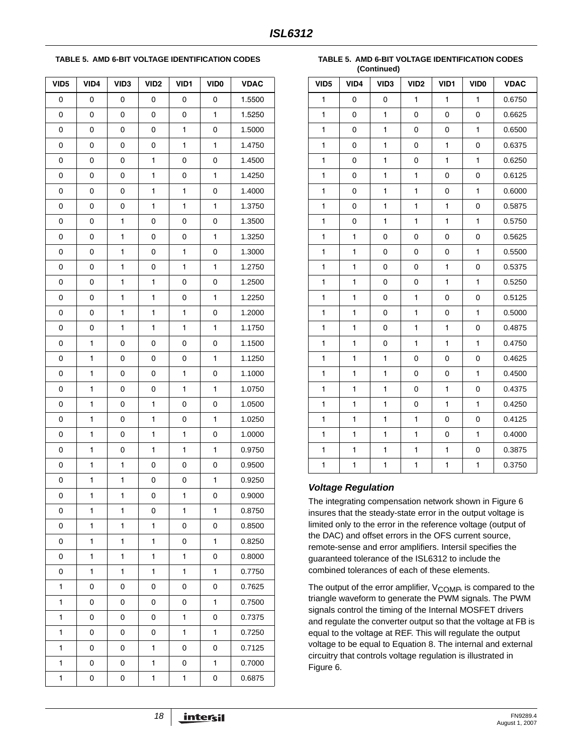**TABLE 5. AMD 6-BIT VOLTAGE IDENTIFICATION CODES**

| VID5 | VID4 | VID3 | VID2 | VID1 | VID0 | VDAC |
|---|---|---|---|---|---|---|
| 0 | 0 | 0 | 0 | 0 | 0 | 1.5500 |
| 0 | 0 | 0 | 0 | 0 | 1 | 1.5250 |
| 0 | 0 | 0 | 0 | 1 | 0 | 1.5000 |
| 0 | 0 | 0 | 0 | 1 | 1 | 1.4750 |
| 0 | 0 | 0 | 1 | 0 | 0 | 1.4500 |
| 0 | 0 | 0 | 1 | 0 | 1 | 1.4250 |
| 0 | 0 | 0 | 1 | 1 | 0 | 1.4000 |
| 0 | 0 | 0 | 1 | 1 | 1 | 1.3750 |
| 0 | 0 | 1 | 0 | 0 | 0 | 1.3500 |
| 0 | 0 | 1 | 0 | 0 | 1 | 1.3250 |
| 0 | 0 | 1 | 0 | 1 | 0 | 1.3000 |
| 0 | 0 | 1 | 0 | 1 | 1 | 1.2750 |
| 0 | 0 | 1 | 1 | 0 | 0 | 1.2500 |
| 0 | 0 | 1 | 1 | 0 | 1 | 1.2250 |
| 0 | 0 | 1 | 1 | 1 | 0 | 1.2000 |
| 0 | 0 | 1 | 1 | 1 | 1 | 1.1750 |
| 0 | 1 | 0 | 0 | 0 | 0 | 1.1500 |
| 0 | 1 | 0 | 0 | 0 | 1 | 1.1250 |
| 0 | 1 | 0 | 0 | 1 | 0 | 1.1000 |
| 0 | 1 | 0 | 0 | 1 | 1 | 1.0750 |
| 0 | 1 | 0 | 1 | 0 | 0 | 1.0500 |
| 0 | 1 | 0 | 1 | 0 | 1 | 1.0250 |
| 0 | 1 | 0 | 1 | 1 | 0 | 1.0000 |
| 0 | 1 | 0 | 1 | 1 | 1 | 0.9750 |
| 0 | 1 | 1 | 0 | 0 | 0 | 0.9500 |
| 0 | 1 | 1 | 0 | 0 | 1 | 0.9250 |
| 0 | 1 | 1 | 0 | 1 | 0 | 0.9000 |
| 0 | 1 | 1 | 0 | 1 | 1 | 0.8750 |
| 0 | 1 | 1 | 1 | 0 | 0 | 0.8500 |
| 0 | 1 | 1 | 1 | 0 | 1 | 0.8250 |
| 0 | 1 | 1 | 1 | 1 | 0 | 0.8000 |
| 0 | 1 | 1 | 1 | 1 | 1 | 0.7750 |
| 1 | 0 | 0 | 0 | 0 | 0 | 0.7625 |
| 1 | 0 | 0 | 0 | 0 | 1 | 0.7500 |
| 1 | 0 | 0 | 0 | 1 | 0 | 0.7375 |
| 1 | 0 | 0 | 0 | 1 | 1 | 0.7250 |
| 1 | 0 | 0 | 1 | 0 | 0 | 0.7125 |
| 1 | 0 | 0 | 1 | 0 | 1 | 0.7000 |
| 1 | 0 | 0 | 1 | 1 | 0 | 0.6875 |
| 1 | 0 | 0 | 1 | 1 | 1 | 0.6750 |
| 1 | 0 | 1 | 0 | 0 | 0 | 0.6625 |
| 1 | 0 | 1 | 0 | 0 | 1 | 0.6500 |
| 1 | 0 | 1 | 0 | 1 | 0 | 0.6375 |
| 1 | 0 | 1 | 0 | 1 | 1 | 0.6250 |
| 1 | 0 | 1 | 1 | 0 | 0 | 0.6125 |
| 1 | 0 | 1 | 1 | 0 | 1 | 0.6000 |
| 1 | 0 | 1 | 1 | 1 | 0 | 0.5875 |
| 1 | 0 | 1 | 1 | 1 | 1 | 0.5750 |
| 1 | 1 | 0 | 0 | 0 | 0 | 0.5625 |
| 1 | 1 | 0 | 0 | 0 | 1 | 0.5500 |
| 1 | 1 | 0 | 0 | 1 | 0 | 0.5375 |
| 1 | 1 | 0 | 0 | 1 | 1 | 0.5250 |
| 1 | 1 | 0 | 1 | 0 | 0 | 0.5125 |
| 1 | 1 | 0 | 1 | 0 | 1 | 0.5000 |
| 1 | 1 | 0 | 1 | 1 | 0 | 0.4875 |
| 1 | 1 | 0 | 1 | 1 | 1 | 0.4750 |
| 1 | 1 | 1 | 0 | 0 | 0 | 0.4625 |
| 1 | 1 | 1 | 0 | 0 | 1 | 0.4500 |
| 1 | 1 | 1 | 0 | 1 | 0 | 0.4375 |
| 1 | 1 | 1 | 0 | 1 | 1 | 0.4250 |
| 1 | 1 | 1 | 1 | 0 | 0 | 0.4125 |
| 1 | 1 | 1 | 1 | 0 | 1 | 0.4000 |
| 1 | 1 | 1 | 1 | 1 | 0 | 0.3875 |
| 1 | 1 | 1 | 1 | 1 | 1 | 0.3750 |

### *Voltage Regulation*

The integrating compensation network shown in Figure 6 insures that the steady-state error in the output voltage is limited only to the error in the reference voltage (output of the DAC) and offset errors in the OFS current source, remote-sense and error amplifiers. Intersil specifies the guaranteed tolerance of the ISL6312 to include the combined tolerances of each of these elements.

The output of the error amplifier, $V_{COMP}$, is compared to the triangle waveform to generate the PWM signals. The PWM signals control the timing of the Internal MOSFET drivers and regulate the converter output so that the voltage at FB is equal to the voltage at REF. This will regulate the output voltage to be equal to Equation 8. The internal and external circuitry that controls voltage regulation is illustrated in Figure 6.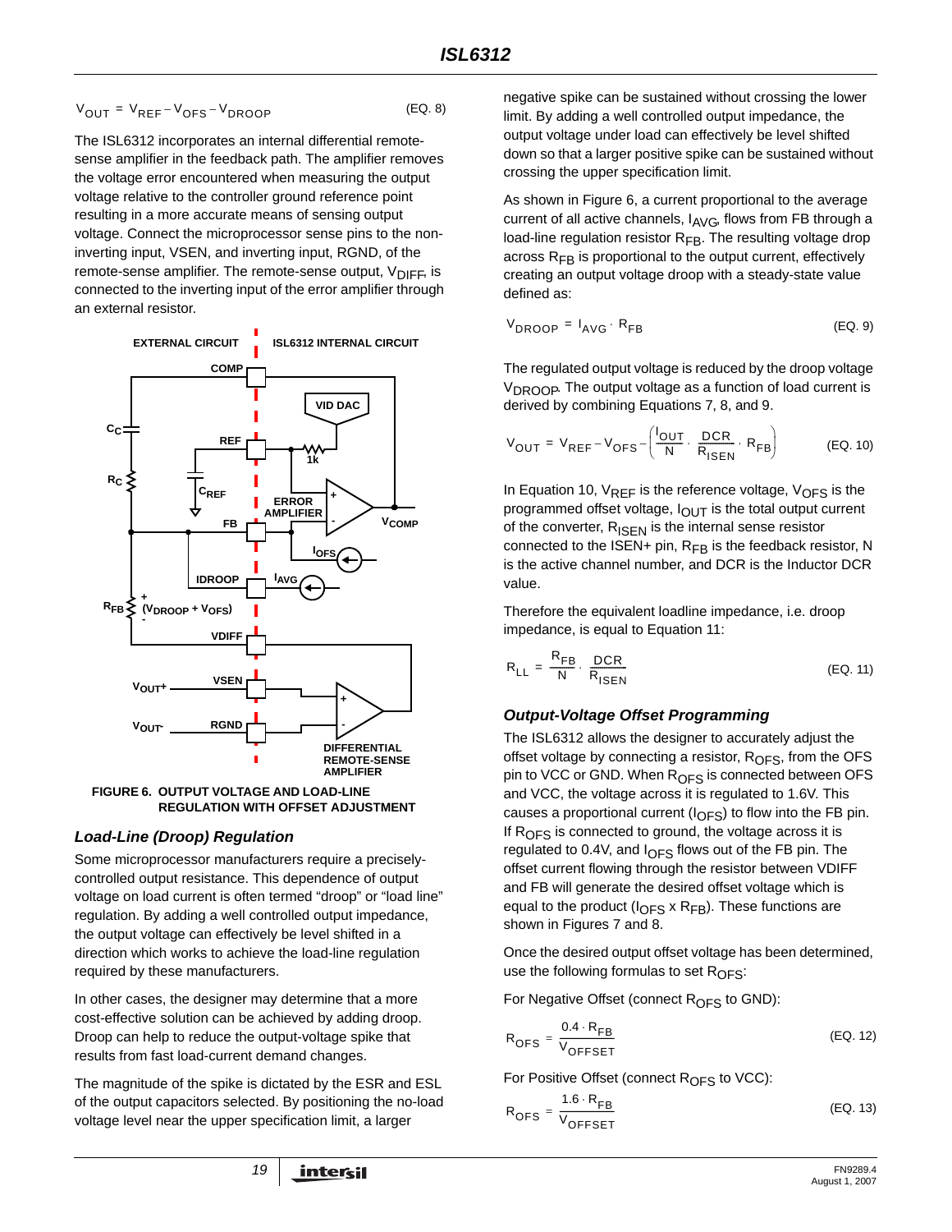$$V_{OUT} = V_{REF} - V_{OFS} - V_{DROOP} \tag{EQ. 8}$$

The ISL6312 incorporates an internal differential remote-sense amplifier in the feedback path. The amplifier removes the voltage error encountered when measuring the output voltage relative to the controller ground reference point resulting in a more accurate means of sensing output voltage. Connect the microprocessor sense pins to the non-inverting input, VSEN, and inverting input, RGND, of the remote-sense amplifier. The remote-sense output, $V_{DIFF}$, is connected to the inverting input of the error amplifier through an external resistor.

**FIGURE 6. OUTPUT VOLTAGE AND LOAD-LINE REGULATION WITH OFFSET ADJUSTMENT**

### *Load-Line (Droop) Regulation*

Some microprocessor manufacturers require a precisely-controlled output resistance. This dependence of output voltage on load current is often termed "droop" or "load line" regulation. By adding a well controlled output impedance, the output voltage can effectively be level shifted in a direction which works to achieve the load-line regulation required by these manufacturers.

In other cases, the designer may determine that a more cost-effective solution can be achieved by adding droop. Droop can help to reduce the output-voltage spike that results from fast load-current demand changes.

The magnitude of the spike is dictated by the ESR and ESL of the output capacitors selected. By positioning the no-load voltage level near the upper specification limit, a larger negative spike can be sustained without crossing the lower limit. By adding a well controlled output impedance, the output voltage under load can effectively be level shifted down so that a larger positive spike can be sustained without crossing the upper specification limit.

As shown in Figure 6, a current proportional to the average current of all active channels, $I_{AVG}$, flows from FB through a load-line regulation resistor $R_{FB}$. The resulting voltage drop across $R_{FB}$ is proportional to the output current, effectively creating an output voltage droop with a steady-state value defined as:

$$V_{DROOP} = I_{AVG} \cdot R_{FB} \tag{EQ. 9}$$

The regulated output voltage is reduced by the droop voltage $V_{DROOP}$. The output voltage as a function of load current is derived by combining Equations 7, 8, and 9.

$$V_{OUT} = V_{REF} - V_{OFS} - \left(\frac{I_{OUT}}{N} \cdot \frac{DCR}{R_{ISEN}} \cdot R_{FB}\right) \tag{EQ. 10}$$

In Equation 10, $V_{REF}$ is the reference voltage, $V_{OFS}$ is the programmed offset voltage, $I_{OUT}$ is the total output current of the converter, $R_{ISEN}$ is the internal sense resistor connected to the ISEN+ pin, $R_{FB}$ is the feedback resistor, N is the active channel number, and DCR is the Inductor DCR value.

Therefore the equivalent loadline impedance, i.e. droop impedance, is equal to Equation 11:

$$R_{LL} = \frac{R_{FB}}{N} \cdot \frac{DCR}{R_{ISEN}} \tag{EQ. 11}$$

### *Output-Voltage Offset Programming*

The ISL6312 allows the designer to accurately adjust the offset voltage by connecting a resistor, $R_{OFS}$, from the OFS pin to VCC or GND. When $R_{OFS}$ is connected between OFS and VCC, the voltage across it is regulated to 1.6V. This causes a proportional current ($I_{OFS}$) to flow into the FB pin. If $R_{OFS}$ is connected to ground, the voltage across it is regulated to 0.4V, and $I_{OFS}$ flows out of the FB pin. The offset current flowing through the resistor between VDIFF and FB will generate the desired offset voltage which is equal to the product ($I_{OFS}$ x $R_{FB}$). These functions are shown in Figures 7 and 8.

Once the desired output offset voltage has been determined, use the following formulas to set $R_{OFS}$:

For Negative Offset (connect $R_{OFS}$ to GND):

$$R_{OFS} = \frac{0.4 \cdot R_{FB}}{V_{OFFSET}} \tag{EQ. 12}$$

For Positive Offset (connect $R_{OFS}$ to VCC):

$$R_{OFS} = \frac{1.6 \cdot R_{FB}}{V_{OFFSET}} \tag{EQ. 13}$$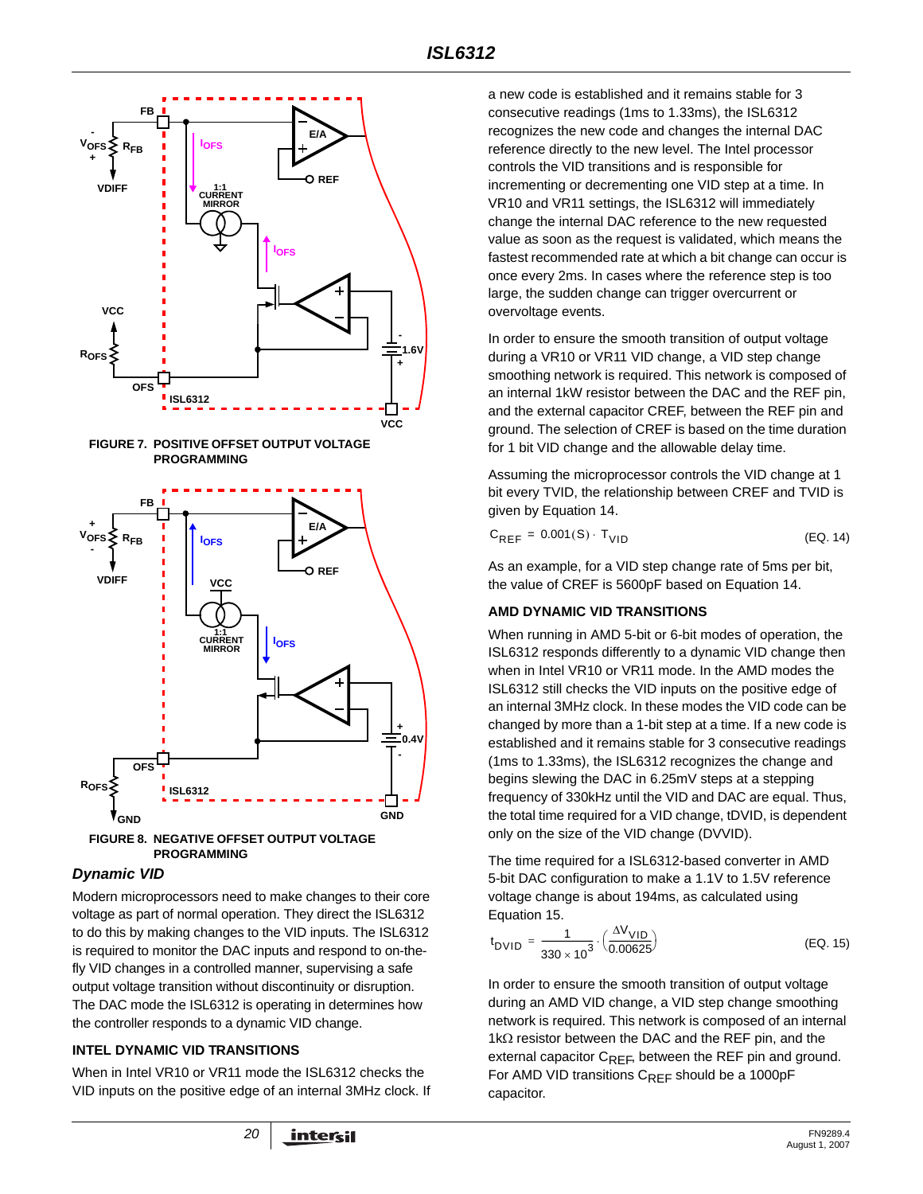FIGURE 7. POSITIVE OFFSET OUTPUT VOLTAGE PROGRAMMING

FIGURE 8. NEGATIVE OFFSET OUTPUT VOLTAGE PROGRAMMING

### *Dynamic VID*

Modern microprocessors need to make changes to their core voltage as part of normal operation. They direct the ISL6312 to do this by making changes to the VID inputs. The ISL6312 is required to monitor the DAC inputs and respond to on-the-fly VID changes in a controlled manner, supervising a safe output voltage transition without discontinuity or disruption. The DAC mode the ISL6312 is operating in determines how the controller responds to a dynamic VID change.

#### INTEL DYNAMIC VID TRANSITIONS

When in Intel VR10 or VR11 mode the ISL6312 checks the VID inputs on the positive edge of an internal 3MHz clock. If a new code is established and it remains stable for 3 consecutive readings (1ms to 1.33ms), the ISL6312 recognizes the new code and changes the internal DAC reference directly to the new level. The Intel processor controls the VID transitions and is responsible for incrementing or decrementing one VID step at a time. In VR10 and VR11 settings, the ISL6312 will immediately change the internal DAC reference to the new requested value as soon as the request is validated, which means the fastest recommended rate at which a bit change can occur is once every 2ms. In cases where the reference step is too large, the sudden change can trigger overcurrent or overvoltage events.

In order to ensure the smooth transition of output voltage during a VR10 or VR11 VID change, a VID step change smoothing network is required. This network is composed of an internal 1kW resistor between the DAC and the REF pin, and the external capacitor CREF, between the REF pin and ground. The selection of CREF is based on the time duration for 1 bit VID change and the allowable delay time.

Assuming the microprocessor controls the VID change at 1 bit every TVID, the relationship between CREF and TVID is given by Equation 14.

$$C_{REF} = 0.001(S) \cdot T_{VID} \qquad \text{(EQ. 14)}$$

As an example, for a VID step change rate of 5ms per bit, the value of CREF is 5600pF based on Equation 14.

#### AMD DYNAMIC VID TRANSITIONS

When running in AMD 5-bit or 6-bit modes of operation, the ISL6312 responds differently to a dynamic VID change then when in Intel VR10 or VR11 mode. In the AMD modes the ISL6312 still checks the VID inputs on the positive edge of an internal 3MHz clock. In these modes the VID code can be changed by more than a 1-bit step at a time. If a new code is established and it remains stable for 3 consecutive readings (1ms to 1.33ms), the ISL6312 recognizes the change and begins slewing the DAC in 6.25mV steps at a stepping frequency of 330kHz until the VID and DAC are equal. Thus, the total time required for a VID change, tDVID, is dependent only on the size of the VID change (DVVID).

The time required for a ISL6312-based converter in AMD 5-bit DAC configuration to make a 1.1V to 1.5V reference voltage change is about 194ms, as calculated using Equation 15.

$$t_{DVID} = \frac{1}{330 \times 10^3} \cdot \left(\frac{\Delta V_{VID}}{0.00625}\right) \qquad \text{(EQ. 15)}$$

In order to ensure the smooth transition of output voltage during an AMD VID change, a VID step change smoothing network is required. This network is composed of an internal 1kΩ resistor between the DAC and the REF pin, and the external capacitor $C_{REF}$, between the REF pin and ground. For AMD VID transitions $C_{REF}$ should be a 1000pF capacitor.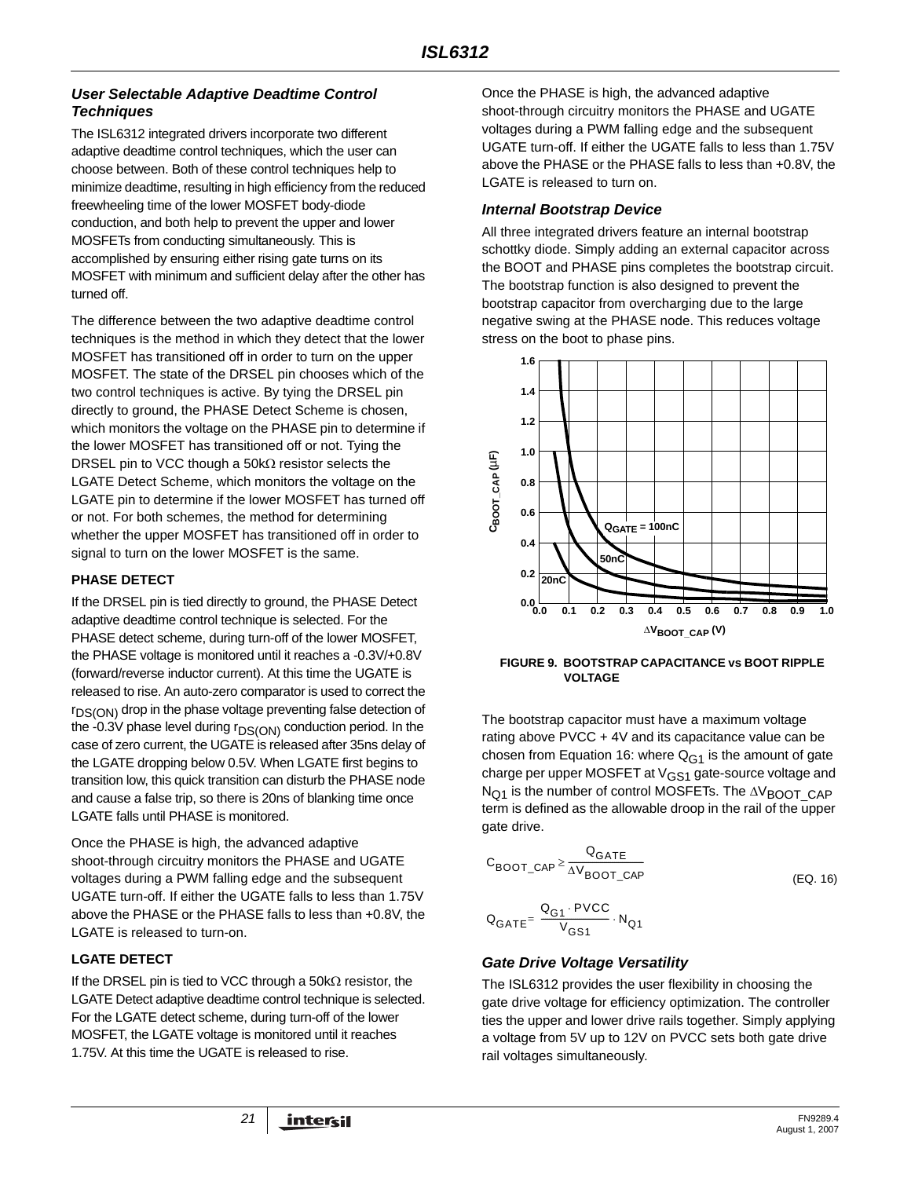### *User Selectable Adaptive Deadtime Control Techniques*

The ISL6312 integrated drivers incorporate two different adaptive deadtime control techniques, which the user can choose between. Both of these control techniques help to minimize deadtime, resulting in high efficiency from the reduced freewheeling time of the lower MOSFET body-diode conduction, and both help to prevent the upper and lower MOSFETs from conducting simultaneously. This is accomplished by ensuring either rising gate turns on its MOSFET with minimum and sufficient delay after the other has turned off.

The difference between the two adaptive deadtime control techniques is the method in which they detect that the lower MOSFET has transitioned off in order to turn on the upper MOSFET. The state of the DRSEL pin chooses which of the two control techniques is active. By tying the DRSEL pin directly to ground, the PHASE Detect Scheme is chosen, which monitors the voltage on the PHASE pin to determine if the lower MOSFET has transitioned off or not. Tying the DRSEL pin to VCC though a 50kΩ resistor selects the LGATE Detect Scheme, which monitors the voltage on the LGATE pin to determine if the lower MOSFET has turned off or not. For both schemes, the method for determining whether the upper MOSFET has transitioned off in order to signal to turn on the lower MOSFET is the same.

#### PHASE DETECT

If the DRSEL pin is tied directly to ground, the PHASE Detect adaptive deadtime control technique is selected. For the PHASE detect scheme, during turn-off of the lower MOSFET, the PHASE voltage is monitored until it reaches a -0.3V/+0.8V (forward/reverse inductor current). At this time the UGATE is released to rise. An auto-zero comparator is used to correct the $r_{DS(ON)}$ drop in the phase voltage preventing false detection of the -0.3V phase level during $r_{DS(ON)}$ conduction period. In the case of zero current, the UGATE is released after 35ns delay of the LGATE dropping below 0.5V. When LGATE first begins to transition low, this quick transition can disturb the PHASE node and cause a false trip, so there is 20ns of blanking time once LGATE falls until PHASE is monitored.

Once the PHASE is high, the advanced adaptive shoot-through circuitry monitors the PHASE and UGATE voltages during a PWM falling edge and the subsequent UGATE turn-off. If either the UGATE falls to less than 1.75V above the PHASE or the PHASE falls to less than +0.8V, the LGATE is released to turn-on.

#### LGATE DETECT

If the DRSEL pin is tied to VCC through a 50kΩ resistor, the LGATE Detect adaptive deadtime control technique is selected. For the LGATE detect scheme, during turn-off of the lower MOSFET, the LGATE voltage is monitored until it reaches 1.75V. At this time the UGATE is released to rise.

Once the PHASE is high, the advanced adaptive shoot-through circuitry monitors the PHASE and UGATE voltages during a PWM falling edge and the subsequent UGATE turn-off. If either the UGATE falls to less than 1.75V above the PHASE or the PHASE falls to less than +0.8V, the LGATE is released to turn on.

### *Internal Bootstrap Device*

All three integrated drivers feature an internal bootstrap schottky diode. Simply adding an external capacitor across the BOOT and PHASE pins completes the bootstrap circuit. The bootstrap function is also designed to prevent the bootstrap capacitor from overcharging due to the large negative swing at the PHASE node. This reduces voltage stress on the boot to phase pins.

**FIGURE 9. BOOTSTRAP CAPACITANCE vs BOOT RIPPLE VOLTAGE**

The bootstrap capacitor must have a maximum voltage rating above PVCC + 4V and its capacitance value can be chosen from Equation 16: where $Q_{G1}$ is the amount of gate charge per upper MOSFET at $V_{GS1}$ gate-source voltage and $N_{Q1}$ is the number of control MOSFETs. The $\Delta V_{BOOT\_CAP}$ term is defined as the allowable droop in the rail of the upper gate drive.

$$C_{BOOT\_CAP} \geq \frac{Q_{GATE}}{\Delta V_{BOOT\_CAP}} \qquad \text{(EQ. 16)}$$

$$Q_{GATE} = \frac{Q_{G1} \cdot PVCC}{V_{GS1}} \cdot N_{Q1}$$

### *Gate Drive Voltage Versatility*

The ISL6312 provides the user flexibility in choosing the gate drive voltage for efficiency optimization. The controller ties the upper and lower drive rails together. Simply applying a voltage from 5V up to 12V on PVCC sets both gate drive rail voltages simultaneously.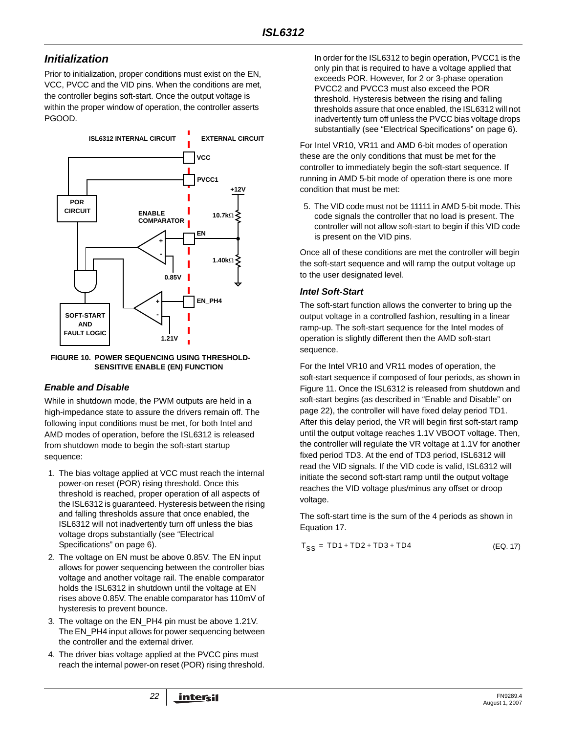## Initialization

Prior to initialization, proper conditions must exist on the EN, VCC, PVCC and the VID pins. When the conditions are met, the controller begins soft-start. Once the output voltage is within the proper window of operation, the controller asserts PGOOD.

FIGURE 10. POWER SEQUENCING USING THRESHOLD-SENSITIVE ENABLE (EN) FUNCTION

### Enable and Disable

While in shutdown mode, the PWM outputs are held in a high-impedance state to assure the drivers remain off. The following input conditions must be met, for both Intel and AMD modes of operation, before the ISL6312 is released from shutdown mode to begin the soft-start startup sequence:

1. The bias voltage applied at VCC must reach the internal power-on reset (POR) rising threshold. Once this threshold is reached, proper operation of all aspects of the ISL6312 is guaranteed. Hysteresis between the rising and falling thresholds assure that once enabled, the ISL6312 will not inadvertently turn off unless the bias voltage drops substantially (see "Electrical Specifications" on page 6).
2. The voltage on EN must be above 0.85V. The EN input allows for power sequencing between the controller bias voltage and another voltage rail. The enable comparator holds the ISL6312 in shutdown until the voltage at EN rises above 0.85V. The enable comparator has 110mV of hysteresis to prevent bounce.
3. The voltage on the EN_PH4 pin must be above 1.21V. The EN_PH4 input allows for power sequencing between the controller and the external driver.
4. The driver bias voltage applied at the PVCC pins must reach the internal power-on reset (POR) rising threshold. In order for the ISL6312 to begin operation, PVCC1 is the only pin that is required to have a voltage applied that exceeds POR. However, for 2 or 3-phase operation PVCC2 and PVCC3 must also exceed the POR threshold. Hysteresis between the rising and falling thresholds assure that once enabled, the ISL6312 will not inadvertently turn off unless the PVCC bias voltage drops substantially (see "Electrical Specifications" on page 6).

For Intel VR10, VR11 and AMD 6-bit modes of operation these are the only conditions that must be met for the controller to immediately begin the soft-start sequence. If running in AMD 5-bit mode of operation there is one more condition that must be met:

5. The VID code must not be 11111 in AMD 5-bit mode. This code signals the controller that no load is present. The controller will not allow soft-start to begin if this VID code is present on the VID pins.

Once all of these conditions are met the controller will begin the soft-start sequence and will ramp the output voltage up to the user designated level.

### Intel Soft-Start

The soft-start function allows the converter to bring up the output voltage in a controlled fashion, resulting in a linear ramp-up. The soft-start sequence for the Intel modes of operation is slightly different then the AMD soft-start sequence.

For the Intel VR10 and VR11 modes of operation, the soft-start sequence if composed of four periods, as shown in Figure 11. Once the ISL6312 is released from shutdown and soft-start begins (as described in "Enable and Disable" on page 22), the controller will have fixed delay period TD1. After this delay period, the VR will begin first soft-start ramp until the output voltage reaches 1.1V VBOOT voltage. Then, the controller will regulate the VR voltage at 1.1V for another fixed period TD3. At the end of TD3 period, ISL6312 will read the VID signals. If the VID code is valid, ISL6312 will initiate the second soft-start ramp until the output voltage reaches the VID voltage plus/minus any offset or droop voltage.

The soft-start time is the sum of the 4 periods as shown in Equation 17.

$$T_{SS} = TD1 + TD2 + TD3 + TD4 \quad \text{(EQ. 17)}$$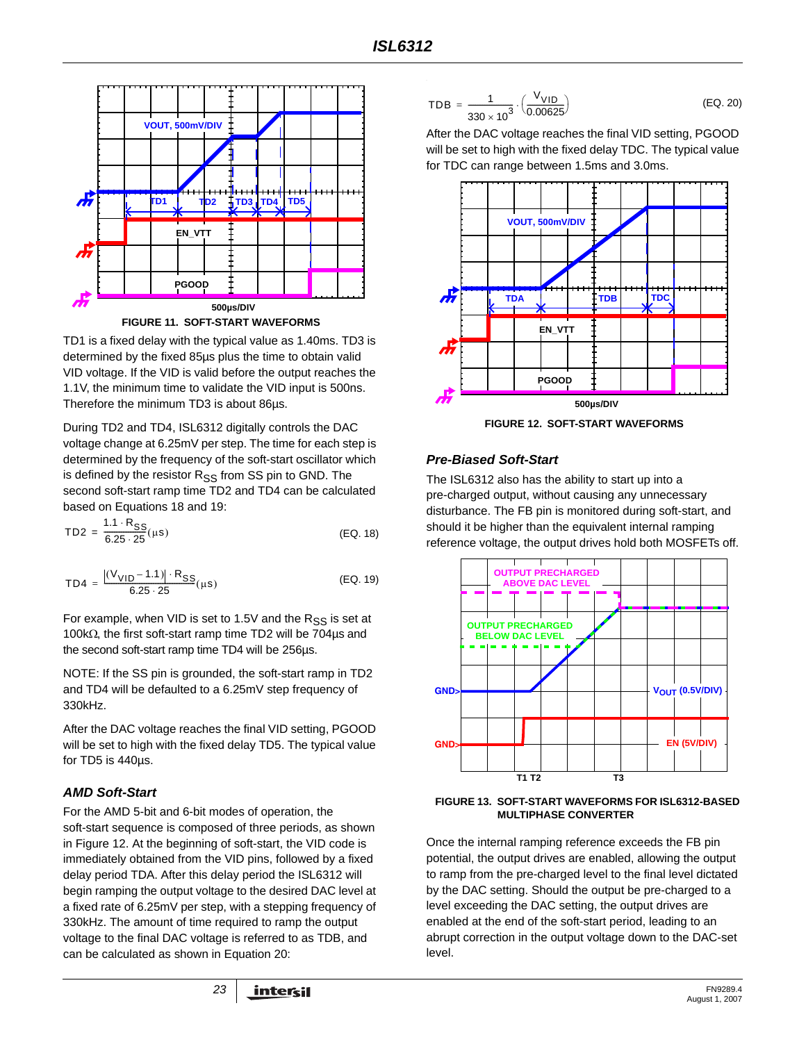FIGURE 11. SOFT-START WAVEFORMS

TD1 is a fixed delay with the typical value as 1.40ms. TD3 is determined by the fixed 85µs plus the time to obtain valid VID voltage. If the VID is valid before the output reaches the 1.1V, the minimum time to validate the VID input is 500ns. Therefore the minimum TD3 is about 86µs.

During TD2 and TD4, ISL6312 digitally controls the DAC voltage change at 6.25mV per step. The time for each step is determined by the frequency of the soft-start oscillator which is defined by the resistor $R_{SS}$ from SS pin to GND. The second soft-start ramp time TD2 and TD4 can be calculated based on Equations 18 and 19:

$$TD2 = \frac{1.1 \cdot R_{SS}}{6.25 \cdot 25}(\mu s) \qquad \text{(EQ. 18)}$$

$$TD4 = \frac{|(V_{VID} - 1.1)| \cdot R_{SS}}{6.25 \cdot 25}(\mu s) \qquad \text{(EQ. 19)}$$

For example, when VID is set to 1.5V and the $R_{SS}$ is set at 100kΩ, the first soft-start ramp time TD2 will be 704µs and the second soft-start ramp time TD4 will be 256µs.

NOTE: If the SS pin is grounded, the soft-start ramp in TD2 and TD4 will be defaulted to a 6.25mV step frequency of 330kHz.

After the DAC voltage reaches the final VID setting, PGOOD will be set to high with the fixed delay TD5. The typical value for TD5 is 440µs.

### AMD Soft-Start

For the AMD 5-bit and 6-bit modes of operation, the soft-start sequence is composed of three periods, as shown in Figure 12. At the beginning of soft-start, the VID code is immediately obtained from the VID pins, followed by a fixed delay period TDA. After this delay period the ISL6312 will begin ramping the output voltage to the desired DAC level at a fixed rate of 6.25mV per step, with a stepping frequency of 330kHz. The amount of time required to ramp the output voltage to the final DAC voltage is referred to as TDB, and can be calculated as shown in Equation 20:

$$TDB = \frac{1}{330 \times 10^3} \cdot \left(\frac{V_{VID}}{0.00625}\right) \qquad \text{(EQ. 20)}$$

After the DAC voltage reaches the final VID setting, PGOOD will be set to high with the fixed delay TDC. The typical value for TDC can range between 1.5ms and 3.0ms.

FIGURE 12. SOFT-START WAVEFORMS

### Pre-Biased Soft-Start

The ISL6312 also has the ability to start up into a pre-charged output, without causing any unnecessary disturbance. The FB pin is monitored during soft-start, and should it be higher than the equivalent internal ramping reference voltage, the output drives hold both MOSFETs off.

FIGURE 13. SOFT-START WAVEFORMS FOR ISL6312-BASED MULTIPHASE CONVERTER

Once the internal ramping reference exceeds the FB pin potential, the output drives are enabled, allowing the output to ramp from the pre-charged level to the final level dictated by the DAC setting. Should the output be pre-charged to a level exceeding the DAC setting, the output drives are enabled at the end of the soft-start period, leading to an abrupt correction in the output voltage down to the DAC-set level.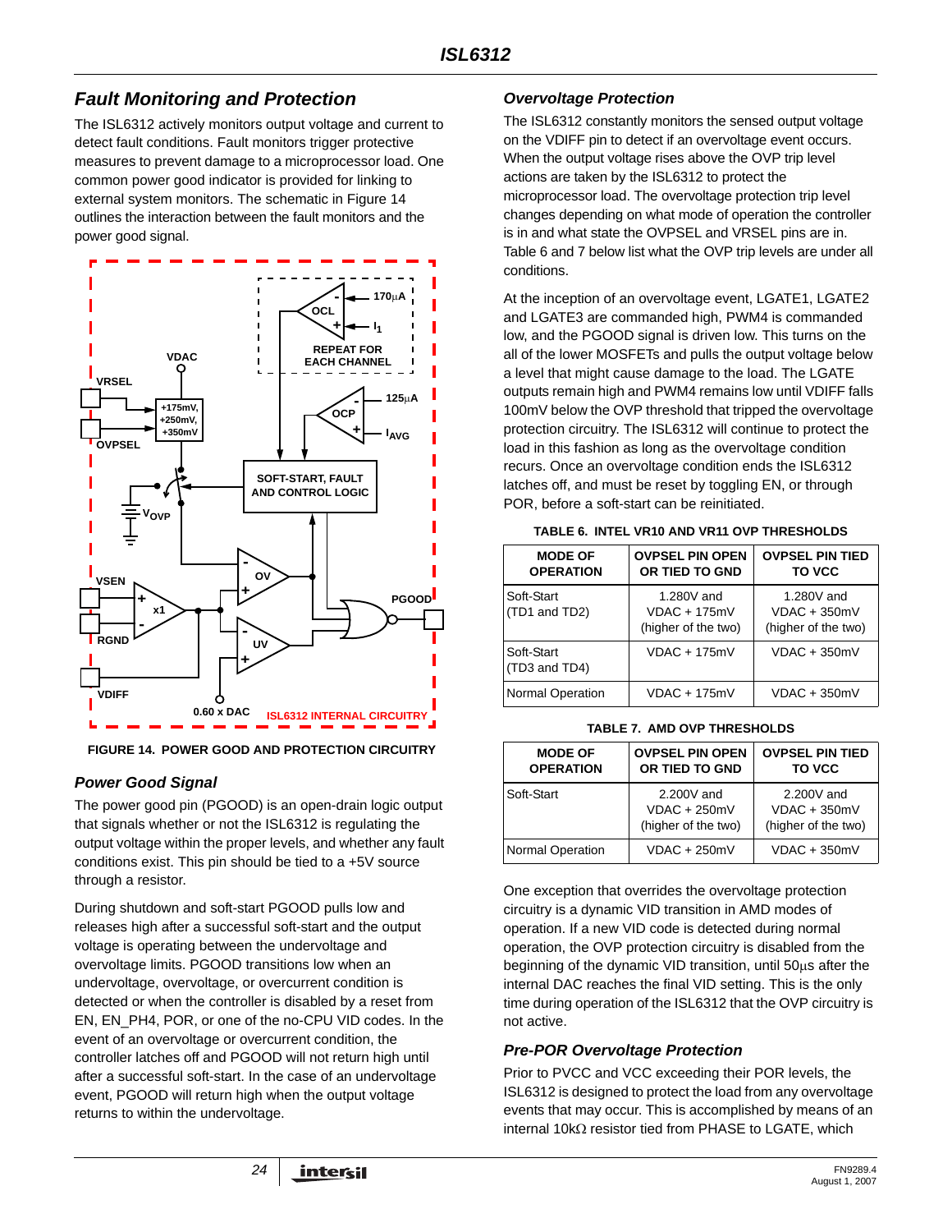## Fault Monitoring and Protection

The ISL6312 actively monitors output voltage and current to detect fault conditions. Fault monitors trigger protective measures to prevent damage to a microprocessor load. One common power good indicator is provided for linking to external system monitors. The schematic in Figure 14 outlines the interaction between the fault monitors and the power good signal.

FIGURE 14. POWER GOOD AND PROTECTION CIRCUITRY

### Power Good Signal

The power good pin (PGOOD) is an open-drain logic output that signals whether or not the ISL6312 is regulating the output voltage within the proper levels, and whether any fault conditions exist. This pin should be tied to a +5V source through a resistor.

During shutdown and soft-start PGOOD pulls low and releases high after a successful soft-start and the output voltage is operating between the undervoltage and overvoltage limits. PGOOD transitions low when an undervoltage, overvoltage, or overcurrent condition is detected or when the controller is disabled by a reset from EN, EN_PH4, POR, or one of the no-CPU VID codes. In the event of an overvoltage or overcurrent condition, the controller latches off and PGOOD will not return high until after a successful soft-start. In the case of an undervoltage event, PGOOD will return high when the output voltage returns to within the undervoltage.

### Overvoltage Protection

The ISL6312 constantly monitors the sensed output voltage on the VDIFF pin to detect if an overvoltage event occurs. When the output voltage rises above the OVP trip level actions are taken by the ISL6312 to protect the microprocessor load. The overvoltage protection trip level changes depending on what mode of operation the controller is in and what state the OVPSEL and VRSEL pins are in. Table 6 and 7 below list what the OVP trip levels are under all conditions.

At the inception of an overvoltage event, LGATE1, LGATE2 and LGATE3 are commanded high, PWM4 is commanded low, and the PGOOD signal is driven low. This turns on the all of the lower MOSFETs and pulls the output voltage below a level that might cause damage to the load. The LGATE outputs remain high and PWM4 remains low until VDIFF falls 100mV below the OVP threshold that tripped the overvoltage protection circuitry. The ISL6312 will continue to protect the load in this fashion as long as the overvoltage condition recurs. Once an overvoltage condition ends the ISL6312 latches off, and must be reset by toggling EN, or through POR, before a soft-start can be reinitiated.

TABLE 6. INTEL VR10 AND VR11 OVP THRESHOLDS

| MODE OF OPERATION | OVPSEL PIN OPEN OR TIED TO GND | OVPSEL PIN TIED TO VCC |
|---|---|---|
| Soft-Start (TD1 and TD2) | 1.280V and VDAC + 175mV (higher of the two) | 1.280V and VDAC + 350mV (higher of the two) |
| Soft-Start (TD3 and TD4) | VDAC + 175mV | VDAC + 350mV |
| Normal Operation | VDAC + 175mV | VDAC + 350mV |

TABLE 7. AMD OVP THRESHOLDS

| MODE OF OPERATION | OVPSEL PIN OPEN OR TIED TO GND | OVPSEL PIN TIED TO VCC |
|---|---|---|
| Soft-Start | 2.200V and VDAC + 250mV (higher of the two) | 2.200V and VDAC + 350mV (higher of the two) |
| Normal Operation | VDAC + 250mV | VDAC + 350mV |

One exception that overrides the overvoltage protection circuitry is a dynamic VID transition in AMD modes of operation. If a new VID code is detected during normal operation, the OVP protection circuitry is disabled from the beginning of the dynamic VID transition, until 50µs after the internal DAC reaches the final VID setting. This is the only time during operation of the ISL6312 that the OVP circuitry is not active.

### Pre-POR Overvoltage Protection

Prior to PVCC and VCC exceeding their POR levels, the ISL6312 is designed to protect the load from any overvoltage events that may occur. This is accomplished by means of an internal 10kΩ resistor tied from PHASE to LGATE, which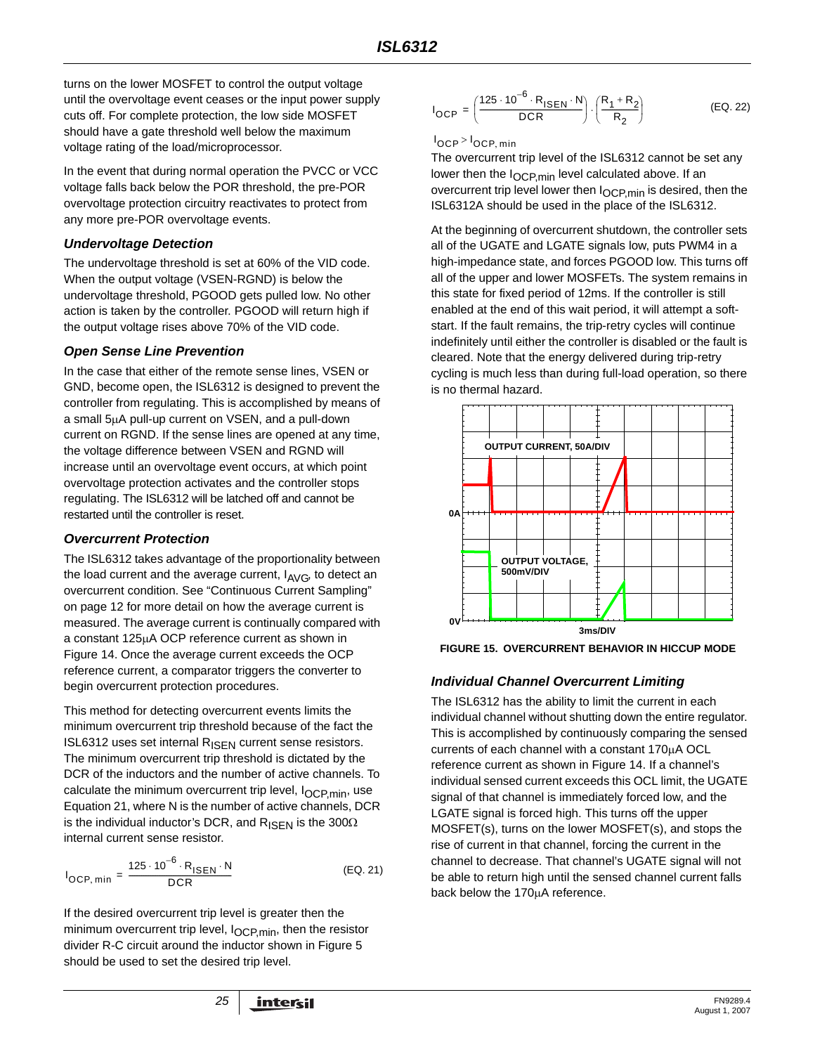turns on the lower MOSFET to control the output voltage until the overvoltage event ceases or the input power supply cuts off. For complete protection, the low side MOSFET should have a gate threshold well below the maximum voltage rating of the load/microprocessor.

In the event that during normal operation the PVCC or VCC voltage falls back below the POR threshold, the pre-POR overvoltage protection circuitry reactivates to protect from any more pre-POR overvoltage events.

### Undervoltage Detection

The undervoltage threshold is set at 60% of the VID code. When the output voltage (VSEN-RGND) is below the undervoltage threshold, PGOOD gets pulled low. No other action is taken by the controller. PGOOD will return high if the output voltage rises above 70% of the VID code.

### Open Sense Line Prevention

In the case that either of the remote sense lines, VSEN or GND, become open, the ISL6312 is designed to prevent the controller from regulating. This is accomplished by means of a small 5μA pull-up current on VSEN, and a pull-down current on RGND. If the sense lines are opened at any time, the voltage difference between VSEN and RGND will increase until an overvoltage event occurs, at which point overvoltage protection activates and the controller stops regulating. The ISL6312 will be latched off and cannot be restarted until the controller is reset.

### Overcurrent Protection

The ISL6312 takes advantage of the proportionality between the load current and the average current, $I_{AVG}$, to detect an overcurrent condition. See "Continuous Current Sampling" on page 12 for more detail on how the average current is measured. The average current is continually compared with a constant 125μA OCP reference current as shown in Figure 14. Once the average current exceeds the OCP reference current, a comparator triggers the converter to begin overcurrent protection procedures.

This method for detecting overcurrent events limits the minimum overcurrent trip threshold because of the fact the ISL6312 uses set internal $R_{ISEN}$ current sense resistors. The minimum overcurrent trip threshold is dictated by the DCR of the inductors and the number of active channels. To calculate the minimum overcurrent trip level, $I_{OCP,min}$, use Equation 21, where N is the number of active channels, DCR is the individual inductor's DCR, and $R_{ISEN}$ is the 300Ω internal current sense resistor.

$$I_{OCP,\,min} = \frac{125 \cdot 10^{-6} \cdot R_{ISEN} \cdot N}{DCR} \qquad \text{(EQ. 21)}$$

If the desired overcurrent trip level is greater then the minimum overcurrent trip level, $I_{OCP,min}$, then the resistor divider R-C circuit around the inductor shown in Figure 5 should be used to set the desired trip level.

$$I_{OCP} = \left(\frac{125 \cdot 10^{-6} \cdot R_{ISEN} \cdot N}{DCR}\right) \cdot \left(\frac{R_1 + R_2}{R_2}\right) \qquad \text{(EQ. 22)}$$

$$I_{OCP} > I_{OCP,\,min}$$

The overcurrent trip level of the ISL6312 cannot be set any lower then the $I_{OCP,min}$ level calculated above. If an overcurrent trip level lower then $I_{OCP,min}$ is desired, then the ISL6312A should be used in the place of the ISL6312.

At the beginning of overcurrent shutdown, the controller sets all of the UGATE and LGATE signals low, puts PWM4 in a high-impedance state, and forces PGOOD low. This turns off all of the upper and lower MOSFETs. The system remains in this state for fixed period of 12ms. If the controller is still enabled at the end of this wait period, it will attempt a soft-start. If the fault remains, the trip-retry cycles will continue indefinitely until either the controller is disabled or the fault is cleared. Note that the energy delivered during trip-retry cycling is much less than during full-load operation, so there is no thermal hazard.

**FIGURE 15. OVERCURRENT BEHAVIOR IN HICCUP MODE**

### Individual Channel Overcurrent Limiting

The ISL6312 has the ability to limit the current in each individual channel without shutting down the entire regulator. This is accomplished by continuously comparing the sensed currents of each channel with a constant 170μA OCL reference current as shown in Figure 14. If a channel's individual sensed current exceeds this OCL limit, the UGATE signal of that channel is immediately forced low, and the LGATE signal is forced high. This turns off the upper MOSFET(s), turns on the lower MOSFET(s), and stops the rise of current in that channel, forcing the current in the channel to decrease. That channel's UGATE signal will not be able to return high until the sensed channel current falls back below the 170μA reference.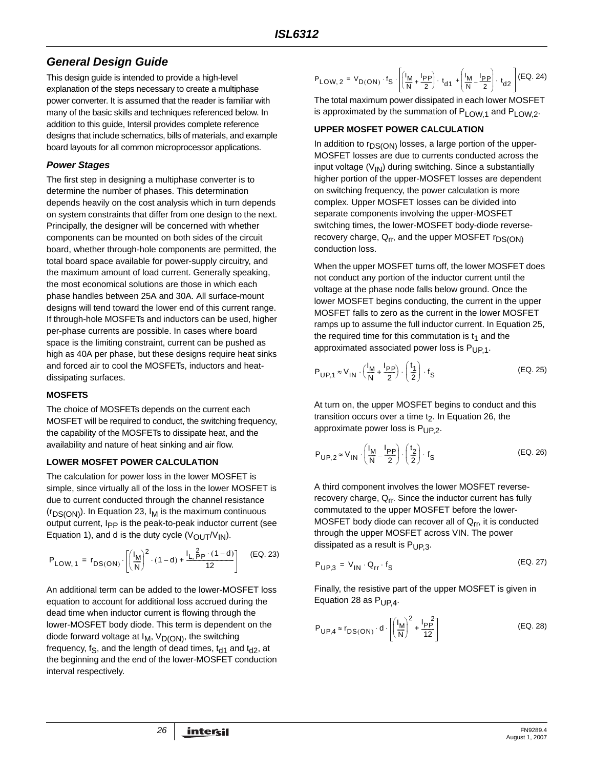## General Design Guide

This design guide is intended to provide a high-level explanation of the steps necessary to create a multiphase power converter. It is assumed that the reader is familiar with many of the basic skills and techniques referenced below. In addition to this guide, Intersil provides complete reference designs that include schematics, bills of materials, and example board layouts for all common microprocessor applications.

### Power Stages

The first step in designing a multiphase converter is to determine the number of phases. This determination depends heavily on the cost analysis which in turn depends on system constraints that differ from one design to the next. Principally, the designer will be concerned with whether components can be mounted on both sides of the circuit board, whether through-hole components are permitted, the total board space available for power-supply circuitry, and the maximum amount of load current. Generally speaking, the most economical solutions are those in which each phase handles between 25A and 30A. All surface-mount designs will tend toward the lower end of this current range. If through-hole MOSFETs and inductors can be used, higher per-phase currents are possible. In cases where board space is the limiting constraint, current can be pushed as high as 40A per phase, but these designs require heat sinks and forced air to cool the MOSFETs, inductors and heat-dissipating surfaces.

#### MOSFETS

The choice of MOSFETs depends on the current each MOSFET will be required to conduct, the switching frequency, the capability of the MOSFETs to dissipate heat, and the availability and nature of heat sinking and air flow.

#### LOWER MOSFET POWER CALCULATION

The calculation for power loss in the lower MOSFET is simple, since virtually all of the loss in the lower MOSFET is due to current conducted through the channel resistance ($r_{DS(ON)}$). In Equation 23, $I_M$ is the maximum continuous output current, $I_{PP}$ is the peak-to-peak inductor current (see Equation 1), and d is the duty cycle ($V_{OUT}/V_{IN}$).

$$P_{LOW,1} = r_{DS(ON)} \cdot \left[\left(\frac{I_M}{N}\right)^2 \cdot (1-d) + \frac{I_{L,PP}^{\ 2} \cdot (1-d)}{12}\right] \quad \text{(EQ. 23)}$$

An additional term can be added to the lower-MOSFET loss equation to account for additional loss accrued during the dead time when inductor current is flowing through the lower-MOSFET body diode. This term is dependent on the diode forward voltage at $I_M$, $V_{D(ON)}$, the switching frequency, $f_S$, and the length of dead times, $t_{d1}$ and $t_{d2}$, at the beginning and the end of the lower-MOSFET conduction interval respectively.

$$P_{LOW,2} = V_{D(ON)} \cdot f_S \cdot \left[\left(\frac{I_M}{N} + \frac{I_{PP}}{2}\right) \cdot t_{d1} + \left(\frac{I_M}{N} - \frac{I_{PP}}{2}\right) \cdot t_{d2}\right] \quad \text{(EQ. 24)}$$

The total maximum power dissipated in each lower MOSFET is approximated by the summation of $P_{LOW,1}$ and $P_{LOW,2}$.

#### UPPER MOSFET POWER CALCULATION

In addition to $r_{DS(ON)}$ losses, a large portion of the upper-MOSFET losses are due to currents conducted across the input voltage ($V_{IN}$) during switching. Since a substantially higher portion of the upper-MOSFET losses are dependent on switching frequency, the power calculation is more complex. Upper MOSFET losses can be divided into separate components involving the upper-MOSFET switching times, the lower-MOSFET body-diode reverse-recovery charge, $Q_{rr}$, and the upper MOSFET $r_{DS(ON)}$ conduction loss.

When the upper MOSFET turns off, the lower MOSFET does not conduct any portion of the inductor current until the voltage at the phase node falls below ground. Once the lower MOSFET begins conducting, the current in the upper MOSFET falls to zero as the current in the lower MOSFET ramps up to assume the full inductor current. In Equation 25, the required time for this commutation is $t_1$ and the approximated associated power loss is $P_{UP,1}$.

$$P_{UP,1} \approx V_{IN} \cdot \left(\frac{I_M}{N} + \frac{I_{PP}}{2}\right) \cdot \left(\frac{t_1}{2}\right) \cdot f_S \quad \text{(EQ. 25)}$$

At turn on, the upper MOSFET begins to conduct and this transition occurs over a time $t_2$. In Equation 26, the approximate power loss is $P_{UP,2}$.

$$P_{UP,2} \approx V_{IN} \cdot \left(\frac{I_M}{N} - \frac{I_{PP}}{2}\right) \cdot \left(\frac{t_2}{2}\right) \cdot f_S \quad \text{(EQ. 26)}$$

A third component involves the lower MOSFET reverse-recovery charge, $Q_{rr}$. Since the inductor current has fully commutated to the upper MOSFET before the lower-MOSFET body diode can recover all of $Q_{rr}$, it is conducted through the upper MOSFET across VIN. The power dissipated as a result is $P_{UP,3}$.

$$P_{UP,3} = V_{IN} \cdot Q_{rr} \cdot f_S \quad \text{(EQ. 27)}$$

Finally, the resistive part of the upper MOSFET is given in Equation 28 as $P_{UP,4}$.

$$P_{UP,4} \approx r_{DS(ON)} \cdot d \cdot \left[\left(\frac{I_M}{N}\right)^2 + \frac{I_{PP}^{\ 2}}{12}\right] \quad \text{(EQ. 28)}$$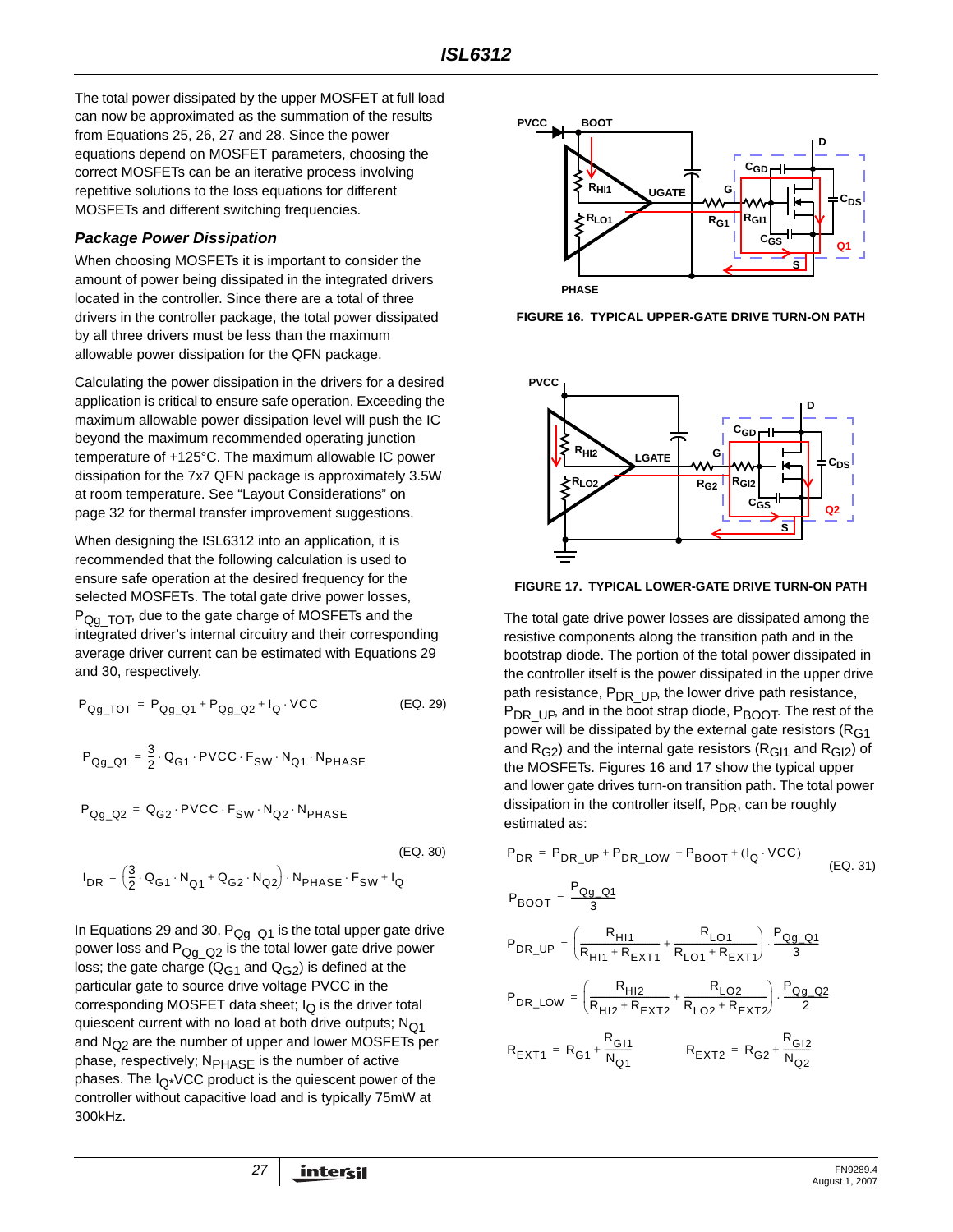The total power dissipated by the upper MOSFET at full load can now be approximated as the summation of the results from Equations 25, 26, 27 and 28. Since the power equations depend on MOSFET parameters, choosing the correct MOSFETs can be an iterative process involving repetitive solutions to the loss equations for different MOSFETs and different switching frequencies.

### *Package Power Dissipation*

When choosing MOSFETs it is important to consider the amount of power being dissipated in the integrated drivers located in the controller. Since there are a total of three drivers in the controller package, the total power dissipated by all three drivers must be less than the maximum allowable power dissipation for the QFN package.

Calculating the power dissipation in the drivers for a desired application is critical to ensure safe operation. Exceeding the maximum allowable power dissipation level will push the IC beyond the maximum recommended operating junction temperature of +125°C. The maximum allowable IC power dissipation for the 7x7 QFN package is approximately 3.5W at room temperature. See "Layout Considerations" on page 32 for thermal transfer improvement suggestions.

When designing the ISL6312 into an application, it is recommended that the following calculation is used to ensure safe operation at the desired frequency for the selected MOSFETs. The total gate drive power losses, $P_{Qg\_TOT}$, due to the gate charge of MOSFETs and the integrated driver's internal circuitry and their corresponding average driver current can be estimated with Equations 29 and 30, respectively.

$$P_{Qg\_TOT} = P_{Qg\_Q1} + P_{Qg\_Q2} + I_Q \cdot VCC \qquad \text{(EQ. 29)}$$

$$P_{Qg\_Q1} = \frac{3}{2} \cdot Q_{G1} \cdot PVCC \cdot F_{SW} \cdot N_{Q1} \cdot N_{PHASE}$$

$$P_{Qg\_Q2} = Q_{G2} \cdot PVCC \cdot F_{SW} \cdot N_{Q2} \cdot N_{PHASE}$$

$$I_{DR} = \left(\frac{3}{2} \cdot Q_{G1} \cdot N_{Q1} + Q_{G2} \cdot N_{Q2}\right) \cdot N_{PHASE} \cdot F_{SW} + I_Q \qquad \text{(EQ. 30)}$$

In Equations 29 and 30, $P_{Qg\_Q1}$ is the total upper gate drive power loss and $P_{Qg\_Q2}$ is the total lower gate drive power loss; the gate charge ($Q_{G1}$ and $Q_{G2}$) is defined at the particular gate to source drive voltage PVCC in the corresponding MOSFET data sheet; $I_Q$ is the driver total quiescent current with no load at both drive outputs; $N_{Q1}$ and $N_{Q2}$ are the number of upper and lower MOSFETs per phase, respectively; $N_{PHASE}$ is the number of active phases. The $I_Q$*VCC product is the quiescent power of the controller without capacitive load and is typically 75mW at 300kHz.

FIGURE 16. TYPICAL UPPER-GATE DRIVE TURN-ON PATH

FIGURE 17. TYPICAL LOWER-GATE DRIVE TURN-ON PATH

The total gate drive power losses are dissipated among the resistive components along the transition path and in the bootstrap diode. The portion of the total power dissipated in the controller itself is the power dissipated in the upper drive path resistance, $P_{DR\_UP}$, the lower drive path resistance, $P_{DR\_UP}$, and in the boot strap diode, $P_{BOOT}$. The rest of the power will be dissipated by the external gate resistors ($R_{G1}$ and $R_{G2}$) and the internal gate resistors ($R_{GI1}$ and $R_{GI2}$) of the MOSFETs. Figures 16 and 17 show the typical upper and lower gate drives turn-on transition path. The total power dissipation in the controller itself, $P_{DR}$, can be roughly estimated as:

$$P_{DR} = P_{DR\_UP} + P_{DR\_LOW} + P_{BOOT} + (I_Q \cdot VCC) \qquad \text{(EQ. 31)}$$

$$P_{BOOT} = \frac{P_{Qg\_Q1}}{3}$$

$$P_{DR\_UP} = \left(\frac{R_{HI1}}{R_{HI1} + R_{EXT1}} + \frac{R_{LO1}}{R_{LO1} + R_{EXT1}}\right) \cdot \frac{P_{Qg\_Q1}}{3}$$

$$P_{DR\_LOW} = \left(\frac{R_{HI2}}{R_{HI2} + R_{EXT2}} + \frac{R_{LO2}}{R_{LO2} + R_{EXT2}}\right) \cdot \frac{P_{Qg\_Q2}}{2}$$

$$R_{EXT1} = R_{G1} + \frac{R_{GI1}}{N_{Q1}} \qquad R_{EXT2} = R_{G2} + \frac{R_{GI2}}{N_{Q2}}$$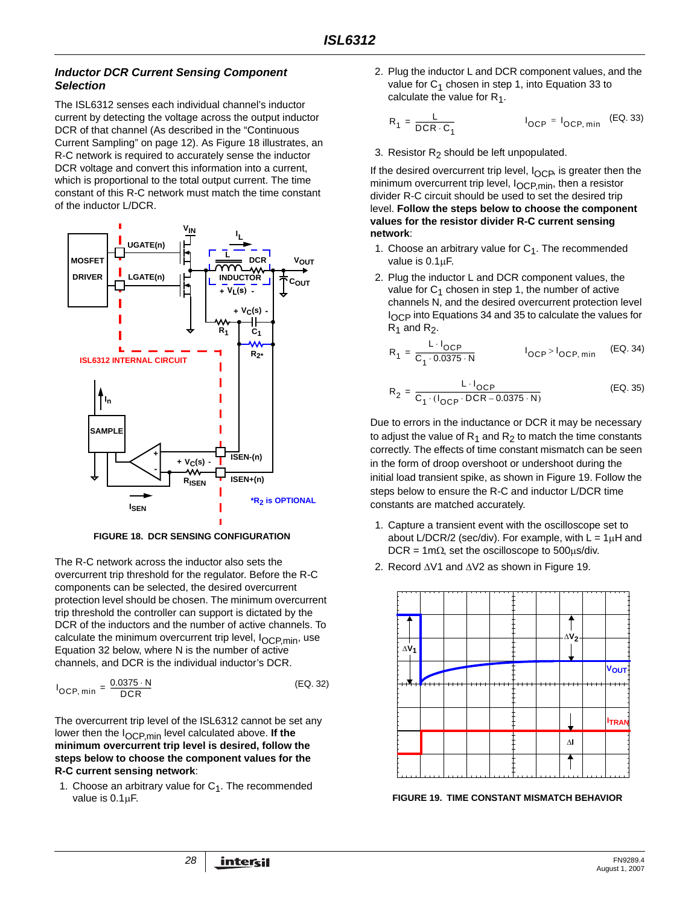### *Inductor DCR Current Sensing Component Selection*

The ISL6312 senses each individual channel's inductor current by detecting the voltage across the output inductor DCR of that channel (As described in the "Continuous Current Sampling" on page 12). As Figure 18 illustrates, an R-C network is required to accurately sense the inductor DCR voltage and convert this information into a current, which is proportional to the total output current. The time constant of this R-C network must match the time constant of the inductor L/DCR.

FIGURE 18. DCR SENSING CONFIGURATION

The R-C network across the inductor also sets the overcurrent trip threshold for the regulator. Before the R-C components can be selected, the desired overcurrent protection level should be chosen. The minimum overcurrent trip threshold the controller can support is dictated by the DCR of the inductors and the number of active channels. To calculate the minimum overcurrent trip level, $I_{OCP,min}$, use Equation 32 below, where N is the number of active channels, and DCR is the individual inductor's DCR.

$$I_{OCP,\,min} = \frac{0.0375 \cdot N}{DCR} \qquad \text{(EQ. 32)}$$

The overcurrent trip level of the ISL6312 cannot be set any lower then the $I_{OCP,min}$ level calculated above. **If the minimum overcurrent trip level is desired, follow the steps below to choose the component values for the R-C current sensing network**:

1. Choose an arbitrary value for $C_1$. The recommended value is 0.1µF.
2. Plug the inductor L and DCR component values, and the value for $C_1$ chosen in step 1, into Equation 33 to calculate the value for $R_1$.

$$R_1 = \frac{L}{DCR \cdot C_1} \qquad I_{OCP} = I_{OCP,\,min} \qquad \text{(EQ. 33)}$$

3. Resistor $R_2$ should be left unpopulated.

If the desired overcurrent trip level, $I_{OCP}$, is greater then the minimum overcurrent trip level, $I_{OCP,min}$, then a resistor divider R-C circuit should be used to set the desired trip level. **Follow the steps below to choose the component values for the resistor divider R-C current sensing network**:

1. Choose an arbitrary value for $C_1$. The recommended value is 0.1µF.
2. Plug the inductor L and DCR component values, the value for $C_1$ chosen in step 1, the number of active channels N, and the desired overcurrent protection level $I_{OCP}$ into Equations 34 and 35 to calculate the values for $R_1$ and $R_2$.

$$R_1 = \frac{L \cdot I_{OCP}}{C_1 \cdot 0.0375 \cdot N} \qquad I_{OCP} > I_{OCP,\,min} \qquad \text{(EQ. 34)}$$

$$R_2 = \frac{L \cdot I_{OCP}}{C_1 \cdot (I_{OCP} \cdot DCR - 0.0375 \cdot N)} \qquad \text{(EQ. 35)}$$

Due to errors in the inductance or DCR it may be necessary to adjust the value of $R_1$ and $R_2$ to match the time constants correctly. The effects of time constant mismatch can be seen in the form of droop overshoot or undershoot during the initial load transient spike, as shown in Figure 19. Follow the steps below to ensure the R-C and inductor L/DCR time constants are matched accurately.

1. Capture a transient event with the oscilloscope set to about L/DCR/2 (sec/div). For example, with L = 1µH and DCR = 1mΩ, set the oscilloscope to 500µs/div.
2. Record ΔV1 and ΔV2 as shown in Figure 19.

FIGURE 19. TIME CONSTANT MISMATCH BEHAVIOR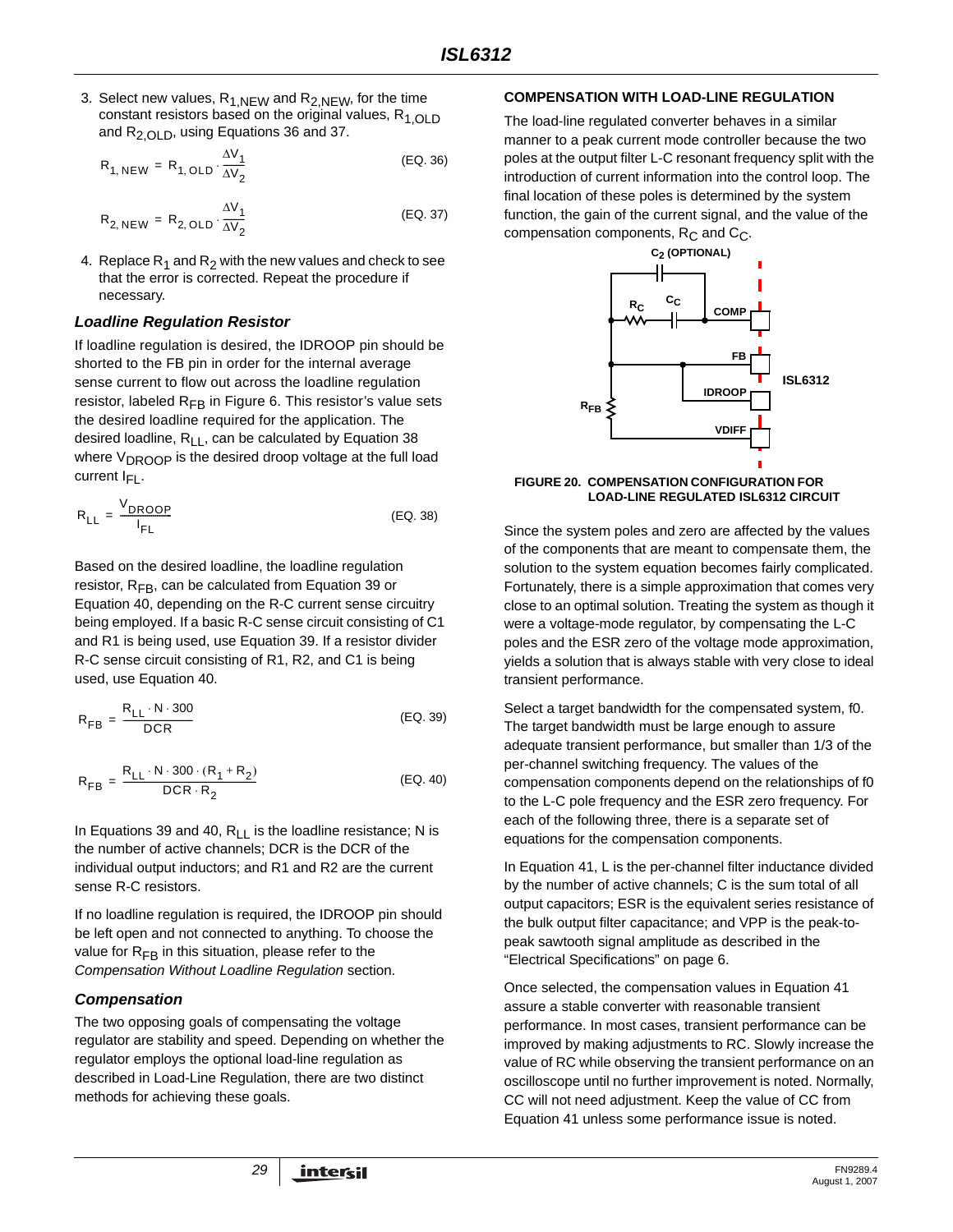3. Select new values, $R_{1,NEW}$ and $R_{2,NEW}$, for the time constant resistors based on the original values, $R_{1,OLD}$ and $R_{2,OLD}$, using Equations 36 and 37.

$$R_{1,NEW} = R_{1,OLD} \cdot \frac{\Delta V_1}{\Delta V_2} \quad \text{(EQ. 36)}$$

$$R_{2,NEW} = R_{2,OLD} \cdot \frac{\Delta V_1}{\Delta V_2} \quad \text{(EQ. 37)}$$

4. Replace $R_1$ and $R_2$ with the new values and check to see that the error is corrected. Repeat the procedure if necessary.

### *Loadline Regulation Resistor*

If loadline regulation is desired, the IDROOP pin should be shorted to the FB pin in order for the internal average sense current to flow out across the loadline regulation resistor, labeled $R_{FB}$ in Figure 6. This resistor's value sets the desired loadline required for the application. The desired loadline, $R_{LL}$, can be calculated by Equation 38 where $V_{DROOP}$ is the desired droop voltage at the full load current $I_{FL}$.

$$R_{LL} = \frac{V_{DROOP}}{I_{FL}} \quad \text{(EQ. 38)}$$

Based on the desired loadline, the loadline regulation resistor, $R_{FB}$, can be calculated from Equation 39 or Equation 40, depending on the R-C current sense circuitry being employed. If a basic R-C sense circuit consisting of C1 and R1 is being used, use Equation 39. If a resistor divider R-C sense circuit consisting of R1, R2, and C1 is being used, use Equation 40.

$$R_{FB} = \frac{R_{LL} \cdot N \cdot 300}{DCR} \quad \text{(EQ. 39)}$$

$$R_{FB} = \frac{R_{LL} \cdot N \cdot 300 \cdot (R_1 + R_2)}{DCR \cdot R_2} \quad \text{(EQ. 40)}$$

In Equations 39 and 40, $R_{LL}$ is the loadline resistance; N is the number of active channels; DCR is the DCR of the individual output inductors; and R1 and R2 are the current sense R-C resistors.

If no loadline regulation is required, the IDROOP pin should be left open and not connected to anything. To choose the value for $R_{FB}$ in this situation, please refer to the *Compensation Without Loadline Regulation* section.

### *Compensation*

The two opposing goals of compensating the voltage regulator are stability and speed. Depending on whether the regulator employs the optional load-line regulation as described in Load-Line Regulation, there are two distinct methods for achieving these goals.

#### COMPENSATION WITH LOAD-LINE REGULATION

The load-line regulated converter behaves in a similar manner to a peak current mode controller because the two poles at the output filter L-C resonant frequency split with the introduction of current information into the control loop. The final location of these poles is determined by the system function, the gain of the current signal, and the value of the compensation components, $R_C$ and $C_C$.

C2 (OPTIONAL)
RC CC COMP
FB
IDROOP
RFB
VDIFF
ISL6312

**FIGURE 20. COMPENSATION CONFIGURATION FOR LOAD-LINE REGULATED ISL6312 CIRCUIT**

Since the system poles and zero are affected by the values of the components that are meant to compensate them, the solution to the system equation becomes fairly complicated. Fortunately, there is a simple approximation that comes very close to an optimal solution. Treating the system as though it were a voltage-mode regulator, by compensating the L-C poles and the ESR zero of the voltage mode approximation, yields a solution that is always stable with very close to ideal transient performance.

Select a target bandwidth for the compensated system, f0. The target bandwidth must be large enough to assure adequate transient performance, but smaller than 1/3 of the per-channel switching frequency. The values of the compensation components depend on the relationships of f0 to the L-C pole frequency and the ESR zero frequency. For each of the following three, there is a separate set of equations for the compensation components.

In Equation 41, L is the per-channel filter inductance divided by the number of active channels; C is the sum total of all output capacitors; ESR is the equivalent series resistance of the bulk output filter capacitance; and VPP is the peak-to-peak sawtooth signal amplitude as described in the "Electrical Specifications" on page 6.

Once selected, the compensation values in Equation 41 assure a stable converter with reasonable transient performance. In most cases, transient performance can be improved by making adjustments to RC. Slowly increase the value of RC while observing the transient performance on an oscilloscope until no further improvement is noted. Normally, CC will not need adjustment. Keep the value of CC from Equation 41 unless some performance issue is noted.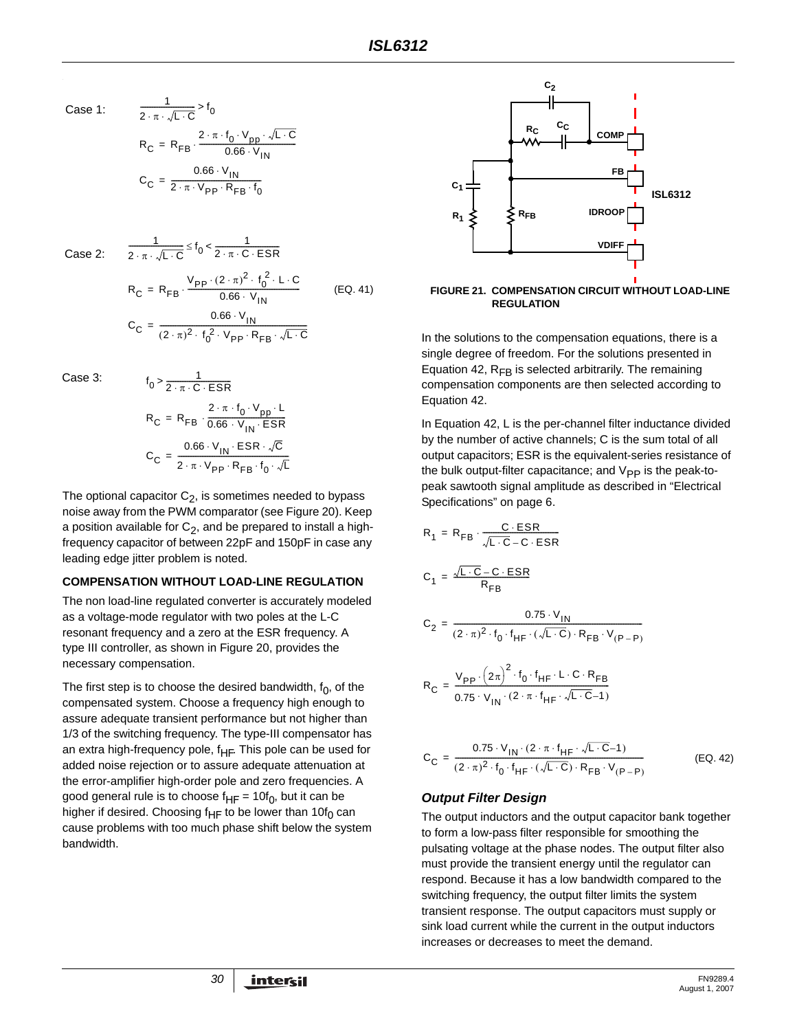Case 1:

$$\frac{1}{2 \cdot \pi \cdot \sqrt{L \cdot C}} > f_0$$

$$R_C = R_{FB} \cdot \frac{2 \cdot \pi \cdot f_0 \cdot V_{pp} \cdot \sqrt{L \cdot C}}{0.66 \cdot V_{IN}}$$

$$C_C = \frac{0.66 \cdot V_{IN}}{2 \cdot \pi \cdot V_{PP} \cdot R_{FB} \cdot f_0}$$

Case 2:

$$\frac{1}{2 \cdot \pi \cdot \sqrt{L \cdot C}} \leq f_0 < \frac{1}{2 \cdot \pi \cdot C \cdot ESR}$$

$$R_C = R_{FB} \cdot \frac{V_{PP} \cdot (2 \cdot \pi)^2 \cdot f_0^2 \cdot L \cdot C}{0.66 \cdot V_{IN}} \qquad \text{(EQ. 41)}$$

$$C_C = \frac{0.66 \cdot V_{IN}}{(2 \cdot \pi)^2 \cdot f_0^2 \cdot V_{PP} \cdot R_{FB} \cdot \sqrt{L \cdot C}}$$

Case 3:

$$f_0 > \frac{1}{2 \cdot \pi \cdot C \cdot ESR}$$

$$R_C = R_{FB} \cdot \frac{2 \cdot \pi \cdot f_0 \cdot V_{pp} \cdot L}{0.66 \cdot V_{IN} \cdot ESR}$$

$$C_C = \frac{0.66 \cdot V_{IN} \cdot ESR \cdot \sqrt{C}}{2 \cdot \pi \cdot V_{PP} \cdot R_{FB} \cdot f_0 \cdot \sqrt{L}}$$

The optional capacitor $C_2$, is sometimes needed to bypass noise away from the PWM comparator (see Figure 20). Keep a position available for $C_2$, and be prepared to install a high-frequency capacitor of between 22pF and 150pF in case any leading edge jitter problem is noted.

**COMPENSATION WITHOUT LOAD-LINE REGULATION**

The non load-line regulated converter is accurately modeled as a voltage-mode regulator with two poles at the L-C resonant frequency and a zero at the ESR frequency. A type III controller, as shown in Figure 20, provides the necessary compensation.

The first step is to choose the desired bandwidth, $f_0$, of the compensated system. Choose a frequency high enough to assure adequate transient performance but not higher than 1/3 of the switching frequency. The type-III compensator has an extra high-frequency pole, $f_{HF}$. This pole can be used for added noise rejection or to assure adequate attenuation at the error-amplifier high-order pole and zero frequencies. A good general rule is to choose $f_{HF} = 10f_0$, but it can be higher if desired. Choosing $f_{HF}$ to be lower than $10f_0$ can cause problems with too much phase shift below the system bandwidth.

**FIGURE 21. COMPENSATION CIRCUIT WITHOUT LOAD-LINE REGULATION**

In the solutions to the compensation equations, there is a single degree of freedom. For the solutions presented in Equation 42, $R_{FB}$ is selected arbitrarily. The remaining compensation components are then selected according to Equation 42.

In Equation 42, L is the per-channel filter inductance divided by the number of active channels; C is the sum total of all output capacitors; ESR is the equivalent-series resistance of the bulk output-filter capacitance; and $V_{PP}$ is the peak-to-peak sawtooth signal amplitude as described in "Electrical Specifications" on page 6.

$$R_1 = R_{FB} \cdot \frac{C \cdot ESR}{\sqrt{L \cdot C} - C \cdot ESR}$$

$$C_1 = \frac{\sqrt{L \cdot C} - C \cdot ESR}{R_{FB}}$$

$$C_2 = \frac{0.75 \cdot V_{IN}}{(2 \cdot \pi)^2 \cdot f_0 \cdot f_{HF} \cdot (\sqrt{L \cdot C}) \cdot R_{FB} \cdot V_{(P-P)}}$$

$$R_C = \frac{V_{PP} \cdot (2\pi)^2 \cdot f_0 \cdot f_{HF} \cdot L \cdot C \cdot R_{FB}}{0.75 \cdot V_{IN} \cdot (2 \cdot \pi \cdot f_{HF} \cdot \sqrt{L \cdot C} - 1)}$$

$$C_C = \frac{0.75 \cdot V_{IN} \cdot (2 \cdot \pi \cdot f_{HF} \cdot \sqrt{L \cdot C} - 1)}{(2 \cdot \pi)^2 \cdot f_0 \cdot f_{HF} \cdot (\sqrt{L \cdot C}) \cdot R_{FB} \cdot V_{(P-P)}} \qquad \text{(EQ. 42)}$$

### *Output Filter Design*

The output inductors and the output capacitor bank together to form a low-pass filter responsible for smoothing the pulsating voltage at the phase nodes. The output filter also must provide the transient energy until the regulator can respond. Because it has a low bandwidth compared to the switching frequency, the output filter limits the system transient response. The output capacitors must supply or sink load current while the current in the output inductors increases or decreases to meet the demand.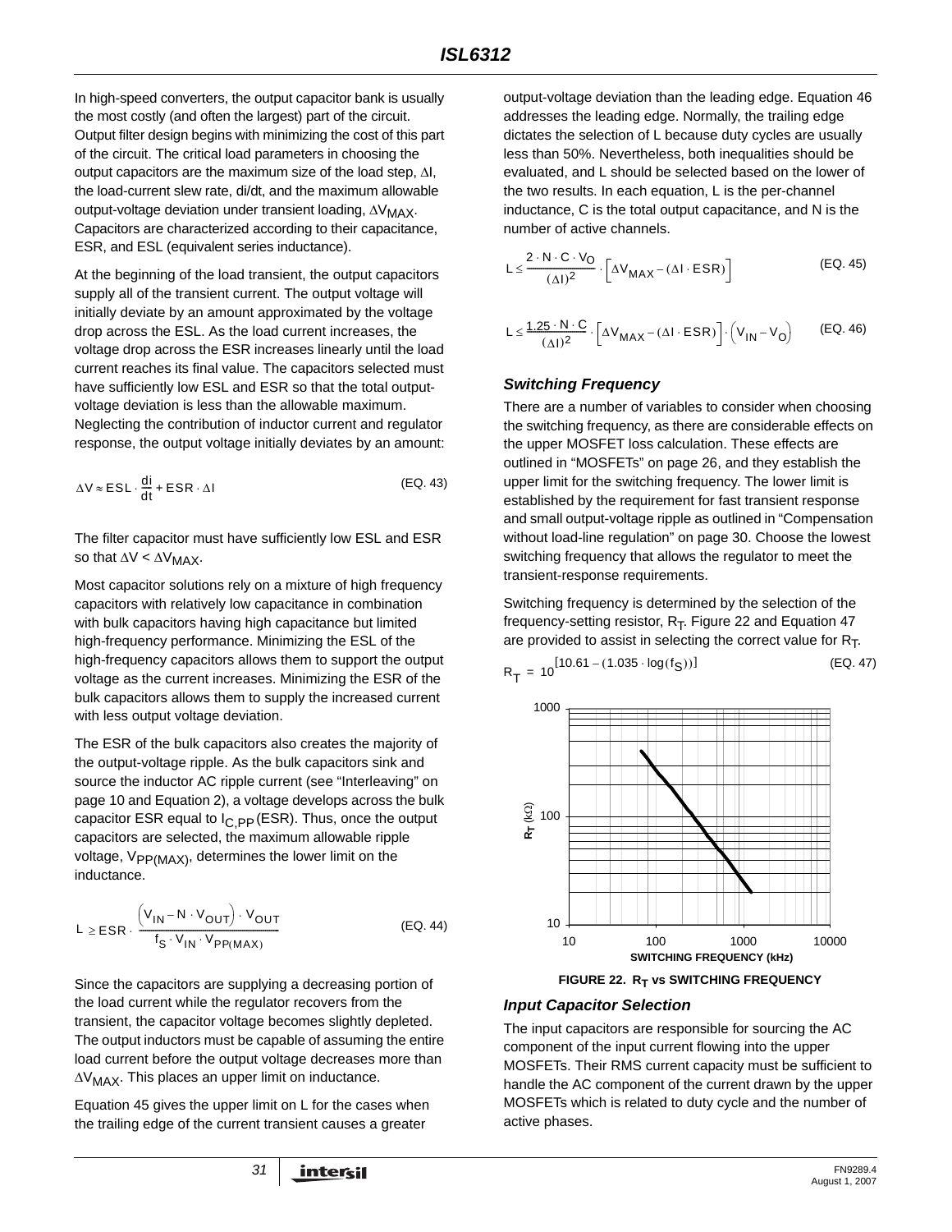In high-speed converters, the output capacitor bank is usually the most costly (and often the largest) part of the circuit. Output filter design begins with minimizing the cost of this part of the circuit. The critical load parameters in choosing the output capacitors are the maximum size of the load step, $\Delta I$, the load-current slew rate, di/dt, and the maximum allowable output-voltage deviation under transient loading, $\Delta V_{MAX}$. Capacitors are characterized according to their capacitance, ESR, and ESL (equivalent series inductance).

At the beginning of the load transient, the output capacitors supply all of the transient current. The output voltage will initially deviate by an amount approximated by the voltage drop across the ESL. As the load current increases, the voltage drop across the ESR increases linearly until the load current reaches its final value. The capacitors selected must have sufficiently low ESL and ESR so that the total output-voltage deviation is less than the allowable maximum. Neglecting the contribution of inductor current and regulator response, the output voltage initially deviates by an amount:

$$\Delta V \approx ESL \cdot \frac{di}{dt} + ESR \cdot \Delta I \qquad \text{(EQ. 43)}$$

The filter capacitor must have sufficiently low ESL and ESR so that $\Delta V < \Delta V_{MAX}$.

Most capacitor solutions rely on a mixture of high frequency capacitors with relatively low capacitance in combination with bulk capacitors having high capacitance but limited high-frequency performance. Minimizing the ESL of the high-frequency capacitors allows them to support the output voltage as the current increases. Minimizing the ESR of the bulk capacitors allows them to supply the increased current with less output voltage deviation.

The ESR of the bulk capacitors also creates the majority of the output-voltage ripple. As the bulk capacitors sink and source the inductor AC ripple current (see "Interleaving" on page 10 and Equation 2), a voltage develops across the bulk capacitor ESR equal to $I_{C,PP}$ (ESR). Thus, once the output capacitors are selected, the maximum allowable ripple voltage, $V_{PP(MAX)}$, determines the lower limit on the inductance.

$$L \geq ESR \cdot \frac{\left(V_{IN} - N \cdot V_{OUT}\right) \cdot V_{OUT}}{f_S \cdot V_{IN} \cdot V_{PP(MAX)}} \qquad \text{(EQ. 44)}$$

Since the capacitors are supplying a decreasing portion of the load current while the regulator recovers from the transient, the capacitor voltage becomes slightly depleted. The output inductors must be capable of assuming the entire load current before the output voltage decreases more than $\Delta V_{MAX}$. This places an upper limit on inductance.

Equation 45 gives the upper limit on L for the cases when the trailing edge of the current transient causes a greater output-voltage deviation than the leading edge. Equation 46 addresses the leading edge. Normally, the trailing edge dictates the selection of L because duty cycles are usually less than 50%. Nevertheless, both inequalities should be evaluated, and L should be selected based on the lower of the two results. In each equation, L is the per-channel inductance, C is the total output capacitance, and N is the number of active channels.

$$L \leq \frac{2 \cdot N \cdot C \cdot V_O}{(\Delta I)^2} \cdot \left[\Delta V_{MAX} - (\Delta I \cdot ESR)\right] \qquad \text{(EQ. 45)}$$

$$L \leq \frac{1.25 \cdot N \cdot C}{(\Delta I)^2} \cdot \left[\Delta V_{MAX} - (\Delta I \cdot ESR)\right] \cdot \left(V_{IN} - V_O\right) \qquad \text{(EQ. 46)}$$

### *Switching Frequency*

There are a number of variables to consider when choosing the switching frequency, as there are considerable effects on the upper MOSFET loss calculation. These effects are outlined in "MOSFETs" on page 26, and they establish the upper limit for the switching frequency. The lower limit is established by the requirement for fast transient response and small output-voltage ripple as outlined in "Compensation without load-line regulation" on page 30. Choose the lowest switching frequency that allows the regulator to meet the transient-response requirements.

Switching frequency is determined by the selection of the frequency-setting resistor, $R_T$. Figure 22 and Equation 47 are provided to assist in selecting the correct value for $R_T$.

$$R_T = 10^{[10.61 - (1.035 \cdot \log(f_S))]} \qquad \text{(EQ. 47)}$$

**FIGURE 22. $R_T$ vs SWITCHING FREQUENCY**

### *Input Capacitor Selection*

The input capacitors are responsible for sourcing the AC component of the input current flowing into the upper MOSFETs. Their RMS current capacity must be sufficient to handle the AC component of the current drawn by the upper MOSFETs which is related to duty cycle and the number of active phases.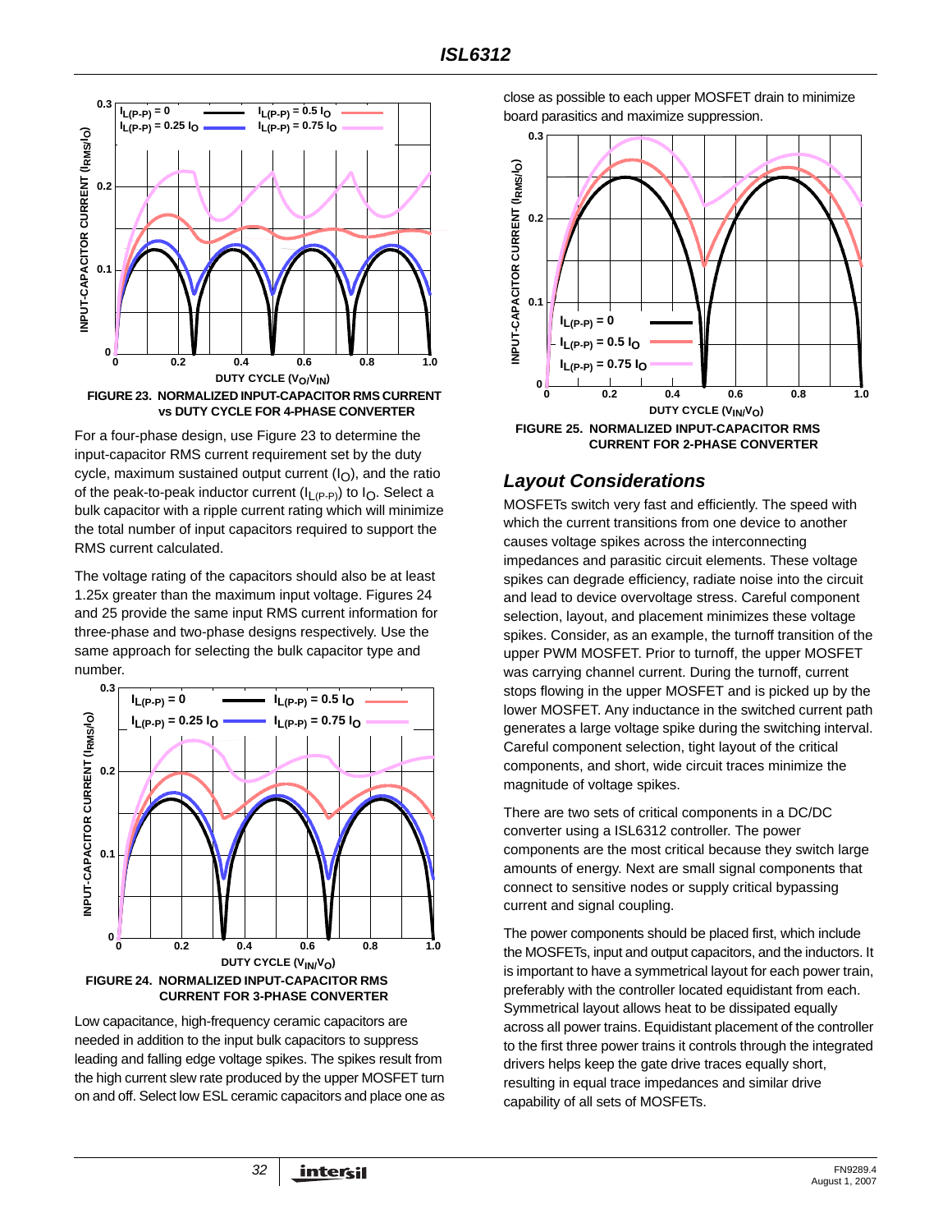FIGURE 23. NORMALIZED INPUT-CAPACITOR RMS CURRENT vs DUTY CYCLE FOR 4-PHASE CONVERTER

For a four-phase design, use Figure 23 to determine the input-capacitor RMS current requirement set by the duty cycle, maximum sustained output current ($I_O$), and the ratio of the peak-to-peak inductor current ($I_{L(P-P)}$) to $I_O$. Select a bulk capacitor with a ripple current rating which will minimize the total number of input capacitors required to support the RMS current calculated.

The voltage rating of the capacitors should also be at least 1.25x greater than the maximum input voltage. Figures 24 and 25 provide the same input RMS current information for three-phase and two-phase designs respectively. Use the same approach for selecting the bulk capacitor type and number.

FIGURE 24. NORMALIZED INPUT-CAPACITOR RMS CURRENT FOR 3-PHASE CONVERTER

Low capacitance, high-frequency ceramic capacitors are needed in addition to the input bulk capacitors to suppress leading and falling edge voltage spikes. The spikes result from the high current slew rate produced by the upper MOSFET turn on and off. Select low ESL ceramic capacitors and place one as close as possible to each upper MOSFET drain to minimize board parasitics and maximize suppression.

FIGURE 25. NORMALIZED INPUT-CAPACITOR RMS CURRENT FOR 2-PHASE CONVERTER

## *Layout Considerations*

MOSFETs switch very fast and efficiently. The speed with which the current transitions from one device to another causes voltage spikes across the interconnecting impedances and parasitic circuit elements. These voltage spikes can degrade efficiency, radiate noise into the circuit and lead to device overvoltage stress. Careful component selection, layout, and placement minimizes these voltage spikes. Consider, as an example, the turnoff transition of the upper PWM MOSFET. Prior to turnoff, the upper MOSFET was carrying channel current. During the turnoff, current stops flowing in the upper MOSFET and is picked up by the lower MOSFET. Any inductance in the switched current path generates a large voltage spike during the switching interval. Careful component selection, tight layout of the critical components, and short, wide circuit traces minimize the magnitude of voltage spikes.

There are two sets of critical components in a DC/DC converter using a ISL6312 controller. The power components are the most critical because they switch large amounts of energy. Next are small signal components that connect to sensitive nodes or supply critical bypassing current and signal coupling.

The power components should be placed first, which include the MOSFETs, input and output capacitors, and the inductors. It is important to have a symmetrical layout for each power train, preferably with the controller located equidistant from each. Symmetrical layout allows heat to be dissipated equally across all power trains. Equidistant placement of the controller to the first three power trains it controls through the integrated drivers helps keep the gate drive traces equally short, resulting in equal trace impedances and similar drive capability of all sets of MOSFETs.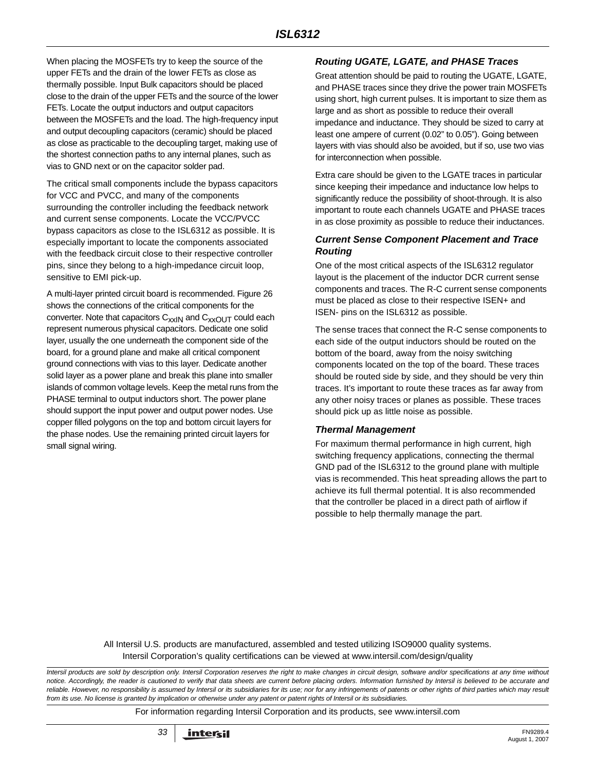When placing the MOSFETs try to keep the source of the upper FETs and the drain of the lower FETs as close as thermally possible. Input Bulk capacitors should be placed close to the drain of the upper FETs and the source of the lower FETs. Locate the output inductors and output capacitors between the MOSFETs and the load. The high-frequency input and output decoupling capacitors (ceramic) should be placed as close as practicable to the decoupling target, making use of the shortest connection paths to any internal planes, such as vias to GND next or on the capacitor solder pad.

The critical small components include the bypass capacitors for VCC and PVCC, and many of the components surrounding the controller including the feedback network and current sense components. Locate the VCC/PVCC bypass capacitors as close to the ISL6312 as possible. It is especially important to locate the components associated with the feedback circuit close to their respective controller pins, since they belong to a high-impedance circuit loop, sensitive to EMI pick-up.

A multi-layer printed circuit board is recommended. Figure 26 shows the connections of the critical components for the converter. Note that capacitors $C_{xxIN}$ and $C_{xxOUT}$ could each represent numerous physical capacitors. Dedicate one solid layer, usually the one underneath the component side of the board, for a ground plane and make all critical component ground connections with vias to this layer. Dedicate another solid layer as a power plane and break this plane into smaller islands of common voltage levels. Keep the metal runs from the PHASE terminal to output inductors short. The power plane should support the input power and output power nodes. Use copper filled polygons on the top and bottom circuit layers for the phase nodes. Use the remaining printed circuit layers for small signal wiring.

### Routing UGATE, LGATE, and PHASE Traces

Great attention should be paid to routing the UGATE, LGATE, and PHASE traces since they drive the power train MOSFETs using short, high current pulses. It is important to size them as large and as short as possible to reduce their overall impedance and inductance. They should be sized to carry at least one ampere of current (0.02” to 0.05”). Going between layers with vias should also be avoided, but if so, use two vias for interconnection when possible.

Extra care should be given to the LGATE traces in particular since keeping their impedance and inductance low helps to significantly reduce the possibility of shoot-through. It is also important to route each channels UGATE and PHASE traces in as close proximity as possible to reduce their inductances.

### Current Sense Component Placement and Trace Routing

One of the most critical aspects of the ISL6312 regulator layout is the placement of the inductor DCR current sense components and traces. The R-C current sense components must be placed as close to their respective ISEN+ and ISEN- pins on the ISL6312 as possible.

The sense traces that connect the R-C sense components to each side of the output inductors should be routed on the bottom of the board, away from the noisy switching components located on the top of the board. These traces should be routed side by side, and they should be very thin traces. It’s important to route these traces as far away from any other noisy traces or planes as possible. These traces should pick up as little noise as possible.

### Thermal Management

For maximum thermal performance in high current, high switching frequency applications, connecting the thermal GND pad of the ISL6312 to the ground plane with multiple vias is recommended. This heat spreading allows the part to achieve its full thermal potential. It is also recommended that the controller be placed in a direct path of airflow if possible to help thermally manage the part.

All Intersil U.S. products are manufactured, assembled and tested utilizing ISO9000 quality systems. Intersil Corporation’s quality certifications can be viewed at www.intersil.com/design/quality

*Intersil products are sold by description only. Intersil Corporation reserves the right to make changes in circuit design, software and/or specifications at any time without notice. Accordingly, the reader is cautioned to verify that data sheets are current before placing orders. Information furnished by Intersil is believed to be accurate and reliable. However, no responsibility is assumed by Intersil or its subsidiaries for its use; nor for any infringements of patents or other rights of third parties which may result from its use. No license is granted by implication or otherwise under any patent or patent rights of Intersil or its subsidiaries.*

For information regarding Intersil Corporation and its products, see www.intersil.com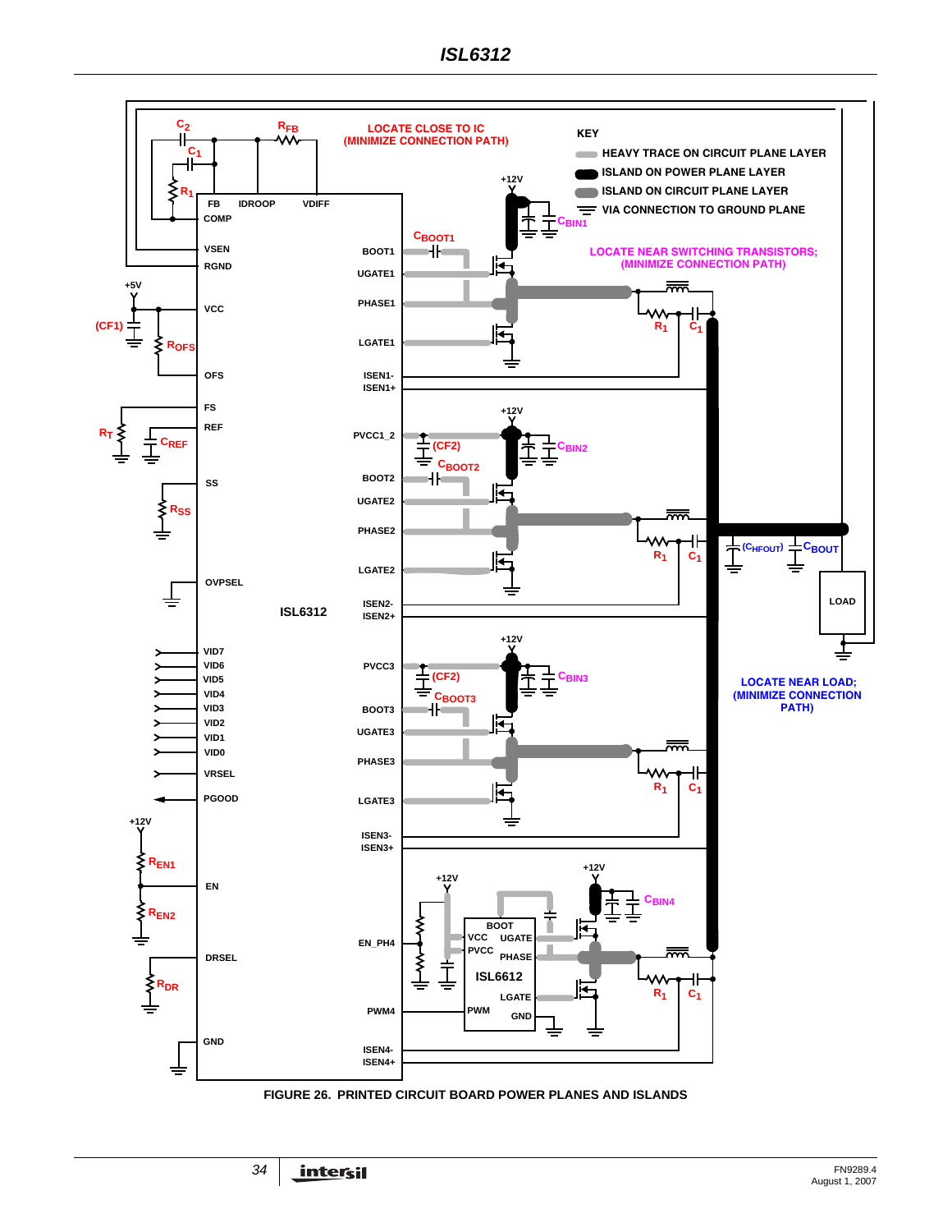FIGURE 26. PRINTED CIRCUIT BOARD POWER PLANES AND ISLANDS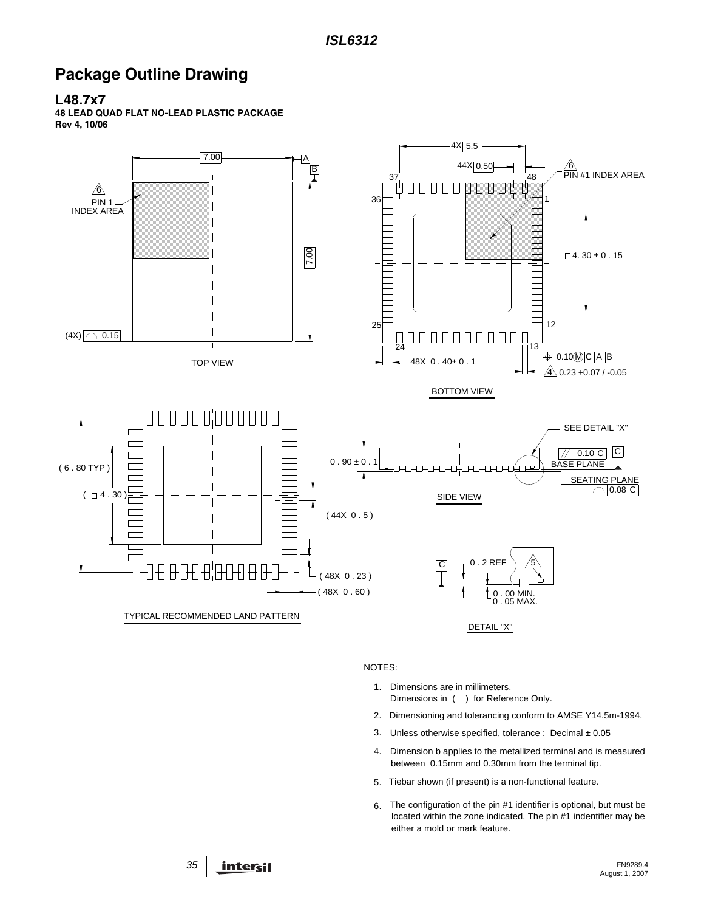## Package Outline Drawing

### L48.7x7

**48 LEAD QUAD FLAT NO-LEAD PLASTIC PACKAGE**
**Rev 4, 10/06**

7.00
A
B
6
PIN 1
INDEX AREA
7.00
(4X) 0.15
TOP VIEW

4X 5.5
44X 0.50
37
48
6
PIN #1 INDEX AREA
36
1
□4. 30 ± 0 . 15
25
12
24
13
48X 0 . 40± 0 . 1
0.10 M C A B
4 0.23 +0.07 / -0.05
BOTTOM VIEW

( 6 . 80 TYP )
( □ 4 . 30 )
( 44X 0 . 5 )
( 48X 0 . 23 )
( 48X 0 . 60 )
TYPICAL RECOMMENDED LAND PATTERN

SEE DETAIL "X"
0 . 90 ± 0 . 1
0.10 C
C
BASE PLANE
SEATING PLANE
0.08 C
SIDE VIEW

C
0 . 2 REF
5
0 . 00 MIN.
0 . 05 MAX.
DETAIL "X"

NOTES:

1. Dimensions are in millimeters.
   Dimensions in ( ) for Reference Only.
2. Dimensioning and tolerancing conform to AMSE Y14.5m-1994.
3. Unless otherwise specified, tolerance : Decimal ± 0.05
4. Dimension b applies to the metallized terminal and is measured between 0.15mm and 0.30mm from the terminal tip.
5. Tiebar shown (if present) is a non-functional feature.
6. The configuration of the pin #1 identifier is optional, but must be located within the zone indicated. The pin #1 indentifier may be either a mold or mark feature.